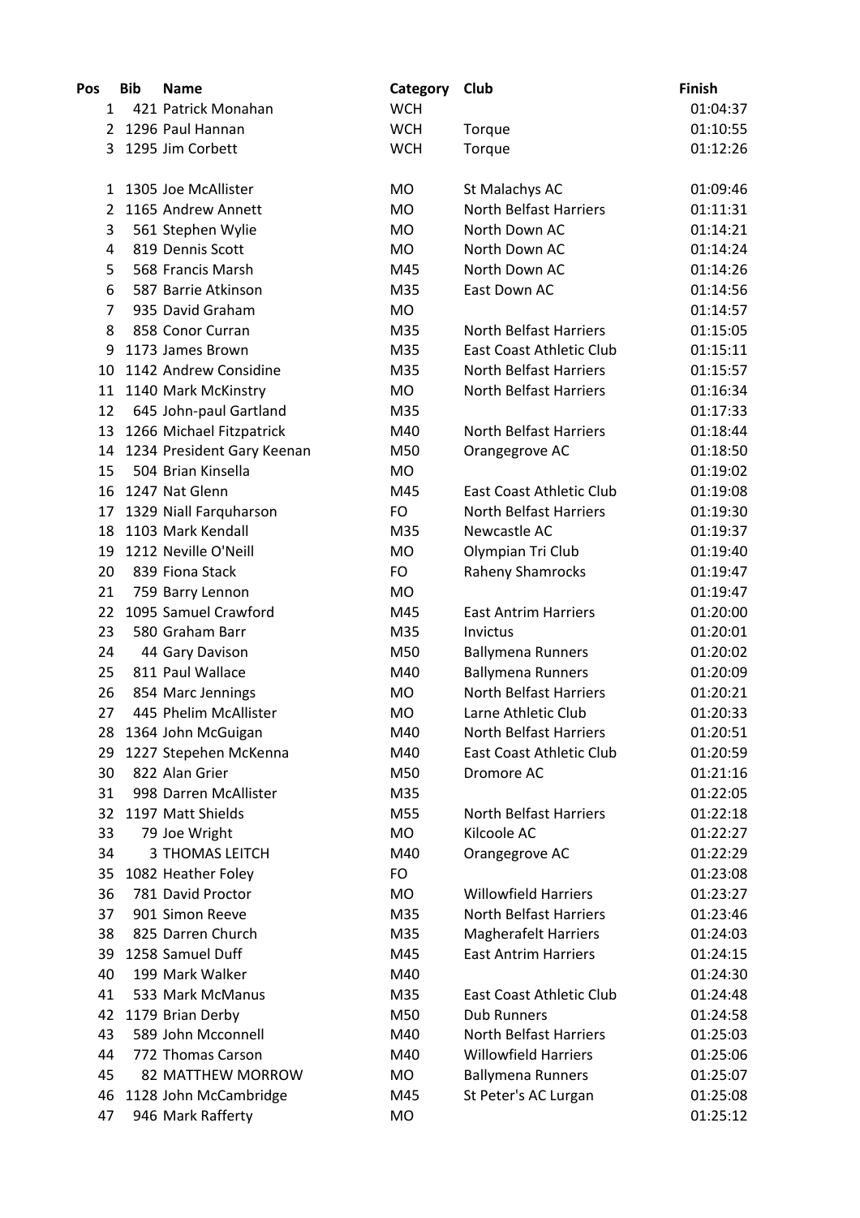| Pos | Bib | Name | Category | Club | Finish |
|---|---|---|---|---|---|
| 1 | 421 | Patrick Monahan | WCH | | 01:04:37 |
| 2 | 1296 | Paul Hannan | WCH | Torque | 01:10:55 |
| 3 | 1295 | Jim Corbett | WCH | Torque | 01:12:26 |
| | | | | | |
| 1 | 1305 | Joe McAllister | MO | St Malachys AC | 01:09:46 |
| 2 | 1165 | Andrew Annett | MO | North Belfast Harriers | 01:11:31 |
| 3 | 561 | Stephen Wylie | MO | North Down AC | 01:14:21 |
| 4 | 819 | Dennis Scott | MO | North Down AC | 01:14:24 |
| 5 | 568 | Francis Marsh | M45 | North Down AC | 01:14:26 |
| 6 | 587 | Barrie Atkinson | M35 | East Down AC | 01:14:56 |
| 7 | 935 | David Graham | MO | | 01:14:57 |
| 8 | 858 | Conor Curran | M35 | North Belfast Harriers | 01:15:05 |
| 9 | 1173 | James Brown | M35 | East Coast Athletic Club | 01:15:11 |
| 10 | 1142 | Andrew Considine | M35 | North Belfast Harriers | 01:15:57 |
| 11 | 1140 | Mark McKinstry | MO | North Belfast Harriers | 01:16:34 |
| 12 | 645 | John-paul Gartland | M35 | | 01:17:33 |
| 13 | 1266 | Michael Fitzpatrick | M40 | North Belfast Harriers | 01:18:44 |
| 14 | 1234 | President Gary Keenan | M50 | Orangegrove AC | 01:18:50 |
| 15 | 504 | Brian Kinsella | MO | | 01:19:02 |
| 16 | 1247 | Nat Glenn | M45 | East Coast Athletic Club | 01:19:08 |
| 17 | 1329 | Niall Farquharson | FO | North Belfast Harriers | 01:19:30 |
| 18 | 1103 | Mark Kendall | M35 | Newcastle AC | 01:19:37 |
| 19 | 1212 | Neville O'Neill | MO | Olympian Tri Club | 01:19:40 |
| 20 | 839 | Fiona Stack | FO | Raheny Shamrocks | 01:19:47 |
| 21 | 759 | Barry Lennon | MO | | 01:19:47 |
| 22 | 1095 | Samuel Crawford | M45 | East Antrim Harriers | 01:20:00 |
| 23 | 580 | Graham Barr | M35 | Invictus | 01:20:01 |
| 24 | 44 | Gary Davison | M50 | Ballymena Runners | 01:20:02 |
| 25 | 811 | Paul Wallace | M40 | Ballymena Runners | 01:20:09 |
| 26 | 854 | Marc Jennings | MO | North Belfast Harriers | 01:20:21 |
| 27 | 445 | Phelim McAllister | MO | Larne Athletic Club | 01:20:33 |
| 28 | 1364 | John McGuigan | M40 | North Belfast Harriers | 01:20:51 |
| 29 | 1227 | Stepehen McKenna | M40 | East Coast Athletic Club | 01:20:59 |
| 30 | 822 | Alan Grier | M50 | Dromore AC | 01:21:16 |
| 31 | 998 | Darren McAllister | M35 | | 01:22:05 |
| 32 | 1197 | Matt Shields | M55 | North Belfast Harriers | 01:22:18 |
| 33 | 79 | Joe Wright | MO | Kilcoole AC | 01:22:27 |
| 34 | 3 | THOMAS LEITCH | M40 | Orangegrove AC | 01:22:29 |
| 35 | 1082 | Heather Foley | FO | | 01:23:08 |
| 36 | 781 | David Proctor | MO | Willowfield Harriers | 01:23:27 |
| 37 | 901 | Simon Reeve | M35 | North Belfast Harriers | 01:23:46 |
| 38 | 825 | Darren Church | M35 | Magherafelt Harriers | 01:24:03 |
| 39 | 1258 | Samuel Duff | M45 | East Antrim Harriers | 01:24:15 |
| 40 | 199 | Mark Walker | M40 | | 01:24:30 |
| 41 | 533 | Mark McManus | M35 | East Coast Athletic Club | 01:24:48 |
| 42 | 1179 | Brian Derby | M50 | Dub Runners | 01:24:58 |
| 43 | 589 | John Mcconnell | M40 | North Belfast Harriers | 01:25:03 |
| 44 | 772 | Thomas Carson | M40 | Willowfield Harriers | 01:25:06 |
| 45 | 82 | MATTHEW MORROW | MO | Ballymena Runners | 01:25:07 |
| 46 | 1128 | John McCambridge | M45 | St Peter's AC Lurgan | 01:25:08 |
| 47 | 946 | Mark Rafferty | MO | | 01:25:12 |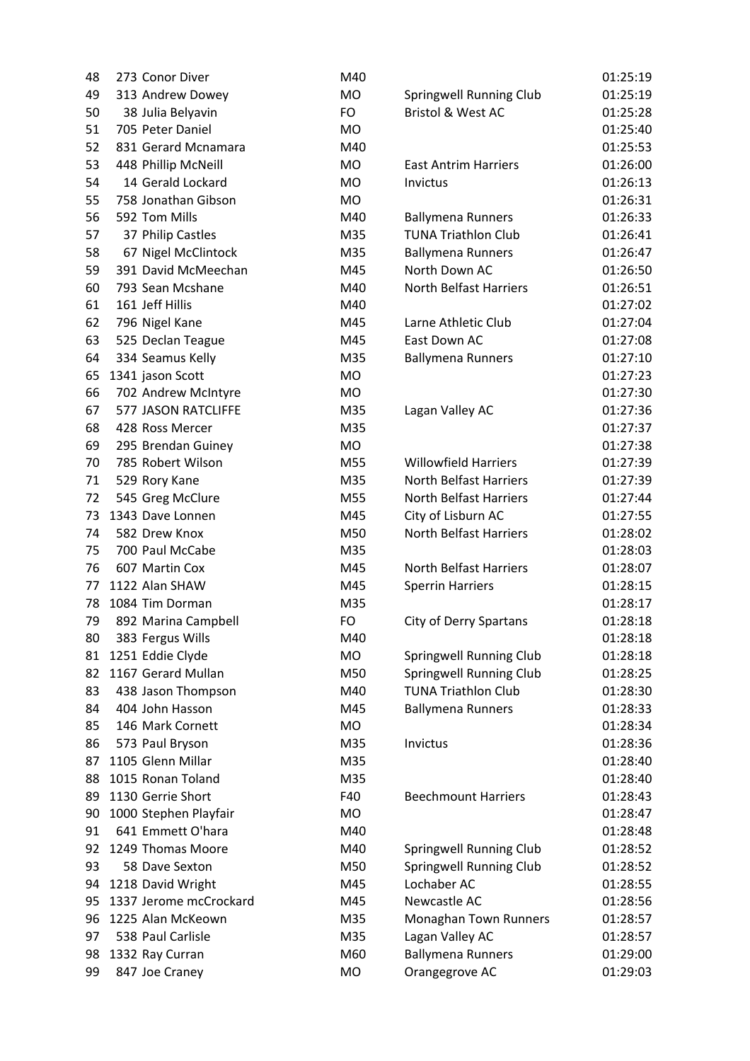| | | | | | |
|---|---|---|---|---|---|
| 48 | 273 | Conor Diver | M40 | | 01:25:19 |
| 49 | 313 | Andrew Dowey | MO | Springwell Running Club | 01:25:19 |
| 50 | 38 | Julia Belyavin | FO | Bristol & West AC | 01:25:28 |
| 51 | 705 | Peter Daniel | MO | | 01:25:40 |
| 52 | 831 | Gerard Mcnamara | M40 | | 01:25:53 |
| 53 | 448 | Phillip McNeill | MO | East Antrim Harriers | 01:26:00 |
| 54 | 14 | Gerald Lockard | MO | Invictus | 01:26:13 |
| 55 | 758 | Jonathan Gibson | MO | | 01:26:31 |
| 56 | 592 | Tom Mills | M40 | Ballymena Runners | 01:26:33 |
| 57 | 37 | Philip Castles | M35 | TUNA Triathlon Club | 01:26:41 |
| 58 | 67 | Nigel McClintock | M35 | Ballymena Runners | 01:26:47 |
| 59 | 391 | David McMeechan | M45 | North Down AC | 01:26:50 |
| 60 | 793 | Sean Mcshane | M40 | North Belfast Harriers | 01:26:51 |
| 61 | 161 | Jeff Hillis | M40 | | 01:27:02 |
| 62 | 796 | Nigel Kane | M45 | Larne Athletic Club | 01:27:04 |
| 63 | 525 | Declan Teague | M45 | East Down AC | 01:27:08 |
| 64 | 334 | Seamus Kelly | M35 | Ballymena Runners | 01:27:10 |
| 65 | 1341 | jason Scott | MO | | 01:27:23 |
| 66 | 702 | Andrew McIntyre | MO | | 01:27:30 |
| 67 | 577 | JASON RATCLIFFE | M35 | Lagan Valley AC | 01:27:36 |
| 68 | 428 | Ross Mercer | M35 | | 01:27:37 |
| 69 | 295 | Brendan Guiney | MO | | 01:27:38 |
| 70 | 785 | Robert Wilson | M55 | Willowfield Harriers | 01:27:39 |
| 71 | 529 | Rory Kane | M35 | North Belfast Harriers | 01:27:39 |
| 72 | 545 | Greg McClure | M55 | North Belfast Harriers | 01:27:44 |
| 73 | 1343 | Dave Lonnen | M45 | City of Lisburn AC | 01:27:55 |
| 74 | 582 | Drew Knox | M50 | North Belfast Harriers | 01:28:02 |
| 75 | 700 | Paul McCabe | M35 | | 01:28:03 |
| 76 | 607 | Martin Cox | M45 | North Belfast Harriers | 01:28:07 |
| 77 | 1122 | Alan SHAW | M45 | Sperrin Harriers | 01:28:15 |
| 78 | 1084 | Tim Dorman | M35 | | 01:28:17 |
| 79 | 892 | Marina Campbell | FO | City of Derry Spartans | 01:28:18 |
| 80 | 383 | Fergus Wills | M40 | | 01:28:18 |
| 81 | 1251 | Eddie Clyde | MO | Springwell Running Club | 01:28:18 |
| 82 | 1167 | Gerard Mullan | M50 | Springwell Running Club | 01:28:25 |
| 83 | 438 | Jason Thompson | M40 | TUNA Triathlon Club | 01:28:30 |
| 84 | 404 | John Hasson | M45 | Ballymena Runners | 01:28:33 |
| 85 | 146 | Mark Cornett | MO | | 01:28:34 |
| 86 | 573 | Paul Bryson | M35 | Invictus | 01:28:36 |
| 87 | 1105 | Glenn Millar | M35 | | 01:28:40 |
| 88 | 1015 | Ronan Toland | M35 | | 01:28:40 |
| 89 | 1130 | Gerrie Short | F40 | Beechmount Harriers | 01:28:43 |
| 90 | 1000 | Stephen Playfair | MO | | 01:28:47 |
| 91 | 641 | Emmett O'hara | M40 | | 01:28:48 |
| 92 | 1249 | Thomas Moore | M40 | Springwell Running Club | 01:28:52 |
| 93 | 58 | Dave Sexton | M50 | Springwell Running Club | 01:28:52 |
| 94 | 1218 | David Wright | M45 | Lochaber AC | 01:28:55 |
| 95 | 1337 | Jerome mcCrockard | M45 | Newcastle AC | 01:28:56 |
| 96 | 1225 | Alan McKeown | M35 | Monaghan Town Runners | 01:28:57 |
| 97 | 538 | Paul Carlisle | M35 | Lagan Valley AC | 01:28:57 |
| 98 | 1332 | Ray Curran | M60 | Ballymena Runners | 01:29:00 |
| 99 | 847 | Joe Craney | MO | Orangegrove AC | 01:29:03 |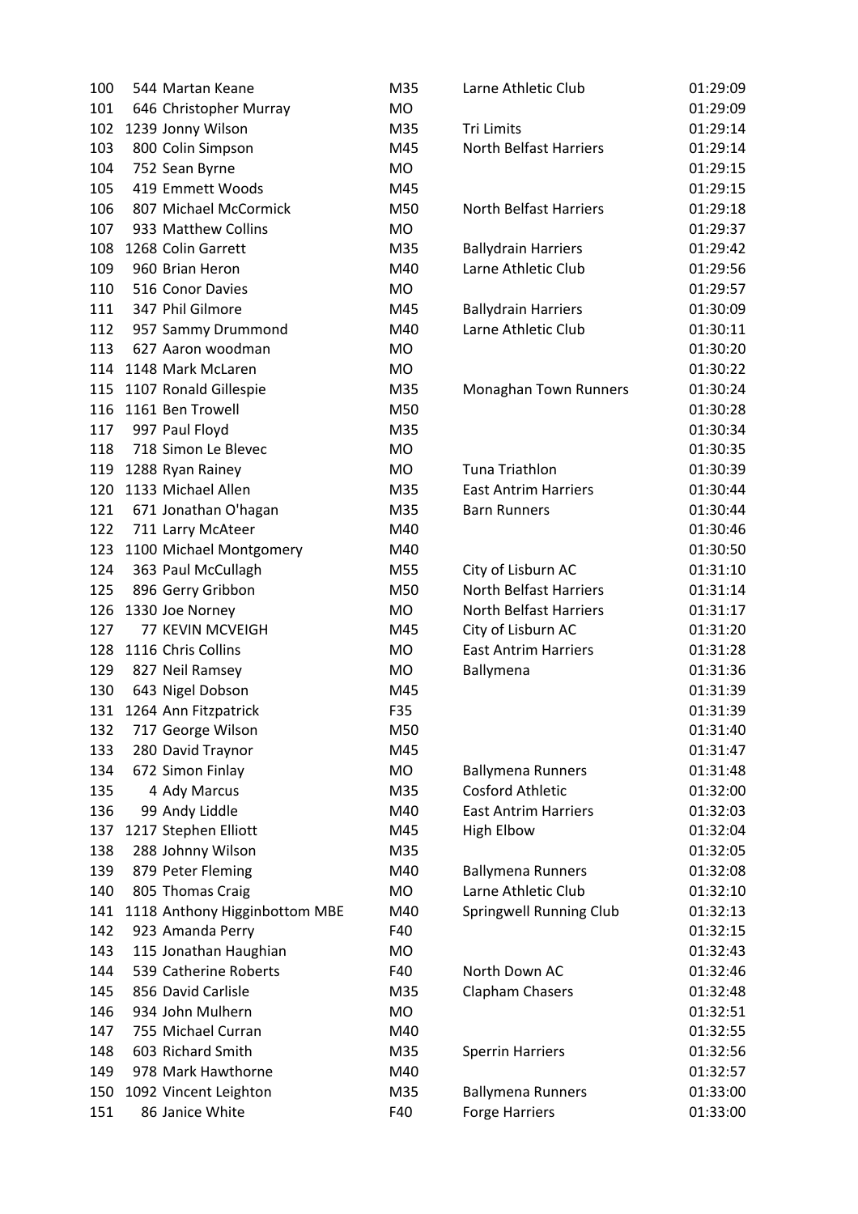| | | | | | |
|---|---|---|---|---|---|
| 100 | 544 | Martan Keane | M35 | Larne Athletic Club | 01:29:09 |
| 101 | 646 | Christopher Murray | MO | | 01:29:09 |
| 102 | 1239 | Jonny Wilson | M35 | Tri Limits | 01:29:14 |
| 103 | 800 | Colin Simpson | M45 | North Belfast Harriers | 01:29:14 |
| 104 | 752 | Sean Byrne | MO | | 01:29:15 |
| 105 | 419 | Emmett Woods | M45 | | 01:29:15 |
| 106 | 807 | Michael McCormick | M50 | North Belfast Harriers | 01:29:18 |
| 107 | 933 | Matthew Collins | MO | | 01:29:37 |
| 108 | 1268 | Colin Garrett | M35 | Ballydrain Harriers | 01:29:42 |
| 109 | 960 | Brian Heron | M40 | Larne Athletic Club | 01:29:56 |
| 110 | 516 | Conor Davies | MO | | 01:29:57 |
| 111 | 347 | Phil Gilmore | M45 | Ballydrain Harriers | 01:30:09 |
| 112 | 957 | Sammy Drummond | M40 | Larne Athletic Club | 01:30:11 |
| 113 | 627 | Aaron woodman | MO | | 01:30:20 |
| 114 | 1148 | Mark McLaren | MO | | 01:30:22 |
| 115 | 1107 | Ronald Gillespie | M35 | Monaghan Town Runners | 01:30:24 |
| 116 | 1161 | Ben Trowell | M50 | | 01:30:28 |
| 117 | 997 | Paul Floyd | M35 | | 01:30:34 |
| 118 | 718 | Simon Le Blevec | MO | | 01:30:35 |
| 119 | 1288 | Ryan Rainey | MO | Tuna Triathlon | 01:30:39 |
| 120 | 1133 | Michael Allen | M35 | East Antrim Harriers | 01:30:44 |
| 121 | 671 | Jonathan O'hagan | M35 | Barn Runners | 01:30:44 |
| 122 | 711 | Larry McAteer | M40 | | 01:30:46 |
| 123 | 1100 | Michael Montgomery | M40 | | 01:30:50 |
| 124 | 363 | Paul McCullagh | M55 | City of Lisburn AC | 01:31:10 |
| 125 | 896 | Gerry Gribbon | M50 | North Belfast Harriers | 01:31:14 |
| 126 | 1330 | Joe Norney | MO | North Belfast Harriers | 01:31:17 |
| 127 | 77 | KEVIN MCVEIGH | M45 | City of Lisburn AC | 01:31:20 |
| 128 | 1116 | Chris Collins | MO | East Antrim Harriers | 01:31:28 |
| 129 | 827 | Neil Ramsey | MO | Ballymena | 01:31:36 |
| 130 | 643 | Nigel Dobson | M45 | | 01:31:39 |
| 131 | 1264 | Ann Fitzpatrick | F35 | | 01:31:39 |
| 132 | 717 | George Wilson | M50 | | 01:31:40 |
| 133 | 280 | David Traynor | M45 | | 01:31:47 |
| 134 | 672 | Simon Finlay | MO | Ballymena Runners | 01:31:48 |
| 135 | 4 | Ady Marcus | M35 | Cosford Athletic | 01:32:00 |
| 136 | 99 | Andy Liddle | M40 | East Antrim Harriers | 01:32:03 |
| 137 | 1217 | Stephen Elliott | M45 | High Elbow | 01:32:04 |
| 138 | 288 | Johnny Wilson | M35 | | 01:32:05 |
| 139 | 879 | Peter Fleming | M40 | Ballymena Runners | 01:32:08 |
| 140 | 805 | Thomas Craig | MO | Larne Athletic Club | 01:32:10 |
| 141 | 1118 | Anthony Higginbottom MBE | M40 | Springwell Running Club | 01:32:13 |
| 142 | 923 | Amanda Perry | F40 | | 01:32:15 |
| 143 | 115 | Jonathan Haughian | MO | | 01:32:43 |
| 144 | 539 | Catherine Roberts | F40 | North Down AC | 01:32:46 |
| 145 | 856 | David Carlisle | M35 | Clapham Chasers | 01:32:48 |
| 146 | 934 | John Mulhern | MO | | 01:32:51 |
| 147 | 755 | Michael Curran | M40 | | 01:32:55 |
| 148 | 603 | Richard Smith | M35 | Sperrin Harriers | 01:32:56 |
| 149 | 978 | Mark Hawthorne | M40 | | 01:32:57 |
| 150 | 1092 | Vincent Leighton | M35 | Ballymena Runners | 01:33:00 |
| 151 | 86 | Janice White | F40 | Forge Harriers | 01:33:00 |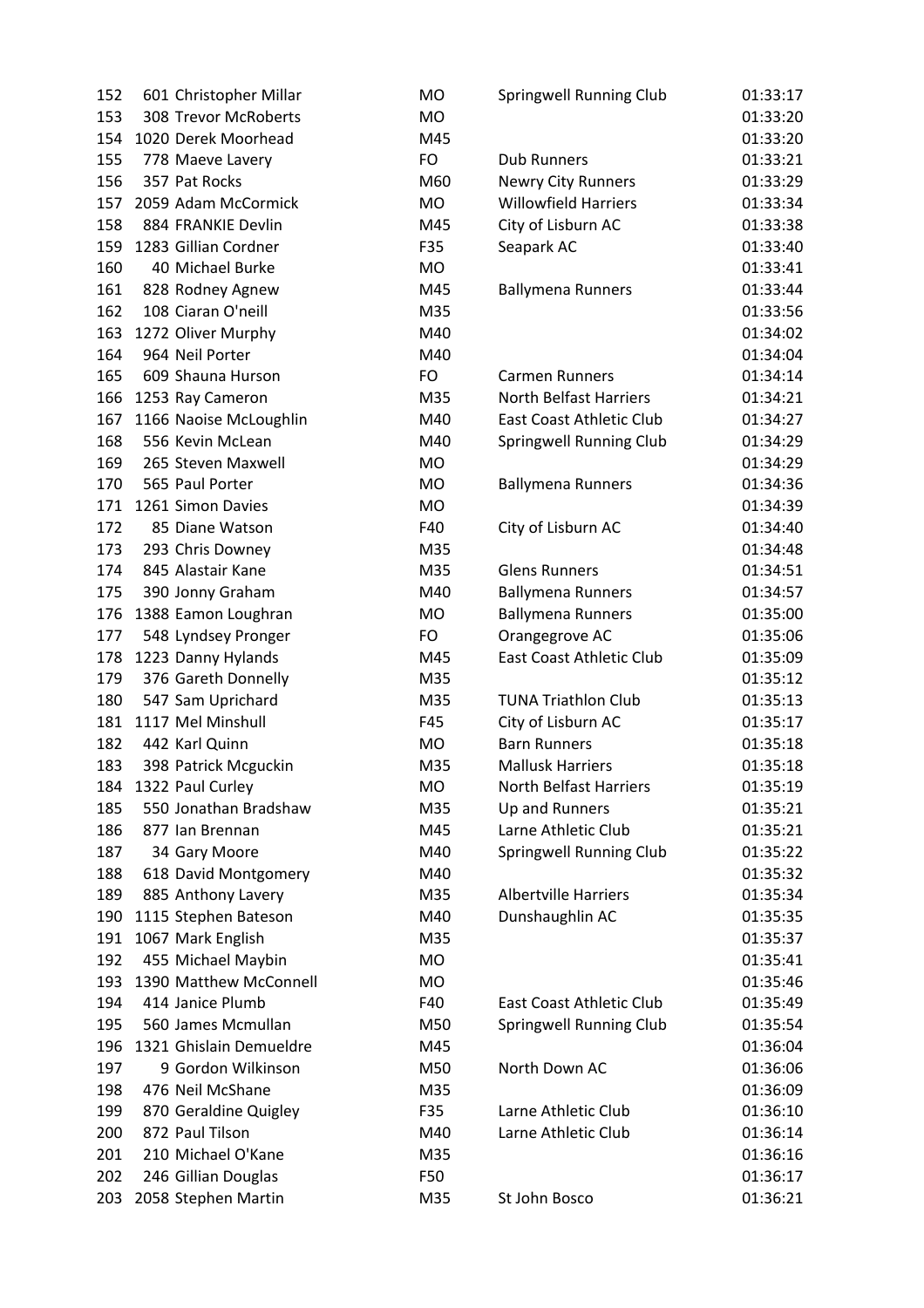| | | | | | |
|---|---|---|---|---|---|
| 152 | 601 | Christopher Millar | MO | Springwell Running Club | 01:33:17 |
| 153 | 308 | Trevor McRoberts | MO | | 01:33:20 |
| 154 | 1020 | Derek Moorhead | M45 | | 01:33:20 |
| 155 | 778 | Maeve Lavery | FO | Dub Runners | 01:33:21 |
| 156 | 357 | Pat Rocks | M60 | Newry City Runners | 01:33:29 |
| 157 | 2059 | Adam McCormick | MO | Willowfield Harriers | 01:33:34 |
| 158 | 884 | FRANKIE Devlin | M45 | City of Lisburn AC | 01:33:38 |
| 159 | 1283 | Gillian Cordner | F35 | Seapark AC | 01:33:40 |
| 160 | 40 | Michael Burke | MO | | 01:33:41 |
| 161 | 828 | Rodney Agnew | M45 | Ballymena Runners | 01:33:44 |
| 162 | 108 | Ciaran O'neill | M35 | | 01:33:56 |
| 163 | 1272 | Oliver Murphy | M40 | | 01:34:02 |
| 164 | 964 | Neil Porter | M40 | | 01:34:04 |
| 165 | 609 | Shauna Hurson | FO | Carmen Runners | 01:34:14 |
| 166 | 1253 | Ray Cameron | M35 | North Belfast Harriers | 01:34:21 |
| 167 | 1166 | Naoise McLoughlin | M40 | East Coast Athletic Club | 01:34:27 |
| 168 | 556 | Kevin McLean | M40 | Springwell Running Club | 01:34:29 |
| 169 | 265 | Steven Maxwell | MO | | 01:34:29 |
| 170 | 565 | Paul Porter | MO | Ballymena Runners | 01:34:36 |
| 171 | 1261 | Simon Davies | MO | | 01:34:39 |
| 172 | 85 | Diane Watson | F40 | City of Lisburn AC | 01:34:40 |
| 173 | 293 | Chris Downey | M35 | | 01:34:48 |
| 174 | 845 | Alastair Kane | M35 | Glens Runners | 01:34:51 |
| 175 | 390 | Jonny Graham | M40 | Ballymena Runners | 01:34:57 |
| 176 | 1388 | Eamon Loughran | MO | Ballymena Runners | 01:35:00 |
| 177 | 548 | Lyndsey Pronger | FO | Orangegrove AC | 01:35:06 |
| 178 | 1223 | Danny Hylands | M45 | East Coast Athletic Club | 01:35:09 |
| 179 | 376 | Gareth Donnelly | M35 | | 01:35:12 |
| 180 | 547 | Sam Uprichard | M35 | TUNA Triathlon Club | 01:35:13 |
| 181 | 1117 | Mel Minshull | F45 | City of Lisburn AC | 01:35:17 |
| 182 | 442 | Karl Quinn | MO | Barn Runners | 01:35:18 |
| 183 | 398 | Patrick Mcguckin | M35 | Mallusk Harriers | 01:35:18 |
| 184 | 1322 | Paul Curley | MO | North Belfast Harriers | 01:35:19 |
| 185 | 550 | Jonathan Bradshaw | M35 | Up and Runners | 01:35:21 |
| 186 | 877 | Ian Brennan | M45 | Larne Athletic Club | 01:35:21 |
| 187 | 34 | Gary Moore | M40 | Springwell Running Club | 01:35:22 |
| 188 | 618 | David Montgomery | M40 | | 01:35:32 |
| 189 | 885 | Anthony Lavery | M35 | Albertville Harriers | 01:35:34 |
| 190 | 1115 | Stephen Bateson | M40 | Dunshaughlin AC | 01:35:35 |
| 191 | 1067 | Mark English | M35 | | 01:35:37 |
| 192 | 455 | Michael Maybin | MO | | 01:35:41 |
| 193 | 1390 | Matthew McConnell | MO | | 01:35:46 |
| 194 | 414 | Janice Plumb | F40 | East Coast Athletic Club | 01:35:49 |
| 195 | 560 | James Mcmullan | M50 | Springwell Running Club | 01:35:54 |
| 196 | 1321 | Ghislain Demueldre | M45 | | 01:36:04 |
| 197 | 9 | Gordon Wilkinson | M50 | North Down AC | 01:36:06 |
| 198 | 476 | Neil McShane | M35 | | 01:36:09 |
| 199 | 870 | Geraldine Quigley | F35 | Larne Athletic Club | 01:36:10 |
| 200 | 872 | Paul Tilson | M40 | Larne Athletic Club | 01:36:14 |
| 201 | 210 | Michael O'Kane | M35 | | 01:36:16 |
| 202 | 246 | Gillian Douglas | F50 | | 01:36:17 |
| 203 | 2058 | Stephen Martin | M35 | St John Bosco | 01:36:21 |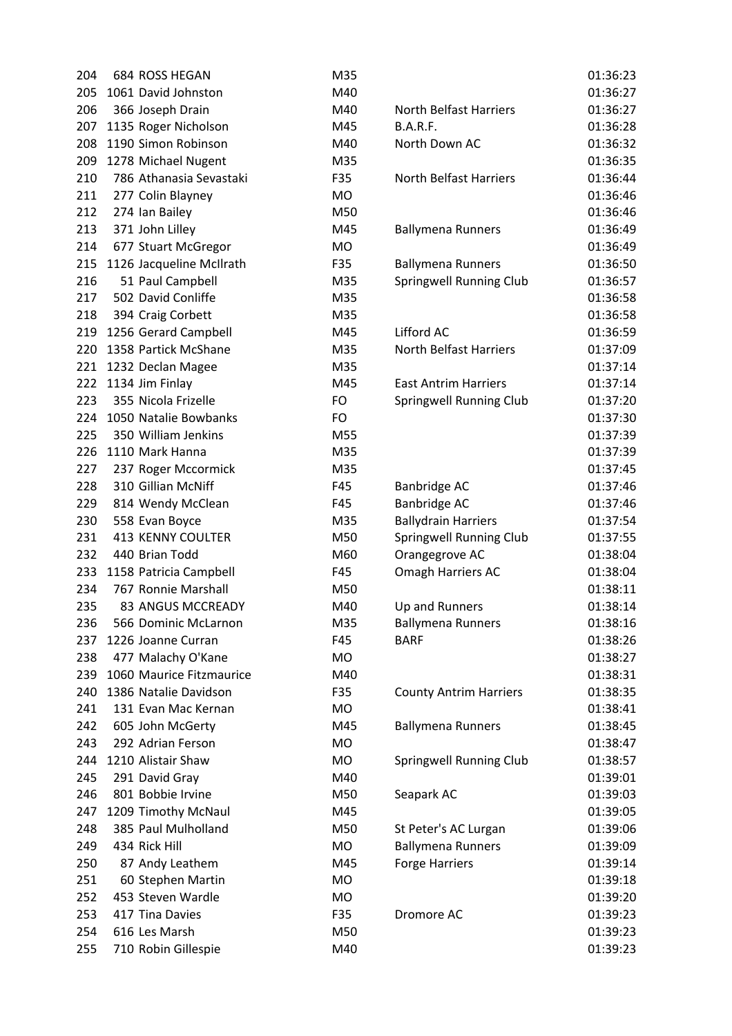| | | | | | |
|---|---|---|---|---|---|
| 204 | 684 | ROSS HEGAN | M35 | | 01:36:23 |
| 205 | 1061 | David Johnston | M40 | | 01:36:27 |
| 206 | 366 | Joseph Drain | M40 | North Belfast Harriers | 01:36:27 |
| 207 | 1135 | Roger Nicholson | M45 | B.A.R.F. | 01:36:28 |
| 208 | 1190 | Simon Robinson | M40 | North Down AC | 01:36:32 |
| 209 | 1278 | Michael Nugent | M35 | | 01:36:35 |
| 210 | 786 | Athanasia Sevastaki | F35 | North Belfast Harriers | 01:36:44 |
| 211 | 277 | Colin Blayney | MO | | 01:36:46 |
| 212 | 274 | Ian Bailey | M50 | | 01:36:46 |
| 213 | 371 | John Lilley | M45 | Ballymena Runners | 01:36:49 |
| 214 | 677 | Stuart McGregor | MO | | 01:36:49 |
| 215 | 1126 | Jacqueline McIlrath | F35 | Ballymena Runners | 01:36:50 |
| 216 | 51 | Paul Campbell | M35 | Springwell Running Club | 01:36:57 |
| 217 | 502 | David Conliffe | M35 | | 01:36:58 |
| 218 | 394 | Craig Corbett | M35 | | 01:36:58 |
| 219 | 1256 | Gerard Campbell | M45 | Lifford AC | 01:36:59 |
| 220 | 1358 | Partick McShane | M35 | North Belfast Harriers | 01:37:09 |
| 221 | 1232 | Declan Magee | M35 | | 01:37:14 |
| 222 | 1134 | Jim Finlay | M45 | East Antrim Harriers | 01:37:14 |
| 223 | 355 | Nicola Frizelle | FO | Springwell Running Club | 01:37:20 |
| 224 | 1050 | Natalie Bowbanks | FO | | 01:37:30 |
| 225 | 350 | William Jenkins | M55 | | 01:37:39 |
| 226 | 1110 | Mark Hanna | M35 | | 01:37:39 |
| 227 | 237 | Roger Mccormick | M35 | | 01:37:45 |
| 228 | 310 | Gillian McNiff | F45 | Banbridge AC | 01:37:46 |
| 229 | 814 | Wendy McClean | F45 | Banbridge AC | 01:37:46 |
| 230 | 558 | Evan Boyce | M35 | Ballydrain Harriers | 01:37:54 |
| 231 | 413 | KENNY COULTER | M50 | Springwell Running Club | 01:37:55 |
| 232 | 440 | Brian Todd | M60 | Orangegrove AC | 01:38:04 |
| 233 | 1158 | Patricia Campbell | F45 | Omagh Harriers AC | 01:38:04 |
| 234 | 767 | Ronnie Marshall | M50 | | 01:38:11 |
| 235 | 83 | ANGUS MCCREADY | M40 | Up and Runners | 01:38:14 |
| 236 | 566 | Dominic McLarnon | M35 | Ballymena Runners | 01:38:16 |
| 237 | 1226 | Joanne Curran | F45 | BARF | 01:38:26 |
| 238 | 477 | Malachy O'Kane | MO | | 01:38:27 |
| 239 | 1060 | Maurice Fitzmaurice | M40 | | 01:38:31 |
| 240 | 1386 | Natalie Davidson | F35 | County Antrim Harriers | 01:38:35 |
| 241 | 131 | Evan Mac Kernan | MO | | 01:38:41 |
| 242 | 605 | John McGerty | M45 | Ballymena Runners | 01:38:45 |
| 243 | 292 | Adrian Ferson | MO | | 01:38:47 |
| 244 | 1210 | Alistair Shaw | MO | Springwell Running Club | 01:38:57 |
| 245 | 291 | David Gray | M40 | | 01:39:01 |
| 246 | 801 | Bobbie Irvine | M50 | Seapark AC | 01:39:03 |
| 247 | 1209 | Timothy McNaul | M45 | | 01:39:05 |
| 248 | 385 | Paul Mulholland | M50 | St Peter's AC Lurgan | 01:39:06 |
| 249 | 434 | Rick Hill | MO | Ballymena Runners | 01:39:09 |
| 250 | 87 | Andy Leathem | M45 | Forge Harriers | 01:39:14 |
| 251 | 60 | Stephen Martin | MO | | 01:39:18 |
| 252 | 453 | Steven Wardle | MO | | 01:39:20 |
| 253 | 417 | Tina Davies | F35 | Dromore AC | 01:39:23 |
| 254 | 616 | Les Marsh | M50 | | 01:39:23 |
| 255 | 710 | Robin Gillespie | M40 | | 01:39:23 |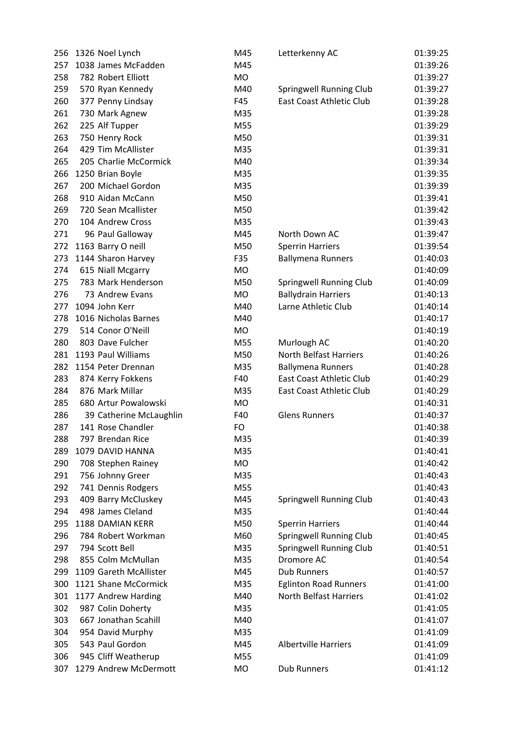| | | | | | |
|---|---|---|---|---|---|
| 256 | 1326 | Noel Lynch | M45 | Letterkenny AC | 01:39:25 |
| 257 | 1038 | James McFadden | M45 | | 01:39:26 |
| 258 | 782 | Robert Elliott | MO | | 01:39:27 |
| 259 | 570 | Ryan Kennedy | M40 | Springwell Running Club | 01:39:27 |
| 260 | 377 | Penny Lindsay | F45 | East Coast Athletic Club | 01:39:28 |
| 261 | 730 | Mark Agnew | M35 | | 01:39:28 |
| 262 | 225 | Alf Tupper | M55 | | 01:39:29 |
| 263 | 750 | Henry Rock | M50 | | 01:39:31 |
| 264 | 429 | Tim McAllister | M35 | | 01:39:31 |
| 265 | 205 | Charlie McCormick | M40 | | 01:39:34 |
| 266 | 1250 | Brian Boyle | M35 | | 01:39:35 |
| 267 | 200 | Michael Gordon | M35 | | 01:39:39 |
| 268 | 910 | Aidan McCann | M50 | | 01:39:41 |
| 269 | 720 | Sean Mcallister | M50 | | 01:39:42 |
| 270 | 104 | Andrew Cross | M35 | | 01:39:43 |
| 271 | 96 | Paul Galloway | M45 | North Down AC | 01:39:47 |
| 272 | 1163 | Barry O neill | M50 | Sperrin Harriers | 01:39:54 |
| 273 | 1144 | Sharon Harvey | F35 | Ballymena Runners | 01:40:03 |
| 274 | 615 | Niall Mcgarry | MO | | 01:40:09 |
| 275 | 783 | Mark Henderson | M50 | Springwell Running Club | 01:40:09 |
| 276 | 73 | Andrew Evans | MO | Ballydrain Harriers | 01:40:13 |
| 277 | 1094 | John Kerr | M40 | Larne Athletic Club | 01:40:14 |
| 278 | 1016 | Nicholas Barnes | M40 | | 01:40:17 |
| 279 | 514 | Conor O'Neill | MO | | 01:40:19 |
| 280 | 803 | Dave Fulcher | M55 | Murlough AC | 01:40:20 |
| 281 | 1193 | Paul Williams | M50 | North Belfast Harriers | 01:40:26 |
| 282 | 1154 | Peter Drennan | M35 | Ballymena Runners | 01:40:28 |
| 283 | 874 | Kerry Fokkens | F40 | East Coast Athletic Club | 01:40:29 |
| 284 | 876 | Mark Millar | M35 | East Coast Athletic Club | 01:40:29 |
| 285 | 680 | Artur Powalowski | MO | | 01:40:31 |
| 286 | 39 | Catherine McLaughlin | F40 | Glens Runners | 01:40:37 |
| 287 | 141 | Rose Chandler | FO | | 01:40:38 |
| 288 | 797 | Brendan Rice | M35 | | 01:40:39 |
| 289 | 1079 | DAVID HANNA | M35 | | 01:40:41 |
| 290 | 708 | Stephen Rainey | MO | | 01:40:42 |
| 291 | 756 | Johnny Greer | M35 | | 01:40:43 |
| 292 | 741 | Dennis Rodgers | M55 | | 01:40:43 |
| 293 | 409 | Barry McCluskey | M45 | Springwell Running Club | 01:40:43 |
| 294 | 498 | James Cleland | M35 | | 01:40:44 |
| 295 | 1188 | DAMIAN KERR | M50 | Sperrin Harriers | 01:40:44 |
| 296 | 784 | Robert Workman | M60 | Springwell Running Club | 01:40:45 |
| 297 | 794 | Scott Bell | M35 | Springwell Running Club | 01:40:51 |
| 298 | 855 | Colm McMullan | M35 | Dromore AC | 01:40:54 |
| 299 | 1109 | Gareth McAllister | M45 | Dub Runners | 01:40:57 |
| 300 | 1121 | Shane McCormick | M35 | Eglinton Road Runners | 01:41:00 |
| 301 | 1177 | Andrew Harding | M40 | North Belfast Harriers | 01:41:02 |
| 302 | 987 | Colin Doherty | M35 | | 01:41:05 |
| 303 | 667 | Jonathan Scahill | M40 | | 01:41:07 |
| 304 | 954 | David Murphy | M35 | | 01:41:09 |
| 305 | 543 | Paul Gordon | M45 | Albertville Harriers | 01:41:09 |
| 306 | 945 | Cliff Weatherup | M55 | | 01:41:09 |
| 307 | 1279 | Andrew McDermott | MO | Dub Runners | 01:41:12 |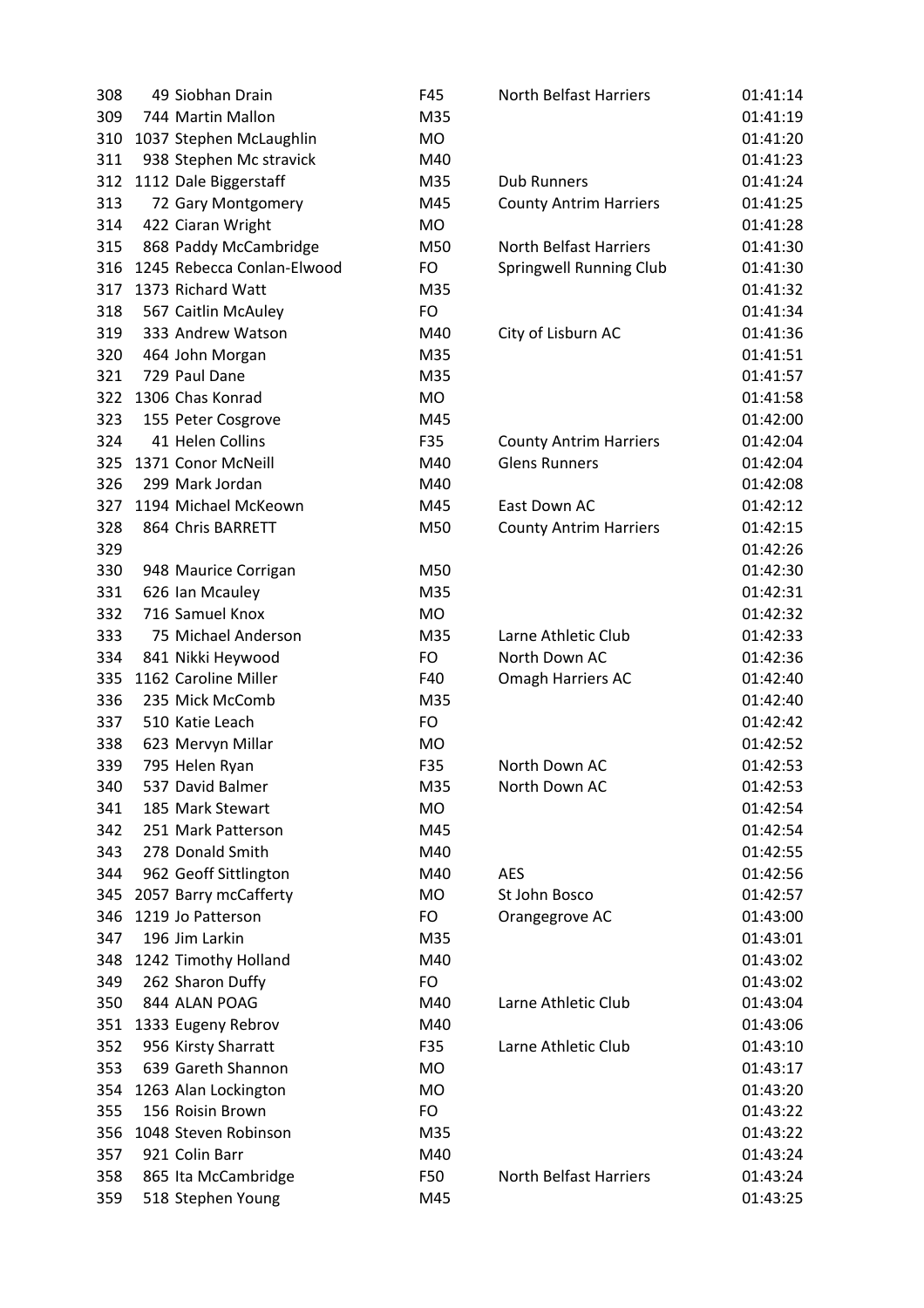| | | | | | |
|---|---|---|---|---|---|
| 308 | 49 | Siobhan Drain | F45 | North Belfast Harriers | 01:41:14 |
| 309 | 744 | Martin Mallon | M35 | | 01:41:19 |
| 310 | 1037 | Stephen McLaughlin | MO | | 01:41:20 |
| 311 | 938 | Stephen Mc stravick | M40 | | 01:41:23 |
| 312 | 1112 | Dale Biggerstaff | M35 | Dub Runners | 01:41:24 |
| 313 | 72 | Gary Montgomery | M45 | County Antrim Harriers | 01:41:25 |
| 314 | 422 | Ciaran Wright | MO | | 01:41:28 |
| 315 | 868 | Paddy McCambridge | M50 | North Belfast Harriers | 01:41:30 |
| 316 | 1245 | Rebecca Conlan-Elwood | FO | Springwell Running Club | 01:41:30 |
| 317 | 1373 | Richard Watt | M35 | | 01:41:32 |
| 318 | 567 | Caitlin McAuley | FO | | 01:41:34 |
| 319 | 333 | Andrew Watson | M40 | City of Lisburn AC | 01:41:36 |
| 320 | 464 | John Morgan | M35 | | 01:41:51 |
| 321 | 729 | Paul Dane | M35 | | 01:41:57 |
| 322 | 1306 | Chas Konrad | MO | | 01:41:58 |
| 323 | 155 | Peter Cosgrove | M45 | | 01:42:00 |
| 324 | 41 | Helen Collins | F35 | County Antrim Harriers | 01:42:04 |
| 325 | 1371 | Conor McNeill | M40 | Glens Runners | 01:42:04 |
| 326 | 299 | Mark Jordan | M40 | | 01:42:08 |
| 327 | 1194 | Michael McKeown | M45 | East Down AC | 01:42:12 |
| 328 | 864 | Chris BARRETT | M50 | County Antrim Harriers | 01:42:15 |
| 329 | | | | | 01:42:26 |
| 330 | 948 | Maurice Corrigan | M50 | | 01:42:30 |
| 331 | 626 | Ian Mcauley | M35 | | 01:42:31 |
| 332 | 716 | Samuel Knox | MO | | 01:42:32 |
| 333 | 75 | Michael Anderson | M35 | Larne Athletic Club | 01:42:33 |
| 334 | 841 | Nikki Heywood | FO | North Down AC | 01:42:36 |
| 335 | 1162 | Caroline Miller | F40 | Omagh Harriers AC | 01:42:40 |
| 336 | 235 | Mick McComb | M35 | | 01:42:40 |
| 337 | 510 | Katie Leach | FO | | 01:42:42 |
| 338 | 623 | Mervyn Millar | MO | | 01:42:52 |
| 339 | 795 | Helen Ryan | F35 | North Down AC | 01:42:53 |
| 340 | 537 | David Balmer | M35 | North Down AC | 01:42:53 |
| 341 | 185 | Mark Stewart | MO | | 01:42:54 |
| 342 | 251 | Mark Patterson | M45 | | 01:42:54 |
| 343 | 278 | Donald Smith | M40 | | 01:42:55 |
| 344 | 962 | Geoff Sittlington | M40 | AES | 01:42:56 |
| 345 | 2057 | Barry mcCafferty | MO | St John Bosco | 01:42:57 |
| 346 | 1219 | Jo Patterson | FO | Orangegrove AC | 01:43:00 |
| 347 | 196 | Jim Larkin | M35 | | 01:43:01 |
| 348 | 1242 | Timothy Holland | M40 | | 01:43:02 |
| 349 | 262 | Sharon Duffy | FO | | 01:43:02 |
| 350 | 844 | ALAN POAG | M40 | Larne Athletic Club | 01:43:04 |
| 351 | 1333 | Eugeny Rebrov | M40 | | 01:43:06 |
| 352 | 956 | Kirsty Sharratt | F35 | Larne Athletic Club | 01:43:10 |
| 353 | 639 | Gareth Shannon | MO | | 01:43:17 |
| 354 | 1263 | Alan Lockington | MO | | 01:43:20 |
| 355 | 156 | Roisin Brown | FO | | 01:43:22 |
| 356 | 1048 | Steven Robinson | M35 | | 01:43:22 |
| 357 | 921 | Colin Barr | M40 | | 01:43:24 |
| 358 | 865 | Ita McCambridge | F50 | North Belfast Harriers | 01:43:24 |
| 359 | 518 | Stephen Young | M45 | | 01:43:25 |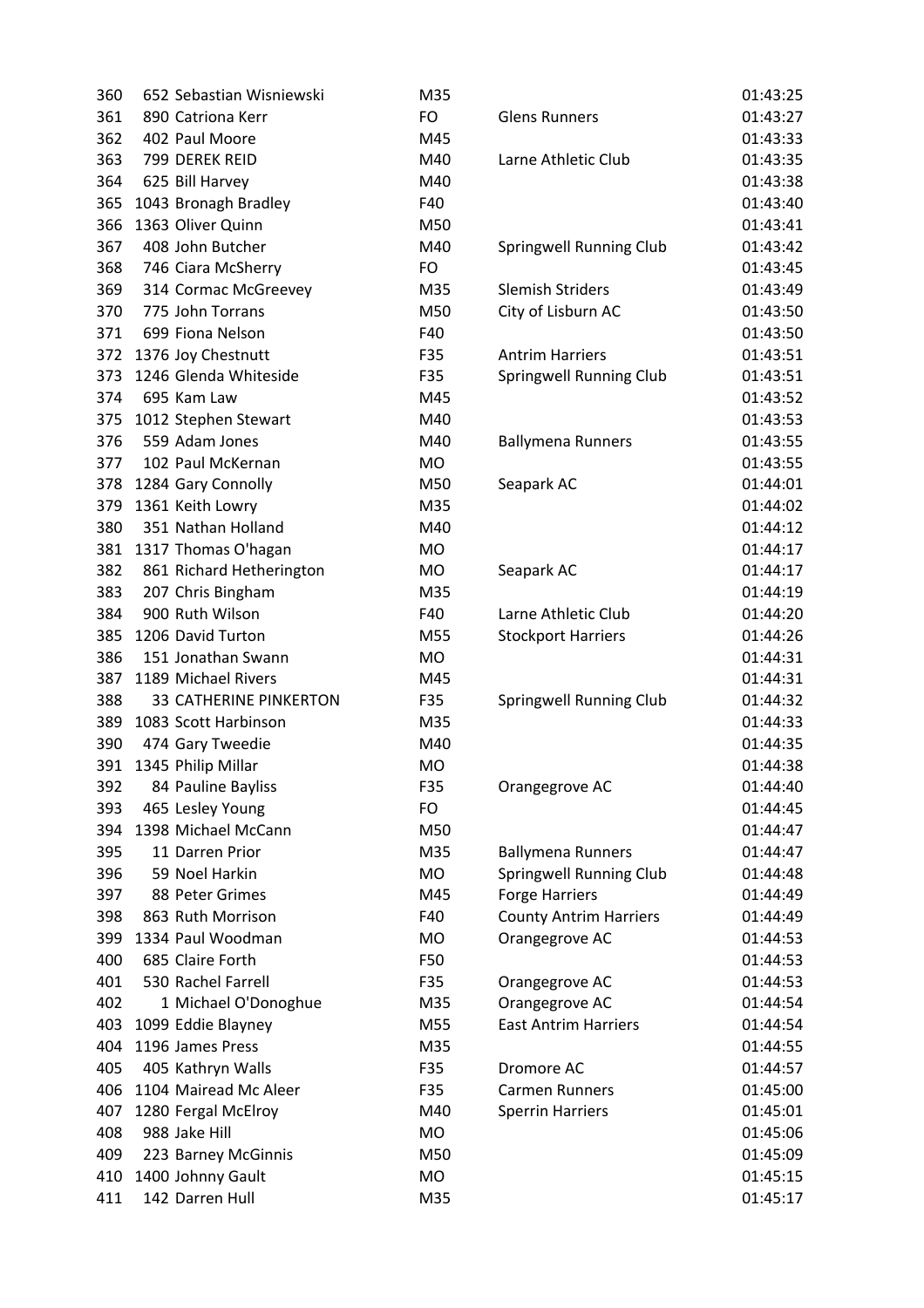| | | | | | |
|---|---|---|---|---|---|
| 360 | 652 | Sebastian Wisniewski | M35 | | 01:43:25 |
| 361 | 890 | Catriona Kerr | FO | Glens Runners | 01:43:27 |
| 362 | 402 | Paul Moore | M45 | | 01:43:33 |
| 363 | 799 | DEREK REID | M40 | Larne Athletic Club | 01:43:35 |
| 364 | 625 | Bill Harvey | M40 | | 01:43:38 |
| 365 | 1043 | Bronagh Bradley | F40 | | 01:43:40 |
| 366 | 1363 | Oliver Quinn | M50 | | 01:43:41 |
| 367 | 408 | John Butcher | M40 | Springwell Running Club | 01:43:42 |
| 368 | 746 | Ciara McSherry | FO | | 01:43:45 |
| 369 | 314 | Cormac McGreevey | M35 | Slemish Striders | 01:43:49 |
| 370 | 775 | John Torrans | M50 | City of Lisburn AC | 01:43:50 |
| 371 | 699 | Fiona Nelson | F40 | | 01:43:50 |
| 372 | 1376 | Joy Chestnutt | F35 | Antrim Harriers | 01:43:51 |
| 373 | 1246 | Glenda Whiteside | F35 | Springwell Running Club | 01:43:51 |
| 374 | 695 | Kam Law | M45 | | 01:43:52 |
| 375 | 1012 | Stephen Stewart | M40 | | 01:43:53 |
| 376 | 559 | Adam Jones | M40 | Ballymena Runners | 01:43:55 |
| 377 | 102 | Paul McKernan | MO | | 01:43:55 |
| 378 | 1284 | Gary Connolly | M50 | Seapark AC | 01:44:01 |
| 379 | 1361 | Keith Lowry | M35 | | 01:44:02 |
| 380 | 351 | Nathan Holland | M40 | | 01:44:12 |
| 381 | 1317 | Thomas O'hagan | MO | | 01:44:17 |
| 382 | 861 | Richard Hetherington | MO | Seapark AC | 01:44:17 |
| 383 | 207 | Chris Bingham | M35 | | 01:44:19 |
| 384 | 900 | Ruth Wilson | F40 | Larne Athletic Club | 01:44:20 |
| 385 | 1206 | David Turton | M55 | Stockport Harriers | 01:44:26 |
| 386 | 151 | Jonathan Swann | MO | | 01:44:31 |
| 387 | 1189 | Michael Rivers | M45 | | 01:44:31 |
| 388 | 33 | CATHERINE PINKERTON | F35 | Springwell Running Club | 01:44:32 |
| 389 | 1083 | Scott Harbinson | M35 | | 01:44:33 |
| 390 | 474 | Gary Tweedie | M40 | | 01:44:35 |
| 391 | 1345 | Philip Millar | MO | | 01:44:38 |
| 392 | 84 | Pauline Bayliss | F35 | Orangegrove AC | 01:44:40 |
| 393 | 465 | Lesley Young | FO | | 01:44:45 |
| 394 | 1398 | Michael McCann | M50 | | 01:44:47 |
| 395 | 11 | Darren Prior | M35 | Ballymena Runners | 01:44:47 |
| 396 | 59 | Noel Harkin | MO | Springwell Running Club | 01:44:48 |
| 397 | 88 | Peter Grimes | M45 | Forge Harriers | 01:44:49 |
| 398 | 863 | Ruth Morrison | F40 | County Antrim Harriers | 01:44:49 |
| 399 | 1334 | Paul Woodman | MO | Orangegrove AC | 01:44:53 |
| 400 | 685 | Claire Forth | F50 | | 01:44:53 |
| 401 | 530 | Rachel Farrell | F35 | Orangegrove AC | 01:44:53 |
| 402 | 1 | Michael O'Donoghue | M35 | Orangegrove AC | 01:44:54 |
| 403 | 1099 | Eddie Blayney | M55 | East Antrim Harriers | 01:44:54 |
| 404 | 1196 | James Press | M35 | | 01:44:55 |
| 405 | 405 | Kathryn Walls | F35 | Dromore AC | 01:44:57 |
| 406 | 1104 | Mairead Mc Aleer | F35 | Carmen Runners | 01:45:00 |
| 407 | 1280 | Fergal McElroy | M40 | Sperrin Harriers | 01:45:01 |
| 408 | 988 | Jake Hill | MO | | 01:45:06 |
| 409 | 223 | Barney McGinnis | M50 | | 01:45:09 |
| 410 | 1400 | Johnny Gault | MO | | 01:45:15 |
| 411 | 142 | Darren Hull | M35 | | 01:45:17 |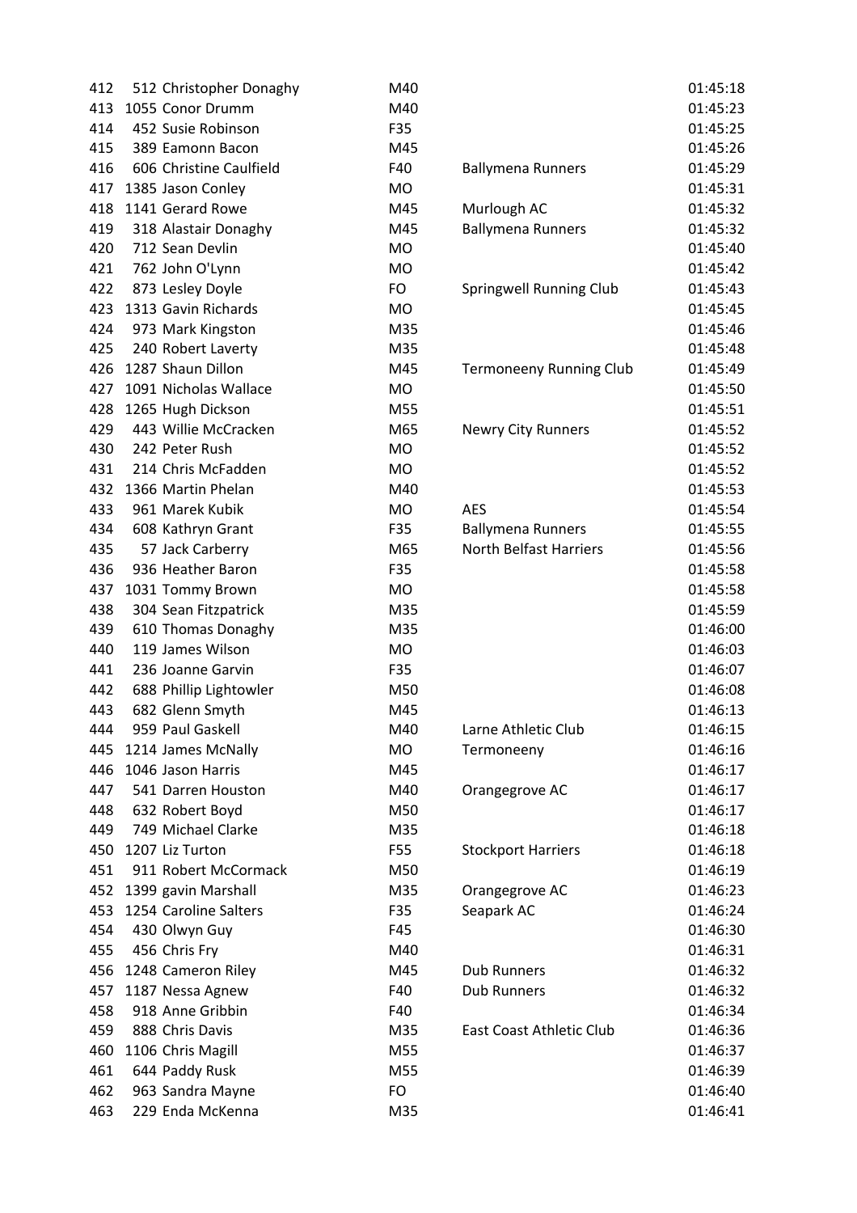| | | | | | |
|---|---|---|---|---|---|
| 412 | 512 | Christopher Donaghy | M40 | | 01:45:18 |
| 413 | 1055 | Conor Drumm | M40 | | 01:45:23 |
| 414 | 452 | Susie Robinson | F35 | | 01:45:25 |
| 415 | 389 | Eamonn Bacon | M45 | | 01:45:26 |
| 416 | 606 | Christine Caulfield | F40 | Ballymena Runners | 01:45:29 |
| 417 | 1385 | Jason Conley | MO | | 01:45:31 |
| 418 | 1141 | Gerard Rowe | M45 | Murlough AC | 01:45:32 |
| 419 | 318 | Alastair Donaghy | M45 | Ballymena Runners | 01:45:32 |
| 420 | 712 | Sean Devlin | MO | | 01:45:40 |
| 421 | 762 | John O'Lynn | MO | | 01:45:42 |
| 422 | 873 | Lesley Doyle | FO | Springwell Running Club | 01:45:43 |
| 423 | 1313 | Gavin Richards | MO | | 01:45:45 |
| 424 | 973 | Mark Kingston | M35 | | 01:45:46 |
| 425 | 240 | Robert Laverty | M35 | | 01:45:48 |
| 426 | 1287 | Shaun Dillon | M45 | Termoneeny Running Club | 01:45:49 |
| 427 | 1091 | Nicholas Wallace | MO | | 01:45:50 |
| 428 | 1265 | Hugh Dickson | M55 | | 01:45:51 |
| 429 | 443 | Willie McCracken | M65 | Newry City Runners | 01:45:52 |
| 430 | 242 | Peter Rush | MO | | 01:45:52 |
| 431 | 214 | Chris McFadden | MO | | 01:45:52 |
| 432 | 1366 | Martin Phelan | M40 | | 01:45:53 |
| 433 | 961 | Marek Kubik | MO | AES | 01:45:54 |
| 434 | 608 | Kathryn Grant | F35 | Ballymena Runners | 01:45:55 |
| 435 | 57 | Jack Carberry | M65 | North Belfast Harriers | 01:45:56 |
| 436 | 936 | Heather Baron | F35 | | 01:45:58 |
| 437 | 1031 | Tommy Brown | MO | | 01:45:58 |
| 438 | 304 | Sean Fitzpatrick | M35 | | 01:45:59 |
| 439 | 610 | Thomas Donaghy | M35 | | 01:46:00 |
| 440 | 119 | James Wilson | MO | | 01:46:03 |
| 441 | 236 | Joanne Garvin | F35 | | 01:46:07 |
| 442 | 688 | Phillip Lightowler | M50 | | 01:46:08 |
| 443 | 682 | Glenn Smyth | M45 | | 01:46:13 |
| 444 | 959 | Paul Gaskell | M40 | Larne Athletic Club | 01:46:15 |
| 445 | 1214 | James McNally | MO | Termoneeny | 01:46:16 |
| 446 | 1046 | Jason Harris | M45 | | 01:46:17 |
| 447 | 541 | Darren Houston | M40 | Orangegrove AC | 01:46:17 |
| 448 | 632 | Robert Boyd | M50 | | 01:46:17 |
| 449 | 749 | Michael Clarke | M35 | | 01:46:18 |
| 450 | 1207 | Liz Turton | F55 | Stockport Harriers | 01:46:18 |
| 451 | 911 | Robert McCormack | M50 | | 01:46:19 |
| 452 | 1399 | gavin Marshall | M35 | Orangegrove AC | 01:46:23 |
| 453 | 1254 | Caroline Salters | F35 | Seapark AC | 01:46:24 |
| 454 | 430 | Olwyn Guy | F45 | | 01:46:30 |
| 455 | 456 | Chris Fry | M40 | | 01:46:31 |
| 456 | 1248 | Cameron Riley | M45 | Dub Runners | 01:46:32 |
| 457 | 1187 | Nessa Agnew | F40 | Dub Runners | 01:46:32 |
| 458 | 918 | Anne Gribbin | F40 | | 01:46:34 |
| 459 | 888 | Chris Davis | M35 | East Coast Athletic Club | 01:46:36 |
| 460 | 1106 | Chris Magill | M55 | | 01:46:37 |
| 461 | 644 | Paddy Rusk | M55 | | 01:46:39 |
| 462 | 963 | Sandra Mayne | FO | | 01:46:40 |
| 463 | 229 | Enda McKenna | M35 | | 01:46:41 |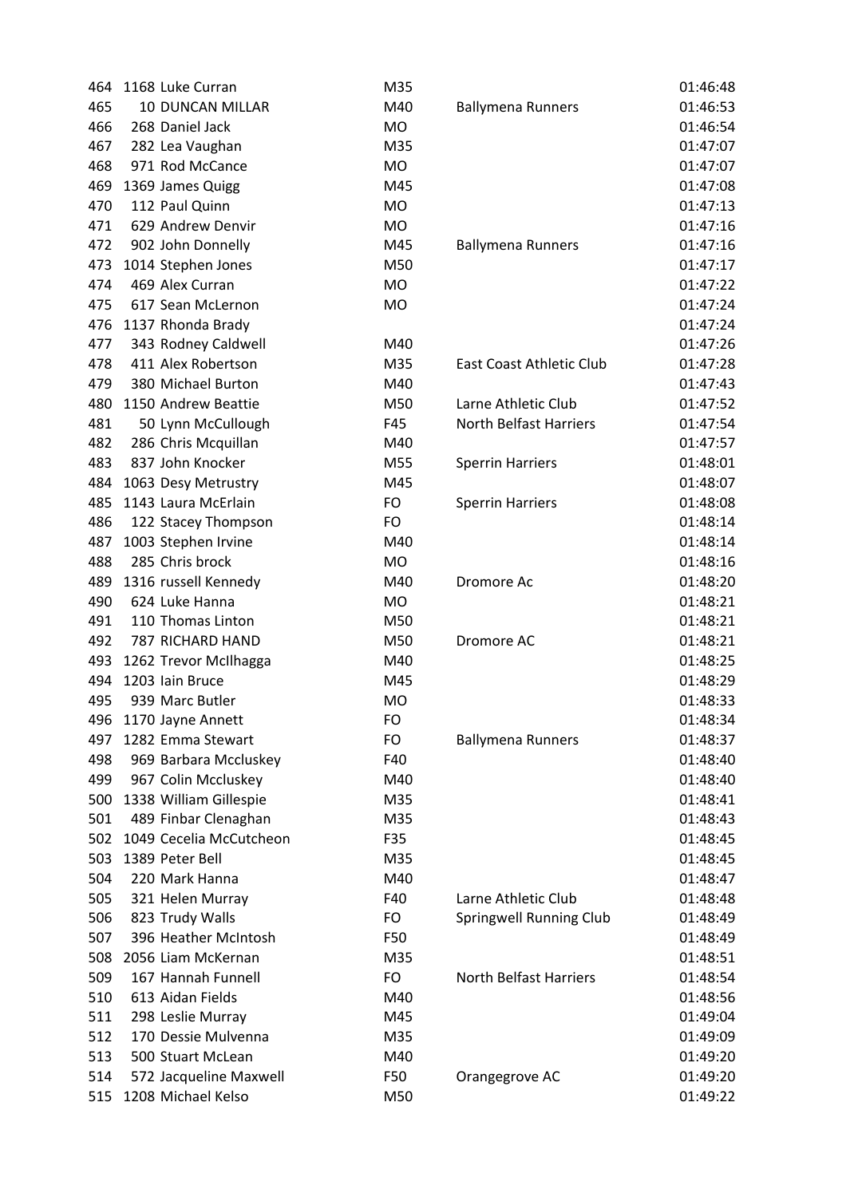| | | | | | |
|---|---|---|---|---|---|
| 464 | 1168 | Luke Curran | M35 | | 01:46:48 |
| 465 | 10 | DUNCAN MILLAR | M40 | Ballymena Runners | 01:46:53 |
| 466 | 268 | Daniel Jack | MO | | 01:46:54 |
| 467 | 282 | Lea Vaughan | M35 | | 01:47:07 |
| 468 | 971 | Rod McCance | MO | | 01:47:07 |
| 469 | 1369 | James Quigg | M45 | | 01:47:08 |
| 470 | 112 | Paul Quinn | MO | | 01:47:13 |
| 471 | 629 | Andrew Denvir | MO | | 01:47:16 |
| 472 | 902 | John Donnelly | M45 | Ballymena Runners | 01:47:16 |
| 473 | 1014 | Stephen Jones | M50 | | 01:47:17 |
| 474 | 469 | Alex Curran | MO | | 01:47:22 |
| 475 | 617 | Sean McLernon | MO | | 01:47:24 |
| 476 | 1137 | Rhonda Brady | | | 01:47:24 |
| 477 | 343 | Rodney Caldwell | M40 | | 01:47:26 |
| 478 | 411 | Alex Robertson | M35 | East Coast Athletic Club | 01:47:28 |
| 479 | 380 | Michael Burton | M40 | | 01:47:43 |
| 480 | 1150 | Andrew Beattie | M50 | Larne Athletic Club | 01:47:52 |
| 481 | 50 | Lynn McCullough | F45 | North Belfast Harriers | 01:47:54 |
| 482 | 286 | Chris Mcquillan | M40 | | 01:47:57 |
| 483 | 837 | John Knocker | M55 | Sperrin Harriers | 01:48:01 |
| 484 | 1063 | Desy Metrustry | M45 | | 01:48:07 |
| 485 | 1143 | Laura McErlain | FO | Sperrin Harriers | 01:48:08 |
| 486 | 122 | Stacey Thompson | FO | | 01:48:14 |
| 487 | 1003 | Stephen Irvine | M40 | | 01:48:14 |
| 488 | 285 | Chris brock | MO | | 01:48:16 |
| 489 | 1316 | russell Kennedy | M40 | Dromore Ac | 01:48:20 |
| 490 | 624 | Luke Hanna | MO | | 01:48:21 |
| 491 | 110 | Thomas Linton | M50 | | 01:48:21 |
| 492 | 787 | RICHARD HAND | M50 | Dromore AC | 01:48:21 |
| 493 | 1262 | Trevor McIlhagga | M40 | | 01:48:25 |
| 494 | 1203 | Iain Bruce | M45 | | 01:48:29 |
| 495 | 939 | Marc Butler | MO | | 01:48:33 |
| 496 | 1170 | Jayne Annett | FO | | 01:48:34 |
| 497 | 1282 | Emma Stewart | FO | Ballymena Runners | 01:48:37 |
| 498 | 969 | Barbara Mccluskey | F40 | | 01:48:40 |
| 499 | 967 | Colin Mccluskey | M40 | | 01:48:40 |
| 500 | 1338 | William Gillespie | M35 | | 01:48:41 |
| 501 | 489 | Finbar Clenaghan | M35 | | 01:48:43 |
| 502 | 1049 | Cecelia McCutcheon | F35 | | 01:48:45 |
| 503 | 1389 | Peter Bell | M35 | | 01:48:45 |
| 504 | 220 | Mark Hanna | M40 | | 01:48:47 |
| 505 | 321 | Helen Murray | F40 | Larne Athletic Club | 01:48:48 |
| 506 | 823 | Trudy Walls | FO | Springwell Running Club | 01:48:49 |
| 507 | 396 | Heather McIntosh | F50 | | 01:48:49 |
| 508 | 2056 | Liam McKernan | M35 | | 01:48:51 |
| 509 | 167 | Hannah Funnell | FO | North Belfast Harriers | 01:48:54 |
| 510 | 613 | Aidan Fields | M40 | | 01:48:56 |
| 511 | 298 | Leslie Murray | M45 | | 01:49:04 |
| 512 | 170 | Dessie Mulvenna | M35 | | 01:49:09 |
| 513 | 500 | Stuart McLean | M40 | | 01:49:20 |
| 514 | 572 | Jacqueline Maxwell | F50 | Orangegrove AC | 01:49:20 |
| 515 | 1208 | Michael Kelso | M50 | | 01:49:22 |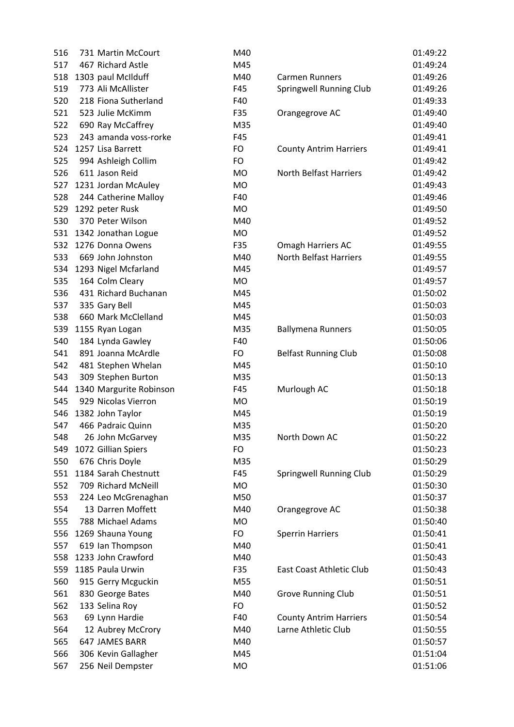| | | | | | |
|---|---|---|---|---|---|
| 516 | 731 | Martin McCourt | M40 | | 01:49:22 |
| 517 | 467 | Richard Astle | M45 | | 01:49:24 |
| 518 | 1303 | paul McIlduff | M40 | Carmen Runners | 01:49:26 |
| 519 | 773 | Ali McAllister | F45 | Springwell Running Club | 01:49:26 |
| 520 | 218 | Fiona Sutherland | F40 | | 01:49:33 |
| 521 | 523 | Julie McKimm | F35 | Orangegrove AC | 01:49:40 |
| 522 | 690 | Ray McCaffrey | M35 | | 01:49:40 |
| 523 | 243 | amanda voss-rorke | F45 | | 01:49:41 |
| 524 | 1257 | Lisa Barrett | FO | County Antrim Harriers | 01:49:41 |
| 525 | 994 | Ashleigh Collim | FO | | 01:49:42 |
| 526 | 611 | Jason Reid | MO | North Belfast Harriers | 01:49:42 |
| 527 | 1231 | Jordan McAuley | MO | | 01:49:43 |
| 528 | 244 | Catherine Malloy | F40 | | 01:49:46 |
| 529 | 1292 | peter Rusk | MO | | 01:49:50 |
| 530 | 370 | Peter Wilson | M40 | | 01:49:52 |
| 531 | 1342 | Jonathan Logue | MO | | 01:49:52 |
| 532 | 1276 | Donna Owens | F35 | Omagh Harriers AC | 01:49:55 |
| 533 | 669 | John Johnston | M40 | North Belfast Harriers | 01:49:55 |
| 534 | 1293 | Nigel Mcfarland | M45 | | 01:49:57 |
| 535 | 164 | Colm Cleary | MO | | 01:49:57 |
| 536 | 431 | Richard Buchanan | M45 | | 01:50:02 |
| 537 | 335 | Gary Bell | M45 | | 01:50:03 |
| 538 | 660 | Mark McClelland | M45 | | 01:50:03 |
| 539 | 1155 | Ryan Logan | M35 | Ballymena Runners | 01:50:05 |
| 540 | 184 | Lynda Gawley | F40 | | 01:50:06 |
| 541 | 891 | Joanna McArdle | FO | Belfast Running Club | 01:50:08 |
| 542 | 481 | Stephen Whelan | M45 | | 01:50:10 |
| 543 | 309 | Stephen Burton | M35 | | 01:50:13 |
| 544 | 1340 | Margurite Robinson | F45 | Murlough AC | 01:50:18 |
| 545 | 929 | Nicolas Vierron | MO | | 01:50:19 |
| 546 | 1382 | John Taylor | M45 | | 01:50:19 |
| 547 | 466 | Padraic Quinn | M35 | | 01:50:20 |
| 548 | 26 | John McGarvey | M35 | North Down AC | 01:50:22 |
| 549 | 1072 | Gillian Spiers | FO | | 01:50:23 |
| 550 | 676 | Chris Doyle | M35 | | 01:50:29 |
| 551 | 1184 | Sarah Chestnutt | F45 | Springwell Running Club | 01:50:29 |
| 552 | 709 | Richard McNeill | MO | | 01:50:30 |
| 553 | 224 | Leo McGrenaghan | M50 | | 01:50:37 |
| 554 | 13 | Darren Moffett | M40 | Orangegrove AC | 01:50:38 |
| 555 | 788 | Michael Adams | MO | | 01:50:40 |
| 556 | 1269 | Shauna Young | FO | Sperrin Harriers | 01:50:41 |
| 557 | 619 | Ian Thompson | M40 | | 01:50:41 |
| 558 | 1233 | John Crawford | M40 | | 01:50:43 |
| 559 | 1185 | Paula Urwin | F35 | East Coast Athletic Club | 01:50:43 |
| 560 | 915 | Gerry Mcguckin | M55 | | 01:50:51 |
| 561 | 830 | George Bates | M40 | Grove Running Club | 01:50:51 |
| 562 | 133 | Selina Roy | FO | | 01:50:52 |
| 563 | 69 | Lynn Hardie | F40 | County Antrim Harriers | 01:50:54 |
| 564 | 12 | Aubrey McCrory | M40 | Larne Athletic Club | 01:50:55 |
| 565 | 647 | JAMES BARR | M40 | | 01:50:57 |
| 566 | 306 | Kevin Gallagher | M45 | | 01:51:04 |
| 567 | 256 | Neil Dempster | MO | | 01:51:06 |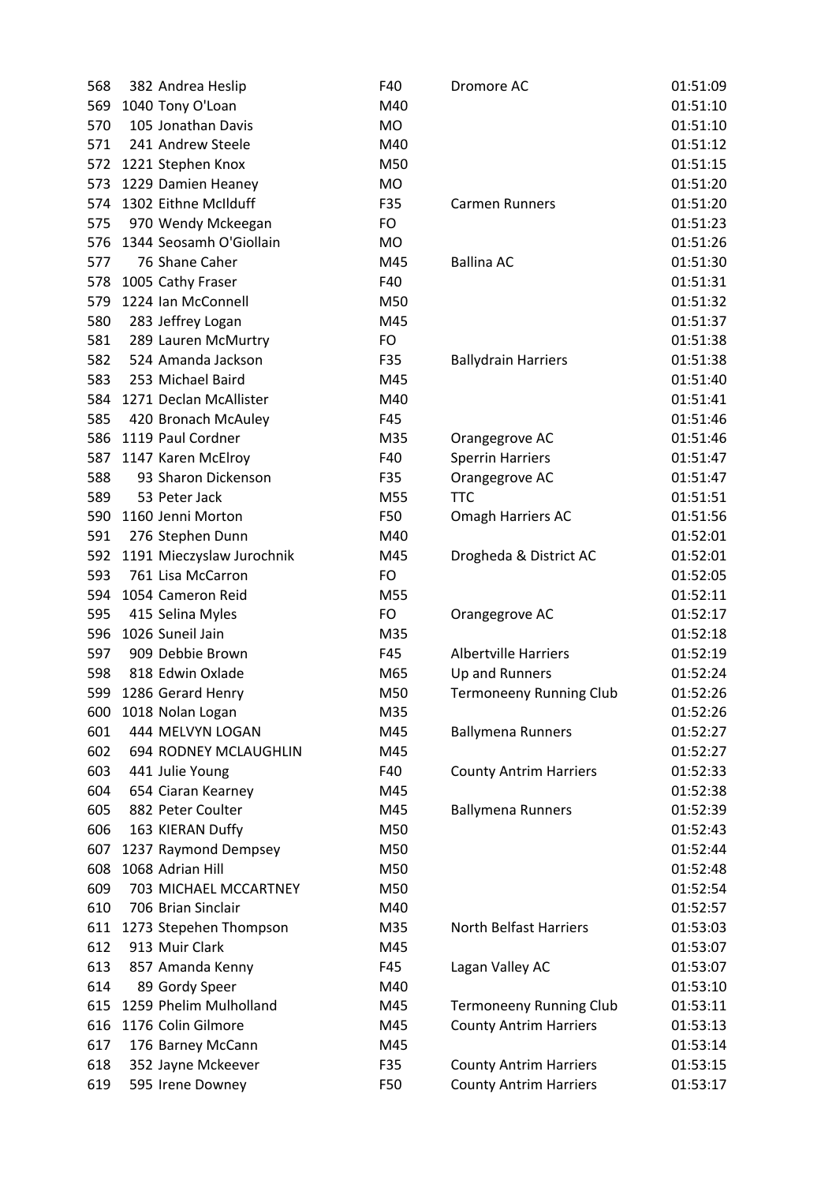| | | | | | |
|---|---|---|---|---|---|
| 568 | 382 | Andrea Heslip | F40 | Dromore AC | 01:51:09 |
| 569 | 1040 | Tony O'Loan | M40 | | 01:51:10 |
| 570 | 105 | Jonathan Davis | MO | | 01:51:10 |
| 571 | 241 | Andrew Steele | M40 | | 01:51:12 |
| 572 | 1221 | Stephen Knox | M50 | | 01:51:15 |
| 573 | 1229 | Damien Heaney | MO | | 01:51:20 |
| 574 | 1302 | Eithne McIlduff | F35 | Carmen Runners | 01:51:20 |
| 575 | 970 | Wendy Mckeegan | FO | | 01:51:23 |
| 576 | 1344 | Seosamh O'Giollain | MO | | 01:51:26 |
| 577 | 76 | Shane Caher | M45 | Ballina AC | 01:51:30 |
| 578 | 1005 | Cathy Fraser | F40 | | 01:51:31 |
| 579 | 1224 | Ian McConnell | M50 | | 01:51:32 |
| 580 | 283 | Jeffrey Logan | M45 | | 01:51:37 |
| 581 | 289 | Lauren McMurtry | FO | | 01:51:38 |
| 582 | 524 | Amanda Jackson | F35 | Ballydrain Harriers | 01:51:38 |
| 583 | 253 | Michael Baird | M45 | | 01:51:40 |
| 584 | 1271 | Declan McAllister | M40 | | 01:51:41 |
| 585 | 420 | Bronach McAuley | F45 | | 01:51:46 |
| 586 | 1119 | Paul Cordner | M35 | Orangegrove AC | 01:51:46 |
| 587 | 1147 | Karen McElroy | F40 | Sperrin Harriers | 01:51:47 |
| 588 | 93 | Sharon Dickenson | F35 | Orangegrove AC | 01:51:47 |
| 589 | 53 | Peter Jack | M55 | TTC | 01:51:51 |
| 590 | 1160 | Jenni Morton | F50 | Omagh Harriers AC | 01:51:56 |
| 591 | 276 | Stephen Dunn | M40 | | 01:52:01 |
| 592 | 1191 | Mieczyslaw Jurochnik | M45 | Drogheda & District AC | 01:52:01 |
| 593 | 761 | Lisa McCarron | FO | | 01:52:05 |
| 594 | 1054 | Cameron Reid | M55 | | 01:52:11 |
| 595 | 415 | Selina Myles | FO | Orangegrove AC | 01:52:17 |
| 596 | 1026 | Suneil Jain | M35 | | 01:52:18 |
| 597 | 909 | Debbie Brown | F45 | Albertville Harriers | 01:52:19 |
| 598 | 818 | Edwin Oxlade | M65 | Up and Runners | 01:52:24 |
| 599 | 1286 | Gerard Henry | M50 | Termoneeny Running Club | 01:52:26 |
| 600 | 1018 | Nolan Logan | M35 | | 01:52:26 |
| 601 | 444 | MELVYN LOGAN | M45 | Ballymena Runners | 01:52:27 |
| 602 | 694 | RODNEY MCLAUGHLIN | M45 | | 01:52:27 |
| 603 | 441 | Julie Young | F40 | County Antrim Harriers | 01:52:33 |
| 604 | 654 | Ciaran Kearney | M45 | | 01:52:38 |
| 605 | 882 | Peter Coulter | M45 | Ballymena Runners | 01:52:39 |
| 606 | 163 | KIERAN Duffy | M50 | | 01:52:43 |
| 607 | 1237 | Raymond Dempsey | M50 | | 01:52:44 |
| 608 | 1068 | Adrian Hill | M50 | | 01:52:48 |
| 609 | 703 | MICHAEL MCCARTNEY | M50 | | 01:52:54 |
| 610 | 706 | Brian Sinclair | M40 | | 01:52:57 |
| 611 | 1273 | Stepehen Thompson | M35 | North Belfast Harriers | 01:53:03 |
| 612 | 913 | Muir Clark | M45 | | 01:53:07 |
| 613 | 857 | Amanda Kenny | F45 | Lagan Valley AC | 01:53:07 |
| 614 | 89 | Gordy Speer | M40 | | 01:53:10 |
| 615 | 1259 | Phelim Mulholland | M45 | Termoneeny Running Club | 01:53:11 |
| 616 | 1176 | Colin Gilmore | M45 | County Antrim Harriers | 01:53:13 |
| 617 | 176 | Barney McCann | M45 | | 01:53:14 |
| 618 | 352 | Jayne Mckeever | F35 | County Antrim Harriers | 01:53:15 |
| 619 | 595 | Irene Downey | F50 | County Antrim Harriers | 01:53:17 |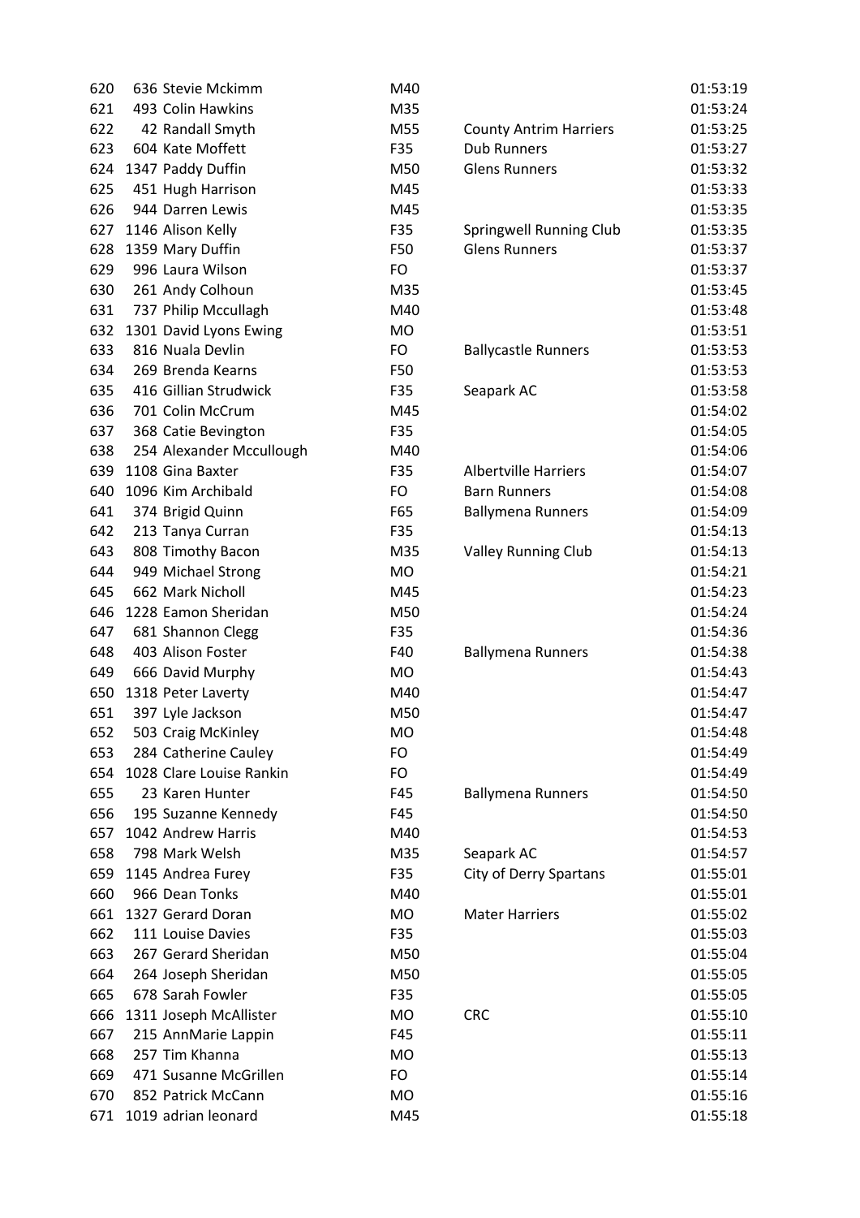| | | | | | |
|---|---|---|---|---|---|
| 620 | 636 | Stevie Mckimm | M40 | | 01:53:19 |
| 621 | 493 | Colin Hawkins | M35 | | 01:53:24 |
| 622 | 42 | Randall Smyth | M55 | County Antrim Harriers | 01:53:25 |
| 623 | 604 | Kate Moffett | F35 | Dub Runners | 01:53:27 |
| 624 | 1347 | Paddy Duffin | M50 | Glens Runners | 01:53:32 |
| 625 | 451 | Hugh Harrison | M45 | | 01:53:33 |
| 626 | 944 | Darren Lewis | M45 | | 01:53:35 |
| 627 | 1146 | Alison Kelly | F35 | Springwell Running Club | 01:53:35 |
| 628 | 1359 | Mary Duffin | F50 | Glens Runners | 01:53:37 |
| 629 | 996 | Laura Wilson | FO | | 01:53:37 |
| 630 | 261 | Andy Colhoun | M35 | | 01:53:45 |
| 631 | 737 | Philip Mccullagh | M40 | | 01:53:48 |
| 632 | 1301 | David Lyons Ewing | MO | | 01:53:51 |
| 633 | 816 | Nuala Devlin | FO | Ballycastle Runners | 01:53:53 |
| 634 | 269 | Brenda Kearns | F50 | | 01:53:53 |
| 635 | 416 | Gillian Strudwick | F35 | Seapark AC | 01:53:58 |
| 636 | 701 | Colin McCrum | M45 | | 01:54:02 |
| 637 | 368 | Catie Bevington | F35 | | 01:54:05 |
| 638 | 254 | Alexander Mccullough | M40 | | 01:54:06 |
| 639 | 1108 | Gina Baxter | F35 | Albertville Harriers | 01:54:07 |
| 640 | 1096 | Kim Archibald | FO | Barn Runners | 01:54:08 |
| 641 | 374 | Brigid Quinn | F65 | Ballymena Runners | 01:54:09 |
| 642 | 213 | Tanya Curran | F35 | | 01:54:13 |
| 643 | 808 | Timothy Bacon | M35 | Valley Running Club | 01:54:13 |
| 644 | 949 | Michael Strong | MO | | 01:54:21 |
| 645 | 662 | Mark Nicholl | M45 | | 01:54:23 |
| 646 | 1228 | Eamon Sheridan | M50 | | 01:54:24 |
| 647 | 681 | Shannon Clegg | F35 | | 01:54:36 |
| 648 | 403 | Alison Foster | F40 | Ballymena Runners | 01:54:38 |
| 649 | 666 | David Murphy | MO | | 01:54:43 |
| 650 | 1318 | Peter Laverty | M40 | | 01:54:47 |
| 651 | 397 | Lyle Jackson | M50 | | 01:54:47 |
| 652 | 503 | Craig McKinley | MO | | 01:54:48 |
| 653 | 284 | Catherine Cauley | FO | | 01:54:49 |
| 654 | 1028 | Clare Louise Rankin | FO | | 01:54:49 |
| 655 | 23 | Karen Hunter | F45 | Ballymena Runners | 01:54:50 |
| 656 | 195 | Suzanne Kennedy | F45 | | 01:54:50 |
| 657 | 1042 | Andrew Harris | M40 | | 01:54:53 |
| 658 | 798 | Mark Welsh | M35 | Seapark AC | 01:54:57 |
| 659 | 1145 | Andrea Furey | F35 | City of Derry Spartans | 01:55:01 |
| 660 | 966 | Dean Tonks | M40 | | 01:55:01 |
| 661 | 1327 | Gerard Doran | MO | Mater Harriers | 01:55:02 |
| 662 | 111 | Louise Davies | F35 | | 01:55:03 |
| 663 | 267 | Gerard Sheridan | M50 | | 01:55:04 |
| 664 | 264 | Joseph Sheridan | M50 | | 01:55:05 |
| 665 | 678 | Sarah Fowler | F35 | | 01:55:05 |
| 666 | 1311 | Joseph McAllister | MO | CRC | 01:55:10 |
| 667 | 215 | AnnMarie Lappin | F45 | | 01:55:11 |
| 668 | 257 | Tim Khanna | MO | | 01:55:13 |
| 669 | 471 | Susanne McGrillen | FO | | 01:55:14 |
| 670 | 852 | Patrick McCann | MO | | 01:55:16 |
| 671 | 1019 | adrian leonard | M45 | | 01:55:18 |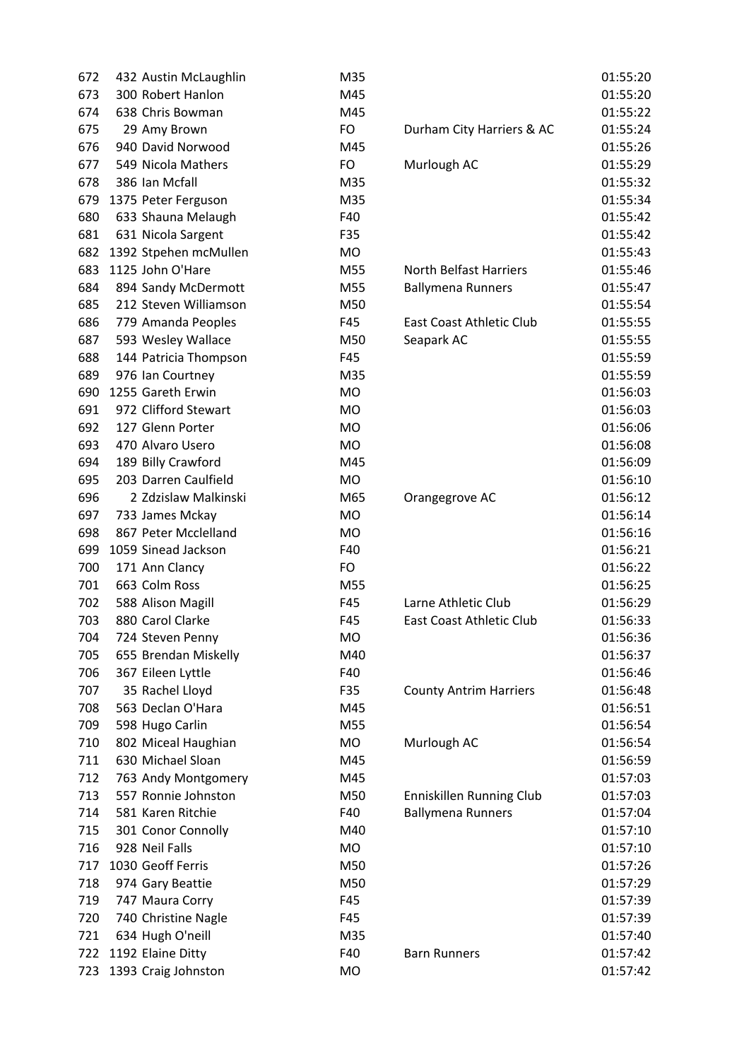| | | | | | |
|---|---|---|---|---|---|
| 672 | 432 | Austin McLaughlin | M35 | | 01:55:20 |
| 673 | 300 | Robert Hanlon | M45 | | 01:55:20 |
| 674 | 638 | Chris Bowman | M45 | | 01:55:22 |
| 675 | 29 | Amy Brown | FO | Durham City Harriers & AC | 01:55:24 |
| 676 | 940 | David Norwood | M45 | | 01:55:26 |
| 677 | 549 | Nicola Mathers | FO | Murlough AC | 01:55:29 |
| 678 | 386 | Ian Mcfall | M35 | | 01:55:32 |
| 679 | 1375 | Peter Ferguson | M35 | | 01:55:34 |
| 680 | 633 | Shauna Melaugh | F40 | | 01:55:42 |
| 681 | 631 | Nicola Sargent | F35 | | 01:55:42 |
| 682 | 1392 | Stpehen mcMullen | MO | | 01:55:43 |
| 683 | 1125 | John O'Hare | M55 | North Belfast Harriers | 01:55:46 |
| 684 | 894 | Sandy McDermott | M55 | Ballymena Runners | 01:55:47 |
| 685 | 212 | Steven Williamson | M50 | | 01:55:54 |
| 686 | 779 | Amanda Peoples | F45 | East Coast Athletic Club | 01:55:55 |
| 687 | 593 | Wesley Wallace | M50 | Seapark AC | 01:55:55 |
| 688 | 144 | Patricia Thompson | F45 | | 01:55:59 |
| 689 | 976 | Ian Courtney | M35 | | 01:55:59 |
| 690 | 1255 | Gareth Erwin | MO | | 01:56:03 |
| 691 | 972 | Clifford Stewart | MO | | 01:56:03 |
| 692 | 127 | Glenn Porter | MO | | 01:56:06 |
| 693 | 470 | Alvaro Usero | MO | | 01:56:08 |
| 694 | 189 | Billy Crawford | M45 | | 01:56:09 |
| 695 | 203 | Darren Caulfield | MO | | 01:56:10 |
| 696 | 2 | Zdzislaw Malkinski | M65 | Orangegrove AC | 01:56:12 |
| 697 | 733 | James Mckay | MO | | 01:56:14 |
| 698 | 867 | Peter Mcclelland | MO | | 01:56:16 |
| 699 | 1059 | Sinead Jackson | F40 | | 01:56:21 |
| 700 | 171 | Ann Clancy | FO | | 01:56:22 |
| 701 | 663 | Colm Ross | M55 | | 01:56:25 |
| 702 | 588 | Alison Magill | F45 | Larne Athletic Club | 01:56:29 |
| 703 | 880 | Carol Clarke | F45 | East Coast Athletic Club | 01:56:33 |
| 704 | 724 | Steven Penny | MO | | 01:56:36 |
| 705 | 655 | Brendan Miskelly | M40 | | 01:56:37 |
| 706 | 367 | Eileen Lyttle | F40 | | 01:56:46 |
| 707 | 35 | Rachel Lloyd | F35 | County Antrim Harriers | 01:56:48 |
| 708 | 563 | Declan O'Hara | M45 | | 01:56:51 |
| 709 | 598 | Hugo Carlin | M55 | | 01:56:54 |
| 710 | 802 | Miceal Haughian | MO | Murlough AC | 01:56:54 |
| 711 | 630 | Michael Sloan | M45 | | 01:56:59 |
| 712 | 763 | Andy Montgomery | M45 | | 01:57:03 |
| 713 | 557 | Ronnie Johnston | M50 | Enniskillen Running Club | 01:57:03 |
| 714 | 581 | Karen Ritchie | F40 | Ballymena Runners | 01:57:04 |
| 715 | 301 | Conor Connolly | M40 | | 01:57:10 |
| 716 | 928 | Neil Falls | MO | | 01:57:10 |
| 717 | 1030 | Geoff Ferris | M50 | | 01:57:26 |
| 718 | 974 | Gary Beattie | M50 | | 01:57:29 |
| 719 | 747 | Maura Corry | F45 | | 01:57:39 |
| 720 | 740 | Christine Nagle | F45 | | 01:57:39 |
| 721 | 634 | Hugh O'neill | M35 | | 01:57:40 |
| 722 | 1192 | Elaine Ditty | F40 | Barn Runners | 01:57:42 |
| 723 | 1393 | Craig Johnston | MO | | 01:57:42 |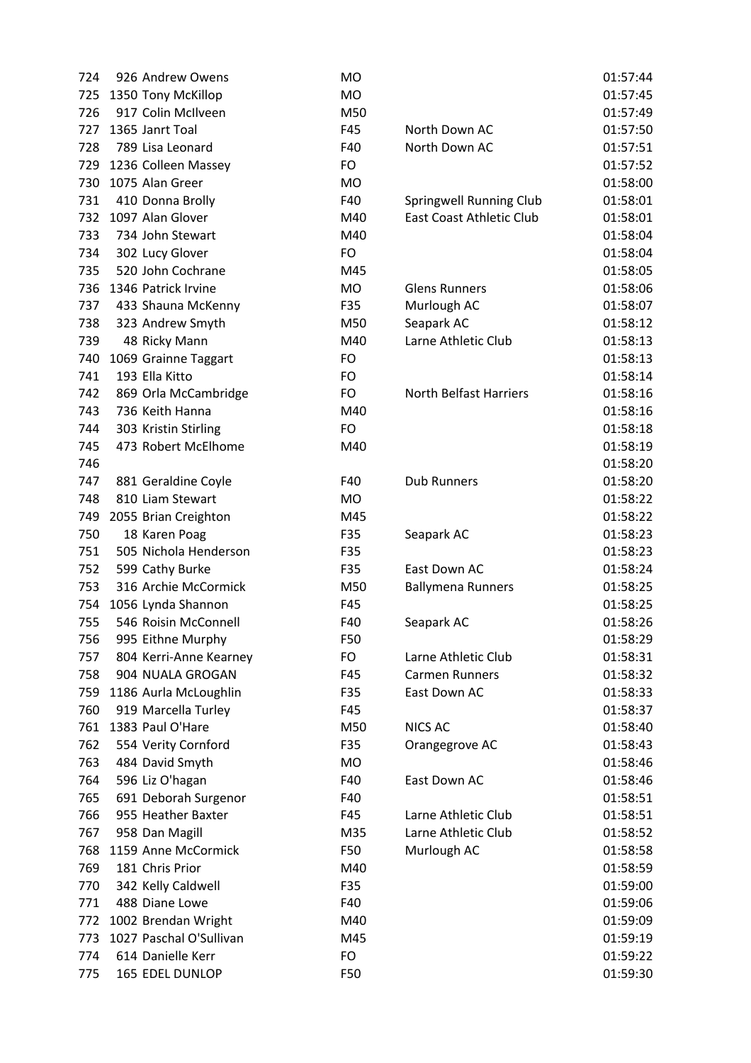| | | | | | |
|---|---|---|---|---|---|
| 724 | 926 | Andrew Owens | MO | | 01:57:44 |
| 725 | 1350 | Tony McKillop | MO | | 01:57:45 |
| 726 | 917 | Colin McIlveen | M50 | | 01:57:49 |
| 727 | 1365 | Janrt Toal | F45 | North Down AC | 01:57:50 |
| 728 | 789 | Lisa Leonard | F40 | North Down AC | 01:57:51 |
| 729 | 1236 | Colleen Massey | FO | | 01:57:52 |
| 730 | 1075 | Alan Greer | MO | | 01:58:00 |
| 731 | 410 | Donna Brolly | F40 | Springwell Running Club | 01:58:01 |
| 732 | 1097 | Alan Glover | M40 | East Coast Athletic Club | 01:58:01 |
| 733 | 734 | John Stewart | M40 | | 01:58:04 |
| 734 | 302 | Lucy Glover | FO | | 01:58:04 |
| 735 | 520 | John Cochrane | M45 | | 01:58:05 |
| 736 | 1346 | Patrick Irvine | MO | Glens Runners | 01:58:06 |
| 737 | 433 | Shauna McKenny | F35 | Murlough AC | 01:58:07 |
| 738 | 323 | Andrew Smyth | M50 | Seapark AC | 01:58:12 |
| 739 | 48 | Ricky Mann | M40 | Larne Athletic Club | 01:58:13 |
| 740 | 1069 | Grainne Taggart | FO | | 01:58:13 |
| 741 | 193 | Ella Kitto | FO | | 01:58:14 |
| 742 | 869 | Orla McCambridge | FO | North Belfast Harriers | 01:58:16 |
| 743 | 736 | Keith Hanna | M40 | | 01:58:16 |
| 744 | 303 | Kristin Stirling | FO | | 01:58:18 |
| 745 | 473 | Robert McElhome | M40 | | 01:58:19 |
| 746 | | | | | 01:58:20 |
| 747 | 881 | Geraldine Coyle | F40 | Dub Runners | 01:58:20 |
| 748 | 810 | Liam Stewart | MO | | 01:58:22 |
| 749 | 2055 | Brian Creighton | M45 | | 01:58:22 |
| 750 | 18 | Karen Poag | F35 | Seapark AC | 01:58:23 |
| 751 | 505 | Nichola Henderson | F35 | | 01:58:23 |
| 752 | 599 | Cathy Burke | F35 | East Down AC | 01:58:24 |
| 753 | 316 | Archie McCormick | M50 | Ballymena Runners | 01:58:25 |
| 754 | 1056 | Lynda Shannon | F45 | | 01:58:25 |
| 755 | 546 | Roisin McConnell | F40 | Seapark AC | 01:58:26 |
| 756 | 995 | Eithne Murphy | F50 | | 01:58:29 |
| 757 | 804 | Kerri-Anne Kearney | FO | Larne Athletic Club | 01:58:31 |
| 758 | 904 | NUALA GROGAN | F45 | Carmen Runners | 01:58:32 |
| 759 | 1186 | Aurla McLoughlin | F35 | East Down AC | 01:58:33 |
| 760 | 919 | Marcella Turley | F45 | | 01:58:37 |
| 761 | 1383 | Paul O'Hare | M50 | NICS AC | 01:58:40 |
| 762 | 554 | Verity Cornford | F35 | Orangegrove AC | 01:58:43 |
| 763 | 484 | David Smyth | MO | | 01:58:46 |
| 764 | 596 | Liz O'hagan | F40 | East Down AC | 01:58:46 |
| 765 | 691 | Deborah Surgenor | F40 | | 01:58:51 |
| 766 | 955 | Heather Baxter | F45 | Larne Athletic Club | 01:58:51 |
| 767 | 958 | Dan Magill | M35 | Larne Athletic Club | 01:58:52 |
| 768 | 1159 | Anne McCormick | F50 | Murlough AC | 01:58:58 |
| 769 | 181 | Chris Prior | M40 | | 01:58:59 |
| 770 | 342 | Kelly Caldwell | F35 | | 01:59:00 |
| 771 | 488 | Diane Lowe | F40 | | 01:59:06 |
| 772 | 1002 | Brendan Wright | M40 | | 01:59:09 |
| 773 | 1027 | Paschal O'Sullivan | M45 | | 01:59:19 |
| 774 | 614 | Danielle Kerr | FO | | 01:59:22 |
| 775 | 165 | EDEL DUNLOP | F50 | | 01:59:30 |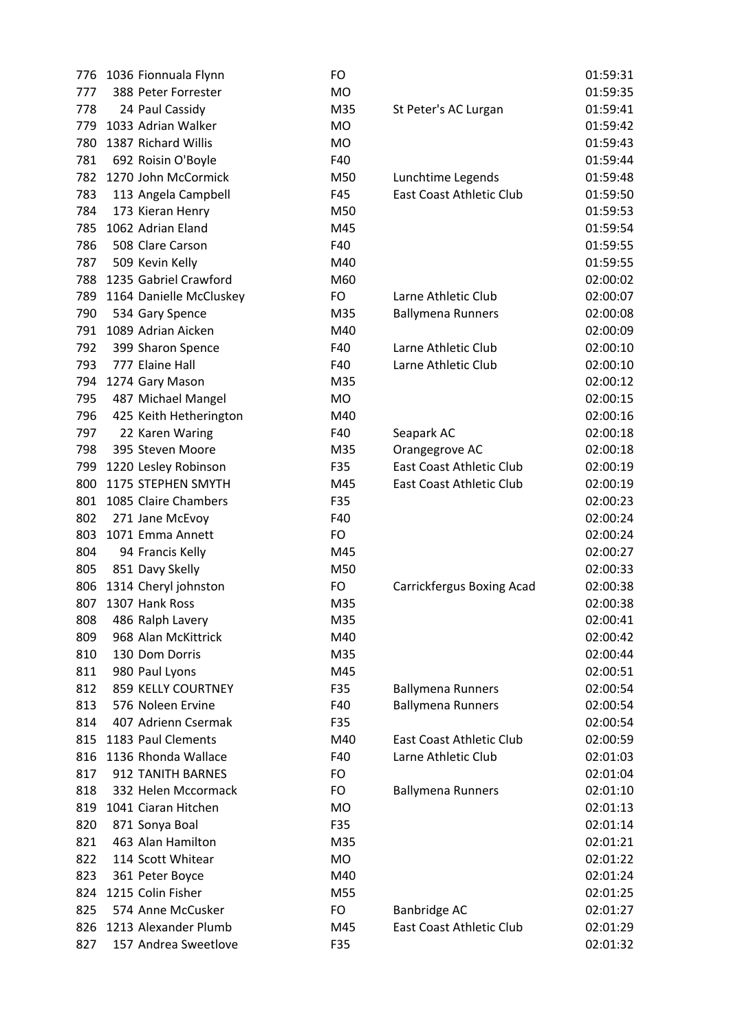| | | | | | |
|---|---|---|---|---|---|
| 776 | 1036 | Fionnuala Flynn | FO | | 01:59:31 |
| 777 | 388 | Peter Forrester | MO | | 01:59:35 |
| 778 | 24 | Paul Cassidy | M35 | St Peter's AC Lurgan | 01:59:41 |
| 779 | 1033 | Adrian Walker | MO | | 01:59:42 |
| 780 | 1387 | Richard Willis | MO | | 01:59:43 |
| 781 | 692 | Roisin O'Boyle | F40 | | 01:59:44 |
| 782 | 1270 | John McCormick | M50 | Lunchtime Legends | 01:59:48 |
| 783 | 113 | Angela Campbell | F45 | East Coast Athletic Club | 01:59:50 |
| 784 | 173 | Kieran Henry | M50 | | 01:59:53 |
| 785 | 1062 | Adrian Eland | M45 | | 01:59:54 |
| 786 | 508 | Clare Carson | F40 | | 01:59:55 |
| 787 | 509 | Kevin Kelly | M40 | | 01:59:55 |
| 788 | 1235 | Gabriel Crawford | M60 | | 02:00:02 |
| 789 | 1164 | Danielle McCluskey | FO | Larne Athletic Club | 02:00:07 |
| 790 | 534 | Gary Spence | M35 | Ballymena Runners | 02:00:08 |
| 791 | 1089 | Adrian Aicken | M40 | | 02:00:09 |
| 792 | 399 | Sharon Spence | F40 | Larne Athletic Club | 02:00:10 |
| 793 | 777 | Elaine Hall | F40 | Larne Athletic Club | 02:00:10 |
| 794 | 1274 | Gary Mason | M35 | | 02:00:12 |
| 795 | 487 | Michael Mangel | MO | | 02:00:15 |
| 796 | 425 | Keith Hetherington | M40 | | 02:00:16 |
| 797 | 22 | Karen Waring | F40 | Seapark AC | 02:00:18 |
| 798 | 395 | Steven Moore | M35 | Orangegrove AC | 02:00:18 |
| 799 | 1220 | Lesley Robinson | F35 | East Coast Athletic Club | 02:00:19 |
| 800 | 1175 | STEPHEN SMYTH | M45 | East Coast Athletic Club | 02:00:19 |
| 801 | 1085 | Claire Chambers | F35 | | 02:00:23 |
| 802 | 271 | Jane McEvoy | F40 | | 02:00:24 |
| 803 | 1071 | Emma Annett | FO | | 02:00:24 |
| 804 | 94 | Francis Kelly | M45 | | 02:00:27 |
| 805 | 851 | Davy Skelly | M50 | | 02:00:33 |
| 806 | 1314 | Cheryl johnston | FO | Carrickfergus Boxing Acad | 02:00:38 |
| 807 | 1307 | Hank Ross | M35 | | 02:00:38 |
| 808 | 486 | Ralph Lavery | M35 | | 02:00:41 |
| 809 | 968 | Alan McKittrick | M40 | | 02:00:42 |
| 810 | 130 | Dom Dorris | M35 | | 02:00:44 |
| 811 | 980 | Paul Lyons | M45 | | 02:00:51 |
| 812 | 859 | KELLY COURTNEY | F35 | Ballymena Runners | 02:00:54 |
| 813 | 576 | Noleen Ervine | F40 | Ballymena Runners | 02:00:54 |
| 814 | 407 | Adrienn Csermak | F35 | | 02:00:54 |
| 815 | 1183 | Paul Clements | M40 | East Coast Athletic Club | 02:00:59 |
| 816 | 1136 | Rhonda Wallace | F40 | Larne Athletic Club | 02:01:03 |
| 817 | 912 | TANITH BARNES | FO | | 02:01:04 |
| 818 | 332 | Helen Mccormack | FO | Ballymena Runners | 02:01:10 |
| 819 | 1041 | Ciaran Hitchen | MO | | 02:01:13 |
| 820 | 871 | Sonya Boal | F35 | | 02:01:14 |
| 821 | 463 | Alan Hamilton | M35 | | 02:01:21 |
| 822 | 114 | Scott Whitear | MO | | 02:01:22 |
| 823 | 361 | Peter Boyce | M40 | | 02:01:24 |
| 824 | 1215 | Colin Fisher | M55 | | 02:01:25 |
| 825 | 574 | Anne McCusker | FO | Banbridge AC | 02:01:27 |
| 826 | 1213 | Alexander Plumb | M45 | East Coast Athletic Club | 02:01:29 |
| 827 | 157 | Andrea Sweetlove | F35 | | 02:01:32 |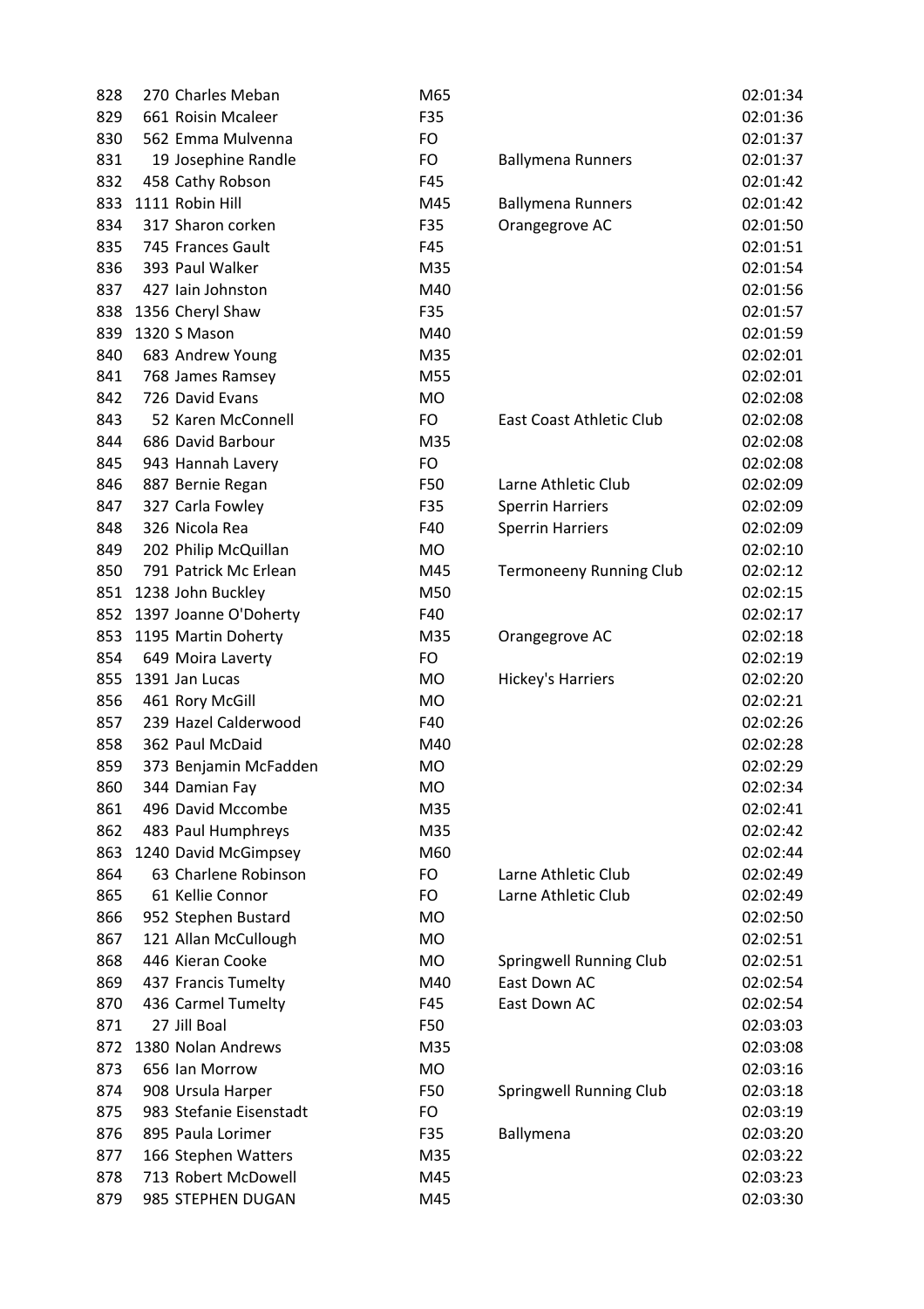| | | | | |
|---|---|---|---|---|
| 828 | 270 Charles Meban | M65 | | 02:01:34 |
| 829 | 661 Roisin Mcaleer | F35 | | 02:01:36 |
| 830 | 562 Emma Mulvenna | FO | | 02:01:37 |
| 831 | 19 Josephine Randle | FO | Ballymena Runners | 02:01:37 |
| 832 | 458 Cathy Robson | F45 | | 02:01:42 |
| 833 | 1111 Robin Hill | M45 | Ballymena Runners | 02:01:42 |
| 834 | 317 Sharon corken | F35 | Orangegrove AC | 02:01:50 |
| 835 | 745 Frances Gault | F45 | | 02:01:51 |
| 836 | 393 Paul Walker | M35 | | 02:01:54 |
| 837 | 427 Iain Johnston | M40 | | 02:01:56 |
| 838 | 1356 Cheryl Shaw | F35 | | 02:01:57 |
| 839 | 1320 S Mason | M40 | | 02:01:59 |
| 840 | 683 Andrew Young | M35 | | 02:02:01 |
| 841 | 768 James Ramsey | M55 | | 02:02:01 |
| 842 | 726 David Evans | MO | | 02:02:08 |
| 843 | 52 Karen McConnell | FO | East Coast Athletic Club | 02:02:08 |
| 844 | 686 David Barbour | M35 | | 02:02:08 |
| 845 | 943 Hannah Lavery | FO | | 02:02:08 |
| 846 | 887 Bernie Regan | F50 | Larne Athletic Club | 02:02:09 |
| 847 | 327 Carla Fowley | F35 | Sperrin Harriers | 02:02:09 |
| 848 | 326 Nicola Rea | F40 | Sperrin Harriers | 02:02:09 |
| 849 | 202 Philip McQuillan | MO | | 02:02:10 |
| 850 | 791 Patrick Mc Erlean | M45 | Termoneeny Running Club | 02:02:12 |
| 851 | 1238 John Buckley | M50 | | 02:02:15 |
| 852 | 1397 Joanne O'Doherty | F40 | | 02:02:17 |
| 853 | 1195 Martin Doherty | M35 | Orangegrove AC | 02:02:18 |
| 854 | 649 Moira Laverty | FO | | 02:02:19 |
| 855 | 1391 Jan Lucas | MO | Hickey's Harriers | 02:02:20 |
| 856 | 461 Rory McGill | MO | | 02:02:21 |
| 857 | 239 Hazel Calderwood | F40 | | 02:02:26 |
| 858 | 362 Paul McDaid | M40 | | 02:02:28 |
| 859 | 373 Benjamin McFadden | MO | | 02:02:29 |
| 860 | 344 Damian Fay | MO | | 02:02:34 |
| 861 | 496 David Mccombe | M35 | | 02:02:41 |
| 862 | 483 Paul Humphreys | M35 | | 02:02:42 |
| 863 | 1240 David McGimpsey | M60 | | 02:02:44 |
| 864 | 63 Charlene Robinson | FO | Larne Athletic Club | 02:02:49 |
| 865 | 61 Kellie Connor | FO | Larne Athletic Club | 02:02:49 |
| 866 | 952 Stephen Bustard | MO | | 02:02:50 |
| 867 | 121 Allan McCullough | MO | | 02:02:51 |
| 868 | 446 Kieran Cooke | MO | Springwell Running Club | 02:02:51 |
| 869 | 437 Francis Tumelty | M40 | East Down AC | 02:02:54 |
| 870 | 436 Carmel Tumelty | F45 | East Down AC | 02:02:54 |
| 871 | 27 Jill Boal | F50 | | 02:03:03 |
| 872 | 1380 Nolan Andrews | M35 | | 02:03:08 |
| 873 | 656 Ian Morrow | MO | | 02:03:16 |
| 874 | 908 Ursula Harper | F50 | Springwell Running Club | 02:03:18 |
| 875 | 983 Stefanie Eisenstadt | FO | | 02:03:19 |
| 876 | 895 Paula Lorimer | F35 | Ballymena | 02:03:20 |
| 877 | 166 Stephen Watters | M35 | | 02:03:22 |
| 878 | 713 Robert McDowell | M45 | | 02:03:23 |
| 879 | 985 STEPHEN DUGAN | M45 | | 02:03:30 |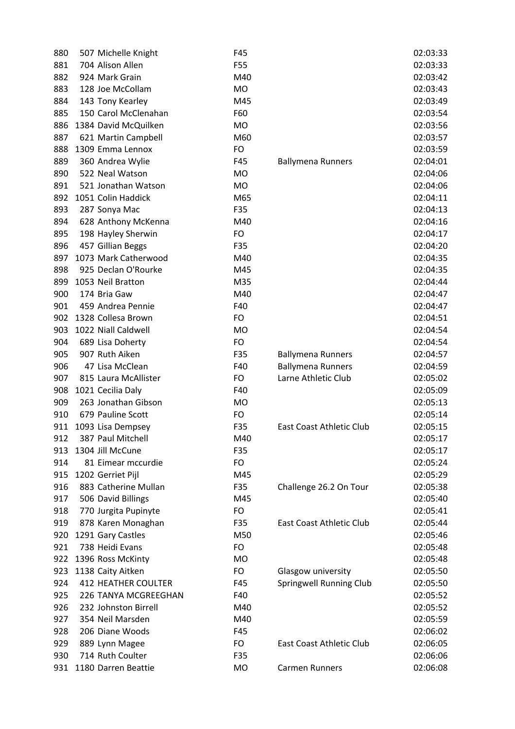| | | | | |
|---|---|---|---|---|
| 880 | 507 Michelle Knight | F45 | | 02:03:33 |
| 881 | 704 Alison Allen | F55 | | 02:03:33 |
| 882 | 924 Mark Grain | M40 | | 02:03:42 |
| 883 | 128 Joe McCollam | MO | | 02:03:43 |
| 884 | 143 Tony Kearley | M45 | | 02:03:49 |
| 885 | 150 Carol McClenahan | F60 | | 02:03:54 |
| 886 | 1384 David McQuilken | MO | | 02:03:56 |
| 887 | 621 Martin Campbell | M60 | | 02:03:57 |
| 888 | 1309 Emma Lennox | FO | | 02:03:59 |
| 889 | 360 Andrea Wylie | F45 | Ballymena Runners | 02:04:01 |
| 890 | 522 Neal Watson | MO | | 02:04:06 |
| 891 | 521 Jonathan Watson | MO | | 02:04:06 |
| 892 | 1051 Colin Haddick | M65 | | 02:04:11 |
| 893 | 287 Sonya Mac | F35 | | 02:04:13 |
| 894 | 628 Anthony McKenna | M40 | | 02:04:16 |
| 895 | 198 Hayley Sherwin | FO | | 02:04:17 |
| 896 | 457 Gillian Beggs | F35 | | 02:04:20 |
| 897 | 1073 Mark Catherwood | M40 | | 02:04:35 |
| 898 | 925 Declan O'Rourke | M45 | | 02:04:35 |
| 899 | 1053 Neil Bratton | M35 | | 02:04:44 |
| 900 | 174 Bria Gaw | M40 | | 02:04:47 |
| 901 | 459 Andrea Pennie | F40 | | 02:04:47 |
| 902 | 1328 Collesa Brown | FO | | 02:04:51 |
| 903 | 1022 Niall Caldwell | MO | | 02:04:54 |
| 904 | 689 Lisa Doherty | FO | | 02:04:54 |
| 905 | 907 Ruth Aiken | F35 | Ballymena Runners | 02:04:57 |
| 906 | 47 Lisa McClean | F40 | Ballymena Runners | 02:04:59 |
| 907 | 815 Laura McAllister | FO | Larne Athletic Club | 02:05:02 |
| 908 | 1021 Cecilia Daly | F40 | | 02:05:09 |
| 909 | 263 Jonathan Gibson | MO | | 02:05:13 |
| 910 | 679 Pauline Scott | FO | | 02:05:14 |
| 911 | 1093 Lisa Dempsey | F35 | East Coast Athletic Club | 02:05:15 |
| 912 | 387 Paul Mitchell | M40 | | 02:05:17 |
| 913 | 1304 Jill McCune | F35 | | 02:05:17 |
| 914 | 81 Eimear mccurdie | FO | | 02:05:24 |
| 915 | 1202 Gerriet Pijl | M45 | | 02:05:29 |
| 916 | 883 Catherine Mullan | F35 | Challenge 26.2 On Tour | 02:05:38 |
| 917 | 506 David Billings | M45 | | 02:05:40 |
| 918 | 770 Jurgita Pupinyte | FO | | 02:05:41 |
| 919 | 878 Karen Monaghan | F35 | East Coast Athletic Club | 02:05:44 |
| 920 | 1291 Gary Castles | M50 | | 02:05:46 |
| 921 | 738 Heidi Evans | FO | | 02:05:48 |
| 922 | 1396 Ross McKinty | MO | | 02:05:48 |
| 923 | 1138 Caity Aitken | FO | Glasgow university | 02:05:50 |
| 924 | 412 HEATHER COULTER | F45 | Springwell Running Club | 02:05:50 |
| 925 | 226 TANYA MCGREEGHAN | F40 | | 02:05:52 |
| 926 | 232 Johnston Birrell | M40 | | 02:05:52 |
| 927 | 354 Neil Marsden | M40 | | 02:05:59 |
| 928 | 206 Diane Woods | F45 | | 02:06:02 |
| 929 | 889 Lynn Magee | FO | East Coast Athletic Club | 02:06:05 |
| 930 | 714 Ruth Coulter | F35 | | 02:06:06 |
| 931 | 1180 Darren Beattie | MO | Carmen Runners | 02:06:08 |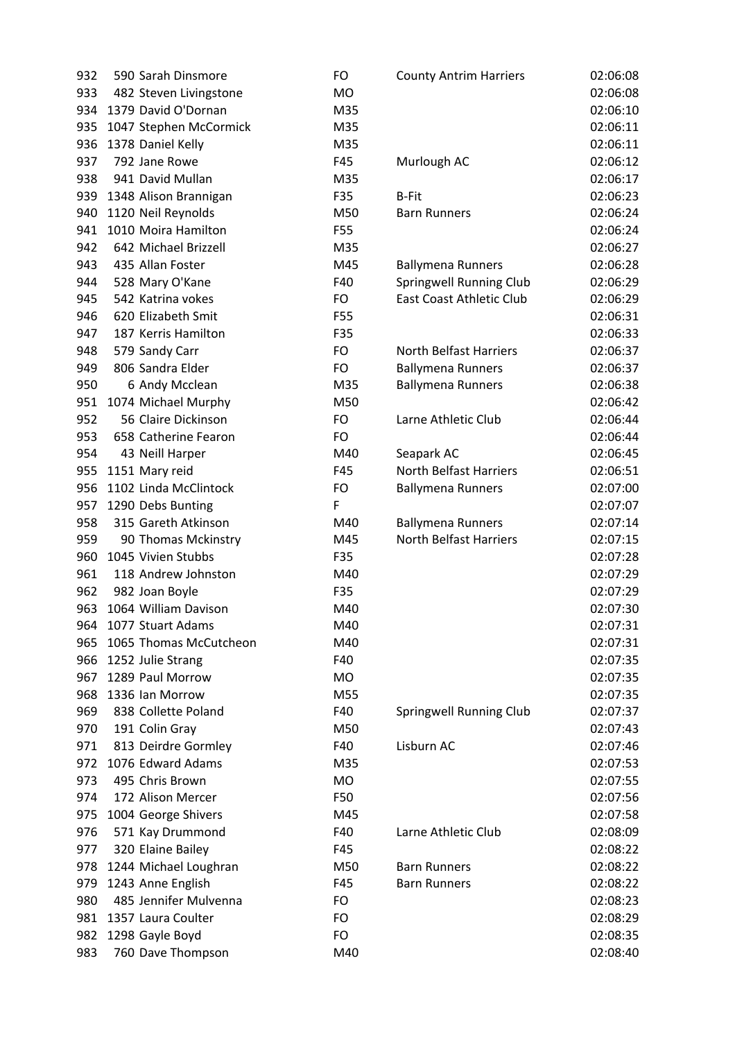| | | | | | |
|---|---|---|---|---|---|
| 932 | 590 | Sarah Dinsmore | FO | County Antrim Harriers | 02:06:08 |
| 933 | 482 | Steven Livingstone | MO | | 02:06:08 |
| 934 | 1379 | David O'Dornan | M35 | | 02:06:10 |
| 935 | 1047 | Stephen McCormick | M35 | | 02:06:11 |
| 936 | 1378 | Daniel Kelly | M35 | | 02:06:11 |
| 937 | 792 | Jane Rowe | F45 | Murlough AC | 02:06:12 |
| 938 | 941 | David Mullan | M35 | | 02:06:17 |
| 939 | 1348 | Alison Brannigan | F35 | B-Fit | 02:06:23 |
| 940 | 1120 | Neil Reynolds | M50 | Barn Runners | 02:06:24 |
| 941 | 1010 | Moira Hamilton | F55 | | 02:06:24 |
| 942 | 642 | Michael Brizzell | M35 | | 02:06:27 |
| 943 | 435 | Allan Foster | M45 | Ballymena Runners | 02:06:28 |
| 944 | 528 | Mary O'Kane | F40 | Springwell Running Club | 02:06:29 |
| 945 | 542 | Katrina vokes | FO | East Coast Athletic Club | 02:06:29 |
| 946 | 620 | Elizabeth Smit | F55 | | 02:06:31 |
| 947 | 187 | Kerris Hamilton | F35 | | 02:06:33 |
| 948 | 579 | Sandy Carr | FO | North Belfast Harriers | 02:06:37 |
| 949 | 806 | Sandra Elder | FO | Ballymena Runners | 02:06:37 |
| 950 | 6 | Andy Mcclean | M35 | Ballymena Runners | 02:06:38 |
| 951 | 1074 | Michael Murphy | M50 | | 02:06:42 |
| 952 | 56 | Claire Dickinson | FO | Larne Athletic Club | 02:06:44 |
| 953 | 658 | Catherine Fearon | FO | | 02:06:44 |
| 954 | 43 | Neill Harper | M40 | Seapark AC | 02:06:45 |
| 955 | 1151 | Mary reid | F45 | North Belfast Harriers | 02:06:51 |
| 956 | 1102 | Linda McClintock | FO | Ballymena Runners | 02:07:00 |
| 957 | 1290 | Debs Bunting | F | | 02:07:07 |
| 958 | 315 | Gareth Atkinson | M40 | Ballymena Runners | 02:07:14 |
| 959 | 90 | Thomas Mckinstry | M45 | North Belfast Harriers | 02:07:15 |
| 960 | 1045 | Vivien Stubbs | F35 | | 02:07:28 |
| 961 | 118 | Andrew Johnston | M40 | | 02:07:29 |
| 962 | 982 | Joan Boyle | F35 | | 02:07:29 |
| 963 | 1064 | William Davison | M40 | | 02:07:30 |
| 964 | 1077 | Stuart Adams | M40 | | 02:07:31 |
| 965 | 1065 | Thomas McCutcheon | M40 | | 02:07:31 |
| 966 | 1252 | Julie Strang | F40 | | 02:07:35 |
| 967 | 1289 | Paul Morrow | MO | | 02:07:35 |
| 968 | 1336 | Ian Morrow | M55 | | 02:07:35 |
| 969 | 838 | Collette Poland | F40 | Springwell Running Club | 02:07:37 |
| 970 | 191 | Colin Gray | M50 | | 02:07:43 |
| 971 | 813 | Deirdre Gormley | F40 | Lisburn AC | 02:07:46 |
| 972 | 1076 | Edward Adams | M35 | | 02:07:53 |
| 973 | 495 | Chris Brown | MO | | 02:07:55 |
| 974 | 172 | Alison Mercer | F50 | | 02:07:56 |
| 975 | 1004 | George Shivers | M45 | | 02:07:58 |
| 976 | 571 | Kay Drummond | F40 | Larne Athletic Club | 02:08:09 |
| 977 | 320 | Elaine Bailey | F45 | | 02:08:22 |
| 978 | 1244 | Michael Loughran | M50 | Barn Runners | 02:08:22 |
| 979 | 1243 | Anne English | F45 | Barn Runners | 02:08:22 |
| 980 | 485 | Jennifer Mulvenna | FO | | 02:08:23 |
| 981 | 1357 | Laura Coulter | FO | | 02:08:29 |
| 982 | 1298 | Gayle Boyd | FO | | 02:08:35 |
| 983 | 760 | Dave Thompson | M40 | | 02:08:40 |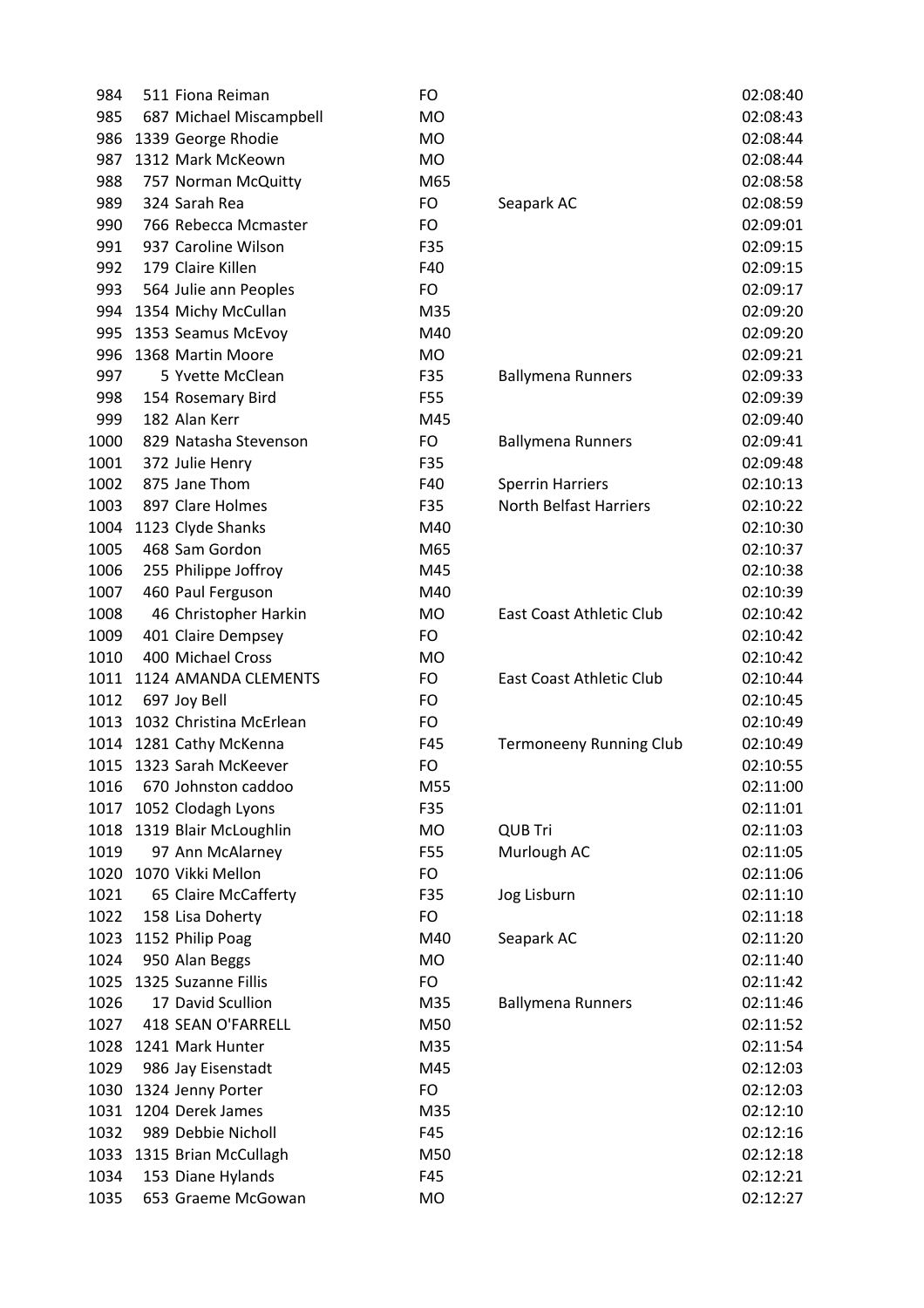| | | | | | |
|---|---|---|---|---|---|
| 984 | 511 | Fiona Reiman | FO | | 02:08:40 |
| 985 | 687 | Michael Miscampbell | MO | | 02:08:43 |
| 986 | 1339 | George Rhodie | MO | | 02:08:44 |
| 987 | 1312 | Mark McKeown | MO | | 02:08:44 |
| 988 | 757 | Norman McQuitty | M65 | | 02:08:58 |
| 989 | 324 | Sarah Rea | FO | Seapark AC | 02:08:59 |
| 990 | 766 | Rebecca Mcmaster | FO | | 02:09:01 |
| 991 | 937 | Caroline Wilson | F35 | | 02:09:15 |
| 992 | 179 | Claire Killen | F40 | | 02:09:15 |
| 993 | 564 | Julie ann Peoples | FO | | 02:09:17 |
| 994 | 1354 | Michy McCullan | M35 | | 02:09:20 |
| 995 | 1353 | Seamus McEvoy | M40 | | 02:09:20 |
| 996 | 1368 | Martin Moore | MO | | 02:09:21 |
| 997 | 5 | Yvette McClean | F35 | Ballymena Runners | 02:09:33 |
| 998 | 154 | Rosemary Bird | F55 | | 02:09:39 |
| 999 | 182 | Alan Kerr | M45 | | 02:09:40 |
| 1000 | 829 | Natasha Stevenson | FO | Ballymena Runners | 02:09:41 |
| 1001 | 372 | Julie Henry | F35 | | 02:09:48 |
| 1002 | 875 | Jane Thom | F40 | Sperrin Harriers | 02:10:13 |
| 1003 | 897 | Clare Holmes | F35 | North Belfast Harriers | 02:10:22 |
| 1004 | 1123 | Clyde Shanks | M40 | | 02:10:30 |
| 1005 | 468 | Sam Gordon | M65 | | 02:10:37 |
| 1006 | 255 | Philippe Joffroy | M45 | | 02:10:38 |
| 1007 | 460 | Paul Ferguson | M40 | | 02:10:39 |
| 1008 | 46 | Christopher Harkin | MO | East Coast Athletic Club | 02:10:42 |
| 1009 | 401 | Claire Dempsey | FO | | 02:10:42 |
| 1010 | 400 | Michael Cross | MO | | 02:10:42 |
| 1011 | 1124 | AMANDA CLEMENTS | FO | East Coast Athletic Club | 02:10:44 |
| 1012 | 697 | Joy Bell | FO | | 02:10:45 |
| 1013 | 1032 | Christina McErlean | FO | | 02:10:49 |
| 1014 | 1281 | Cathy McKenna | F45 | Termoneeny Running Club | 02:10:49 |
| 1015 | 1323 | Sarah McKeever | FO | | 02:10:55 |
| 1016 | 670 | Johnston caddoo | M55 | | 02:11:00 |
| 1017 | 1052 | Clodagh Lyons | F35 | | 02:11:01 |
| 1018 | 1319 | Blair McLoughlin | MO | QUB Tri | 02:11:03 |
| 1019 | 97 | Ann McAlarney | F55 | Murlough AC | 02:11:05 |
| 1020 | 1070 | Vikki Mellon | FO | | 02:11:06 |
| 1021 | 65 | Claire McCafferty | F35 | Jog Lisburn | 02:11:10 |
| 1022 | 158 | Lisa Doherty | FO | | 02:11:18 |
| 1023 | 1152 | Philip Poag | M40 | Seapark AC | 02:11:20 |
| 1024 | 950 | Alan Beggs | MO | | 02:11:40 |
| 1025 | 1325 | Suzanne Fillis | FO | | 02:11:42 |
| 1026 | 17 | David Scullion | M35 | Ballymena Runners | 02:11:46 |
| 1027 | 418 | SEAN O'FARRELL | M50 | | 02:11:52 |
| 1028 | 1241 | Mark Hunter | M35 | | 02:11:54 |
| 1029 | 986 | Jay Eisenstadt | M45 | | 02:12:03 |
| 1030 | 1324 | Jenny Porter | FO | | 02:12:03 |
| 1031 | 1204 | Derek James | M35 | | 02:12:10 |
| 1032 | 989 | Debbie Nicholl | F45 | | 02:12:16 |
| 1033 | 1315 | Brian McCullagh | M50 | | 02:12:18 |
| 1034 | 153 | Diane Hylands | F45 | | 02:12:21 |
| 1035 | 653 | Graeme McGowan | MO | | 02:12:27 |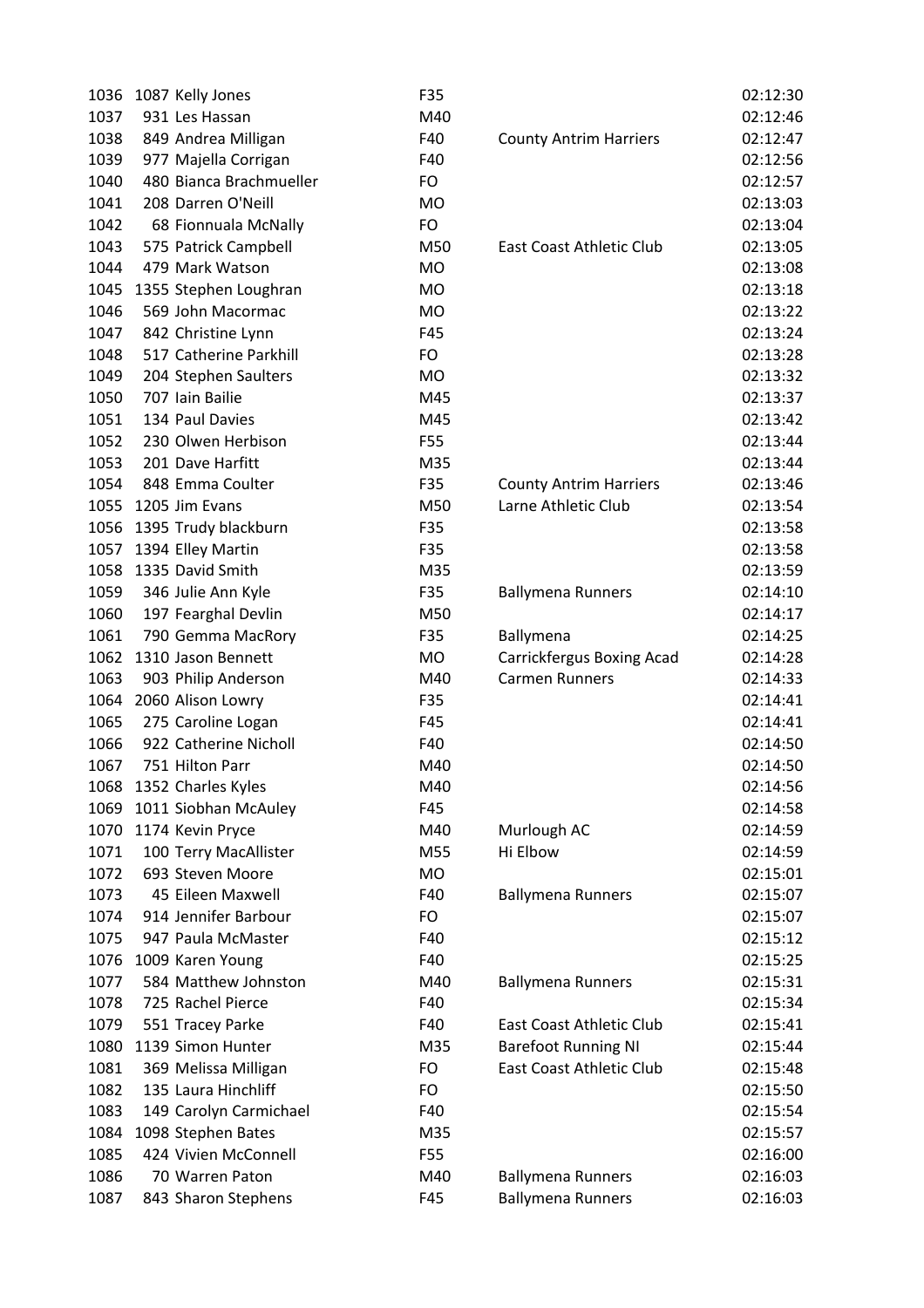| | | | | | |
|---|---|---|---|---|---|
| 1036 | 1087 | Kelly Jones | F35 | | 02:12:30 |
| 1037 | 931 | Les Hassan | M40 | | 02:12:46 |
| 1038 | 849 | Andrea Milligan | F40 | County Antrim Harriers | 02:12:47 |
| 1039 | 977 | Majella Corrigan | F40 | | 02:12:56 |
| 1040 | 480 | Bianca Brachmueller | FO | | 02:12:57 |
| 1041 | 208 | Darren O'Neill | MO | | 02:13:03 |
| 1042 | 68 | Fionnuala McNally | FO | | 02:13:04 |
| 1043 | 575 | Patrick Campbell | M50 | East Coast Athletic Club | 02:13:05 |
| 1044 | 479 | Mark Watson | MO | | 02:13:08 |
| 1045 | 1355 | Stephen Loughran | MO | | 02:13:18 |
| 1046 | 569 | John Macormac | MO | | 02:13:22 |
| 1047 | 842 | Christine Lynn | F45 | | 02:13:24 |
| 1048 | 517 | Catherine Parkhill | FO | | 02:13:28 |
| 1049 | 204 | Stephen Saulters | MO | | 02:13:32 |
| 1050 | 707 | Iain Bailie | M45 | | 02:13:37 |
| 1051 | 134 | Paul Davies | M45 | | 02:13:42 |
| 1052 | 230 | Olwen Herbison | F55 | | 02:13:44 |
| 1053 | 201 | Dave Harfitt | M35 | | 02:13:44 |
| 1054 | 848 | Emma Coulter | F35 | County Antrim Harriers | 02:13:46 |
| 1055 | 1205 | Jim Evans | M50 | Larne Athletic Club | 02:13:54 |
| 1056 | 1395 | Trudy blackburn | F35 | | 02:13:58 |
| 1057 | 1394 | Elley Martin | F35 | | 02:13:58 |
| 1058 | 1335 | David Smith | M35 | | 02:13:59 |
| 1059 | 346 | Julie Ann Kyle | F35 | Ballymena Runners | 02:14:10 |
| 1060 | 197 | Fearghal Devlin | M50 | | 02:14:17 |
| 1061 | 790 | Gemma MacRory | F35 | Ballymena | 02:14:25 |
| 1062 | 1310 | Jason Bennett | MO | Carrickfergus Boxing Acad | 02:14:28 |
| 1063 | 903 | Philip Anderson | M40 | Carmen Runners | 02:14:33 |
| 1064 | 2060 | Alison Lowry | F35 | | 02:14:41 |
| 1065 | 275 | Caroline Logan | F45 | | 02:14:41 |
| 1066 | 922 | Catherine Nicholl | F40 | | 02:14:50 |
| 1067 | 751 | Hilton Parr | M40 | | 02:14:50 |
| 1068 | 1352 | Charles Kyles | M40 | | 02:14:56 |
| 1069 | 1011 | Siobhan McAuley | F45 | | 02:14:58 |
| 1070 | 1174 | Kevin Pryce | M40 | Murlough AC | 02:14:59 |
| 1071 | 100 | Terry MacAllister | M55 | Hi Elbow | 02:14:59 |
| 1072 | 693 | Steven Moore | MO | | 02:15:01 |
| 1073 | 45 | Eileen Maxwell | F40 | Ballymena Runners | 02:15:07 |
| 1074 | 914 | Jennifer Barbour | FO | | 02:15:07 |
| 1075 | 947 | Paula McMaster | F40 | | 02:15:12 |
| 1076 | 1009 | Karen Young | F40 | | 02:15:25 |
| 1077 | 584 | Matthew Johnston | M40 | Ballymena Runners | 02:15:31 |
| 1078 | 725 | Rachel Pierce | F40 | | 02:15:34 |
| 1079 | 551 | Tracey Parke | F40 | East Coast Athletic Club | 02:15:41 |
| 1080 | 1139 | Simon Hunter | M35 | Barefoot Running NI | 02:15:44 |
| 1081 | 369 | Melissa Milligan | FO | East Coast Athletic Club | 02:15:48 |
| 1082 | 135 | Laura Hinchliff | FO | | 02:15:50 |
| 1083 | 149 | Carolyn Carmichael | F40 | | 02:15:54 |
| 1084 | 1098 | Stephen Bates | M35 | | 02:15:57 |
| 1085 | 424 | Vivien McConnell | F55 | | 02:16:00 |
| 1086 | 70 | Warren Paton | M40 | Ballymena Runners | 02:16:03 |
| 1087 | 843 | Sharon Stephens | F45 | Ballymena Runners | 02:16:03 |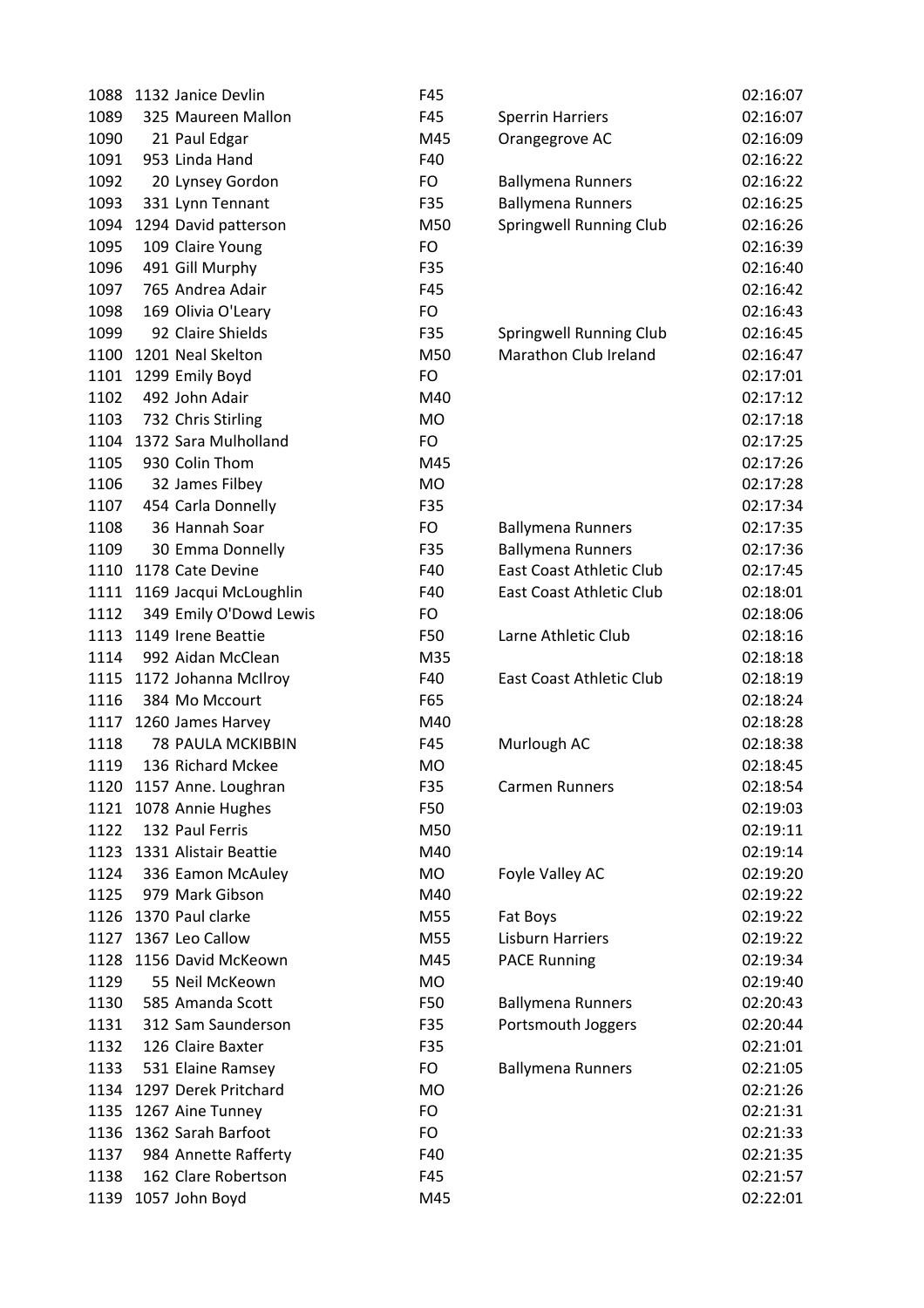| | | | | | |
|---|---|---|---|---|---|
| 1088 | 1132 | Janice Devlin | F45 | | 02:16:07 |
| 1089 | 325 | Maureen Mallon | F45 | Sperrin Harriers | 02:16:07 |
| 1090 | 21 | Paul Edgar | M45 | Orangegrove AC | 02:16:09 |
| 1091 | 953 | Linda Hand | F40 | | 02:16:22 |
| 1092 | 20 | Lynsey Gordon | FO | Ballymena Runners | 02:16:22 |
| 1093 | 331 | Lynn Tennant | F35 | Ballymena Runners | 02:16:25 |
| 1094 | 1294 | David patterson | M50 | Springwell Running Club | 02:16:26 |
| 1095 | 109 | Claire Young | FO | | 02:16:39 |
| 1096 | 491 | Gill Murphy | F35 | | 02:16:40 |
| 1097 | 765 | Andrea Adair | F45 | | 02:16:42 |
| 1098 | 169 | Olivia O'Leary | FO | | 02:16:43 |
| 1099 | 92 | Claire Shields | F35 | Springwell Running Club | 02:16:45 |
| 1100 | 1201 | Neal Skelton | M50 | Marathon Club Ireland | 02:16:47 |
| 1101 | 1299 | Emily Boyd | FO | | 02:17:01 |
| 1102 | 492 | John Adair | M40 | | 02:17:12 |
| 1103 | 732 | Chris Stirling | MO | | 02:17:18 |
| 1104 | 1372 | Sara Mulholland | FO | | 02:17:25 |
| 1105 | 930 | Colin Thom | M45 | | 02:17:26 |
| 1106 | 32 | James Filbey | MO | | 02:17:28 |
| 1107 | 454 | Carla Donnelly | F35 | | 02:17:34 |
| 1108 | 36 | Hannah Soar | FO | Ballymena Runners | 02:17:35 |
| 1109 | 30 | Emma Donnelly | F35 | Ballymena Runners | 02:17:36 |
| 1110 | 1178 | Cate Devine | F40 | East Coast Athletic Club | 02:17:45 |
| 1111 | 1169 | Jacqui McLoughlin | F40 | East Coast Athletic Club | 02:18:01 |
| 1112 | 349 | Emily O'Dowd Lewis | FO | | 02:18:06 |
| 1113 | 1149 | Irene Beattie | F50 | Larne Athletic Club | 02:18:16 |
| 1114 | 992 | Aidan McClean | M35 | | 02:18:18 |
| 1115 | 1172 | Johanna McIlroy | F40 | East Coast Athletic Club | 02:18:19 |
| 1116 | 384 | Mo Mccourt | F65 | | 02:18:24 |
| 1117 | 1260 | James Harvey | M40 | | 02:18:28 |
| 1118 | 78 | PAULA MCKIBBIN | F45 | Murlough AC | 02:18:38 |
| 1119 | 136 | Richard Mckee | MO | | 02:18:45 |
| 1120 | 1157 | Anne. Loughran | F35 | Carmen Runners | 02:18:54 |
| 1121 | 1078 | Annie Hughes | F50 | | 02:19:03 |
| 1122 | 132 | Paul Ferris | M50 | | 02:19:11 |
| 1123 | 1331 | Alistair Beattie | M40 | | 02:19:14 |
| 1124 | 336 | Eamon McAuley | MO | Foyle Valley AC | 02:19:20 |
| 1125 | 979 | Mark Gibson | M40 | | 02:19:22 |
| 1126 | 1370 | Paul clarke | M55 | Fat Boys | 02:19:22 |
| 1127 | 1367 | Leo Callow | M55 | Lisburn Harriers | 02:19:22 |
| 1128 | 1156 | David McKeown | M45 | PACE Running | 02:19:34 |
| 1129 | 55 | Neil McKeown | MO | | 02:19:40 |
| 1130 | 585 | Amanda Scott | F50 | Ballymena Runners | 02:20:43 |
| 1131 | 312 | Sam Saunderson | F35 | Portsmouth Joggers | 02:20:44 |
| 1132 | 126 | Claire Baxter | F35 | | 02:21:01 |
| 1133 | 531 | Elaine Ramsey | FO | Ballymena Runners | 02:21:05 |
| 1134 | 1297 | Derek Pritchard | MO | | 02:21:26 |
| 1135 | 1267 | Aine Tunney | FO | | 02:21:31 |
| 1136 | 1362 | Sarah Barfoot | FO | | 02:21:33 |
| 1137 | 984 | Annette Rafferty | F40 | | 02:21:35 |
| 1138 | 162 | Clare Robertson | F45 | | 02:21:57 |
| 1139 | 1057 | John Boyd | M45 | | 02:22:01 |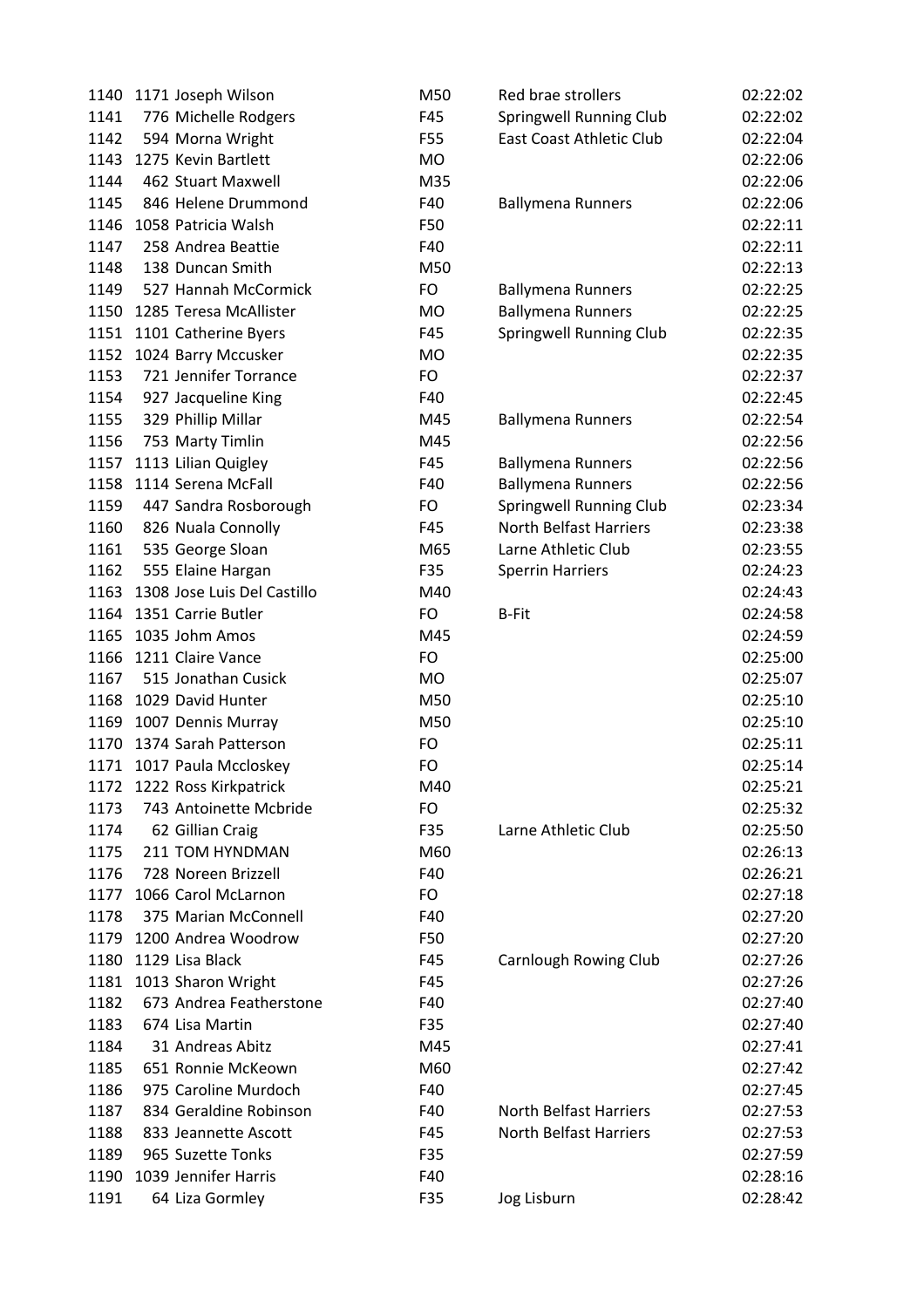| | | | | | |
|---|---|---|---|---|---|
| 1140 | 1171 | Joseph Wilson | M50 | Red brae strollers | 02:22:02 |
| 1141 | 776 | Michelle Rodgers | F45 | Springwell Running Club | 02:22:02 |
| 1142 | 594 | Morna Wright | F55 | East Coast Athletic Club | 02:22:04 |
| 1143 | 1275 | Kevin Bartlett | MO | | 02:22:06 |
| 1144 | 462 | Stuart Maxwell | M35 | | 02:22:06 |
| 1145 | 846 | Helene Drummond | F40 | Ballymena Runners | 02:22:06 |
| 1146 | 1058 | Patricia Walsh | F50 | | 02:22:11 |
| 1147 | 258 | Andrea Beattie | F40 | | 02:22:11 |
| 1148 | 138 | Duncan Smith | M50 | | 02:22:13 |
| 1149 | 527 | Hannah McCormick | FO | Ballymena Runners | 02:22:25 |
| 1150 | 1285 | Teresa McAllister | MO | Ballymena Runners | 02:22:25 |
| 1151 | 1101 | Catherine Byers | F45 | Springwell Running Club | 02:22:35 |
| 1152 | 1024 | Barry Mccusker | MO | | 02:22:35 |
| 1153 | 721 | Jennifer Torrance | FO | | 02:22:37 |
| 1154 | 927 | Jacqueline King | F40 | | 02:22:45 |
| 1155 | 329 | Phillip Millar | M45 | Ballymena Runners | 02:22:54 |
| 1156 | 753 | Marty Timlin | M45 | | 02:22:56 |
| 1157 | 1113 | Lilian Quigley | F45 | Ballymena Runners | 02:22:56 |
| 1158 | 1114 | Serena McFall | F40 | Ballymena Runners | 02:22:56 |
| 1159 | 447 | Sandra Rosborough | FO | Springwell Running Club | 02:23:34 |
| 1160 | 826 | Nuala Connolly | F45 | North Belfast Harriers | 02:23:38 |
| 1161 | 535 | George Sloan | M65 | Larne Athletic Club | 02:23:55 |
| 1162 | 555 | Elaine Hargan | F35 | Sperrin Harriers | 02:24:23 |
| 1163 | 1308 | Jose Luis Del Castillo | M40 | | 02:24:43 |
| 1164 | 1351 | Carrie Butler | FO | B-Fit | 02:24:58 |
| 1165 | 1035 | Johm Amos | M45 | | 02:24:59 |
| 1166 | 1211 | Claire Vance | FO | | 02:25:00 |
| 1167 | 515 | Jonathan Cusick | MO | | 02:25:07 |
| 1168 | 1029 | David Hunter | M50 | | 02:25:10 |
| 1169 | 1007 | Dennis Murray | M50 | | 02:25:10 |
| 1170 | 1374 | Sarah Patterson | FO | | 02:25:11 |
| 1171 | 1017 | Paula Mccloskey | FO | | 02:25:14 |
| 1172 | 1222 | Ross Kirkpatrick | M40 | | 02:25:21 |
| 1173 | 743 | Antoinette Mcbride | FO | | 02:25:32 |
| 1174 | 62 | Gillian Craig | F35 | Larne Athletic Club | 02:25:50 |
| 1175 | 211 | TOM HYNDMAN | M60 | | 02:26:13 |
| 1176 | 728 | Noreen Brizzell | F40 | | 02:26:21 |
| 1177 | 1066 | Carol McLarnon | FO | | 02:27:18 |
| 1178 | 375 | Marian McConnell | F40 | | 02:27:20 |
| 1179 | 1200 | Andrea Woodrow | F50 | | 02:27:20 |
| 1180 | 1129 | Lisa Black | F45 | Carnlough Rowing Club | 02:27:26 |
| 1181 | 1013 | Sharon Wright | F45 | | 02:27:26 |
| 1182 | 673 | Andrea Featherstone | F40 | | 02:27:40 |
| 1183 | 674 | Lisa Martin | F35 | | 02:27:40 |
| 1184 | 31 | Andreas Abitz | M45 | | 02:27:41 |
| 1185 | 651 | Ronnie McKeown | M60 | | 02:27:42 |
| 1186 | 975 | Caroline Murdoch | F40 | | 02:27:45 |
| 1187 | 834 | Geraldine Robinson | F40 | North Belfast Harriers | 02:27:53 |
| 1188 | 833 | Jeannette Ascott | F45 | North Belfast Harriers | 02:27:53 |
| 1189 | 965 | Suzette Tonks | F35 | | 02:27:59 |
| 1190 | 1039 | Jennifer Harris | F40 | | 02:28:16 |
| 1191 | 64 | Liza Gormley | F35 | Jog Lisburn | 02:28:42 |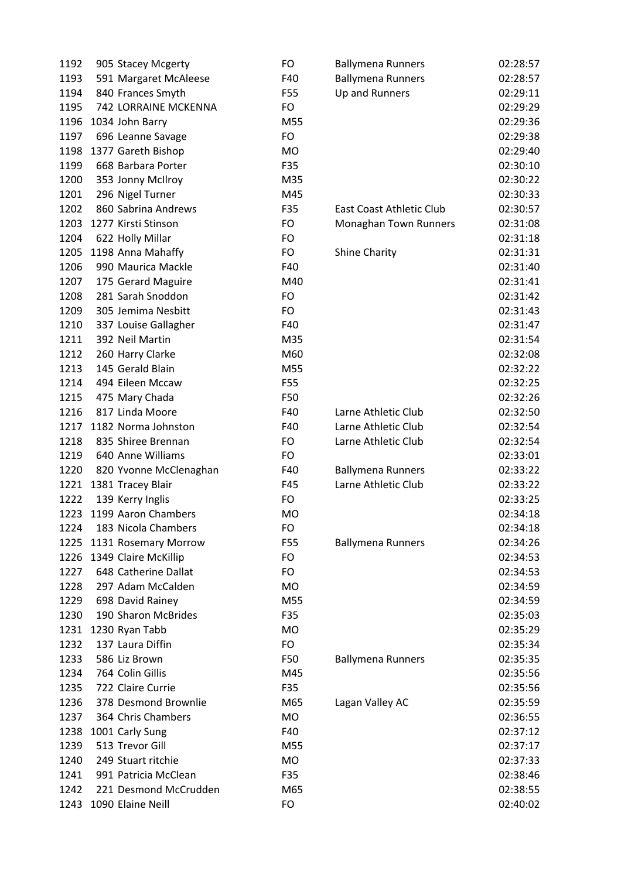| | | | | | |
|---|---|---|---|---|---|
| 1192 | 905 | Stacey Mcgerty | FO | Ballymena Runners | 02:28:57 |
| 1193 | 591 | Margaret McAleese | F40 | Ballymena Runners | 02:28:57 |
| 1194 | 840 | Frances Smyth | F55 | Up and Runners | 02:29:11 |
| 1195 | 742 | LORRAINE MCKENNA | FO | | 02:29:29 |
| 1196 | 1034 | John Barry | M55 | | 02:29:36 |
| 1197 | 696 | Leanne Savage | FO | | 02:29:38 |
| 1198 | 1377 | Gareth Bishop | MO | | 02:29:40 |
| 1199 | 668 | Barbara Porter | F35 | | 02:30:10 |
| 1200 | 353 | Jonny McIlroy | M35 | | 02:30:22 |
| 1201 | 296 | Nigel Turner | M45 | | 02:30:33 |
| 1202 | 860 | Sabrina Andrews | F35 | East Coast Athletic Club | 02:30:57 |
| 1203 | 1277 | Kirsti Stinson | FO | Monaghan Town Runners | 02:31:08 |
| 1204 | 622 | Holly Millar | FO | | 02:31:18 |
| 1205 | 1198 | Anna Mahaffy | FO | Shine Charity | 02:31:31 |
| 1206 | 990 | Maurica Mackle | F40 | | 02:31:40 |
| 1207 | 175 | Gerard Maguire | M40 | | 02:31:41 |
| 1208 | 281 | Sarah Snoddon | FO | | 02:31:42 |
| 1209 | 305 | Jemima Nesbitt | FO | | 02:31:43 |
| 1210 | 337 | Louise Gallagher | F40 | | 02:31:47 |
| 1211 | 392 | Neil Martin | M35 | | 02:31:54 |
| 1212 | 260 | Harry Clarke | M60 | | 02:32:08 |
| 1213 | 145 | Gerald Blain | M55 | | 02:32:22 |
| 1214 | 494 | Eileen Mccaw | F55 | | 02:32:25 |
| 1215 | 475 | Mary Chada | F50 | | 02:32:26 |
| 1216 | 817 | Linda Moore | F40 | Larne Athletic Club | 02:32:50 |
| 1217 | 1182 | Norma Johnston | F40 | Larne Athletic Club | 02:32:54 |
| 1218 | 835 | Shiree Brennan | FO | Larne Athletic Club | 02:32:54 |
| 1219 | 640 | Anne Williams | FO | | 02:33:01 |
| 1220 | 820 | Yvonne McClenaghan | F40 | Ballymena Runners | 02:33:22 |
| 1221 | 1381 | Tracey Blair | F45 | Larne Athletic Club | 02:33:22 |
| 1222 | 139 | Kerry Inglis | FO | | 02:33:25 |
| 1223 | 1199 | Aaron Chambers | MO | | 02:34:18 |
| 1224 | 183 | Nicola Chambers | FO | | 02:34:18 |
| 1225 | 1131 | Rosemary Morrow | F55 | Ballymena Runners | 02:34:26 |
| 1226 | 1349 | Claire McKillip | FO | | 02:34:53 |
| 1227 | 648 | Catherine Dallat | FO | | 02:34:53 |
| 1228 | 297 | Adam McCalden | MO | | 02:34:59 |
| 1229 | 698 | David Rainey | M55 | | 02:34:59 |
| 1230 | 190 | Sharon McBrides | F35 | | 02:35:03 |
| 1231 | 1230 | Ryan Tabb | MO | | 02:35:29 |
| 1232 | 137 | Laura Diffin | FO | | 02:35:34 |
| 1233 | 586 | Liz Brown | F50 | Ballymena Runners | 02:35:35 |
| 1234 | 764 | Colin Gillis | M45 | | 02:35:56 |
| 1235 | 722 | Claire Currie | F35 | | 02:35:56 |
| 1236 | 378 | Desmond Brownlie | M65 | Lagan Valley AC | 02:35:59 |
| 1237 | 364 | Chris Chambers | MO | | 02:36:55 |
| 1238 | 1001 | Carly Sung | F40 | | 02:37:12 |
| 1239 | 513 | Trevor Gill | M55 | | 02:37:17 |
| 1240 | 249 | Stuart ritchie | MO | | 02:37:33 |
| 1241 | 991 | Patricia McClean | F35 | | 02:38:46 |
| 1242 | 221 | Desmond McCrudden | M65 | | 02:38:55 |
| 1243 | 1090 | Elaine Neill | FO | | 02:40:02 |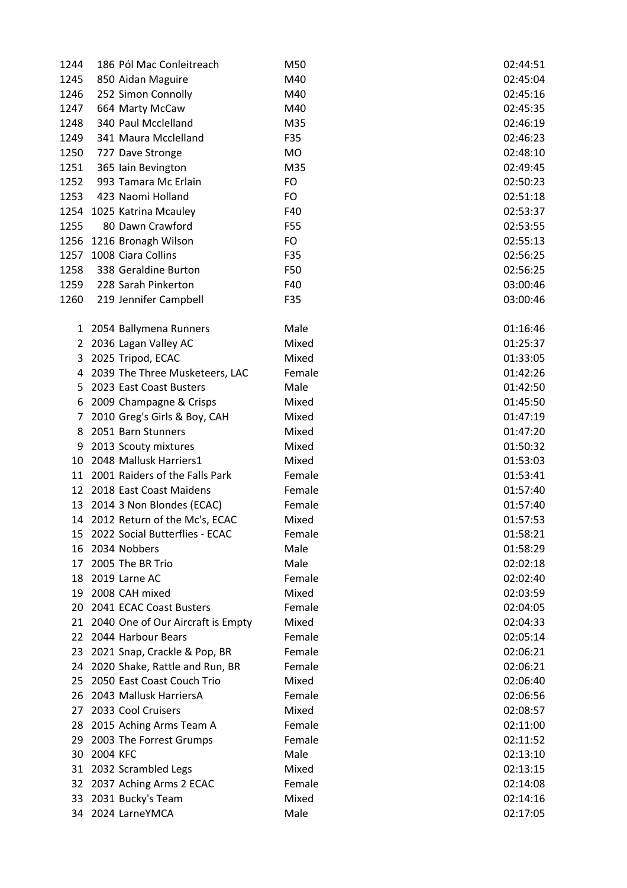| | | | |
|---|---|---|---|
| 1244 | 186 Pól Mac Conleitreach | M50 | 02:44:51 |
| 1245 | 850 Aidan Maguire | M40 | 02:45:04 |
| 1246 | 252 Simon Connolly | M40 | 02:45:16 |
| 1247 | 664 Marty McCaw | M40 | 02:45:35 |
| 1248 | 340 Paul Mcclelland | M35 | 02:46:19 |
| 1249 | 341 Maura Mcclelland | F35 | 02:46:23 |
| 1250 | 727 Dave Stronge | MO | 02:48:10 |
| 1251 | 365 Iain Bevington | M35 | 02:49:45 |
| 1252 | 993 Tamara Mc Erlain | FO | 02:50:23 |
| 1253 | 423 Naomi Holland | FO | 02:51:18 |
| 1254 | 1025 Katrina Mcauley | F40 | 02:53:37 |
| 1255 | 80 Dawn Crawford | F55 | 02:53:55 |
| 1256 | 1216 Bronagh Wilson | FO | 02:55:13 |
| 1257 | 1008 Ciara Collins | F35 | 02:56:25 |
| 1258 | 338 Geraldine Burton | F50 | 02:56:25 |
| 1259 | 228 Sarah Pinkerton | F40 | 03:00:46 |
| 1260 | 219 Jennifer Campbell | F35 | 03:00:46 |

| | | | |
|---|---|---|---|
| 1 | 2054 Ballymena Runners | Male | 01:16:46 |
| 2 | 2036 Lagan Valley AC | Mixed | 01:25:37 |
| 3 | 2025 Tripod, ECAC | Mixed | 01:33:05 |
| 4 | 2039 The Three Musketeers, LAC | Female | 01:42:26 |
| 5 | 2023 East Coast Busters | Male | 01:42:50 |
| 6 | 2009 Champagne & Crisps | Mixed | 01:45:50 |
| 7 | 2010 Greg's Girls & Boy, CAH | Mixed | 01:47:19 |
| 8 | 2051 Barn Stunners | Mixed | 01:47:20 |
| 9 | 2013 Scouty mixtures | Mixed | 01:50:32 |
| 10 | 2048 Mallusk Harriers1 | Mixed | 01:53:03 |
| 11 | 2001 Raiders of the Falls Park | Female | 01:53:41 |
| 12 | 2018 East Coast Maidens | Female | 01:57:40 |
| 13 | 2014 3 Non Blondes (ECAC) | Female | 01:57:40 |
| 14 | 2012 Return of the Mc's, ECAC | Mixed | 01:57:53 |
| 15 | 2022 Social Butterflies - ECAC | Female | 01:58:21 |
| 16 | 2034 Nobbers | Male | 01:58:29 |
| 17 | 2005 The BR Trio | Male | 02:02:18 |
| 18 | 2019 Larne AC | Female | 02:02:40 |
| 19 | 2008 CAH mixed | Mixed | 02:03:59 |
| 20 | 2041 ECAC Coast Busters | Female | 02:04:05 |
| 21 | 2040 One of Our Aircraft is Empty | Mixed | 02:04:33 |
| 22 | 2044 Harbour Bears | Female | 02:05:14 |
| 23 | 2021 Snap, Crackle & Pop, BR | Female | 02:06:21 |
| 24 | 2020 Shake, Rattle and Run, BR | Female | 02:06:21 |
| 25 | 2050 East Coast Couch Trio | Mixed | 02:06:40 |
| 26 | 2043 Mallusk HarriersA | Female | 02:06:56 |
| 27 | 2033 Cool Cruisers | Mixed | 02:08:57 |
| 28 | 2015 Aching Arms Team A | Female | 02:11:00 |
| 29 | 2003 The Forrest Grumps | Female | 02:11:52 |
| 30 | 2004 KFC | Male | 02:13:10 |
| 31 | 2032 Scrambled Legs | Mixed | 02:13:15 |
| 32 | 2037 Aching Arms 2 ECAC | Female | 02:14:08 |
| 33 | 2031 Bucky's Team | Mixed | 02:14:16 |
| 34 | 2024 LarneYMCA | Male | 02:17:05 |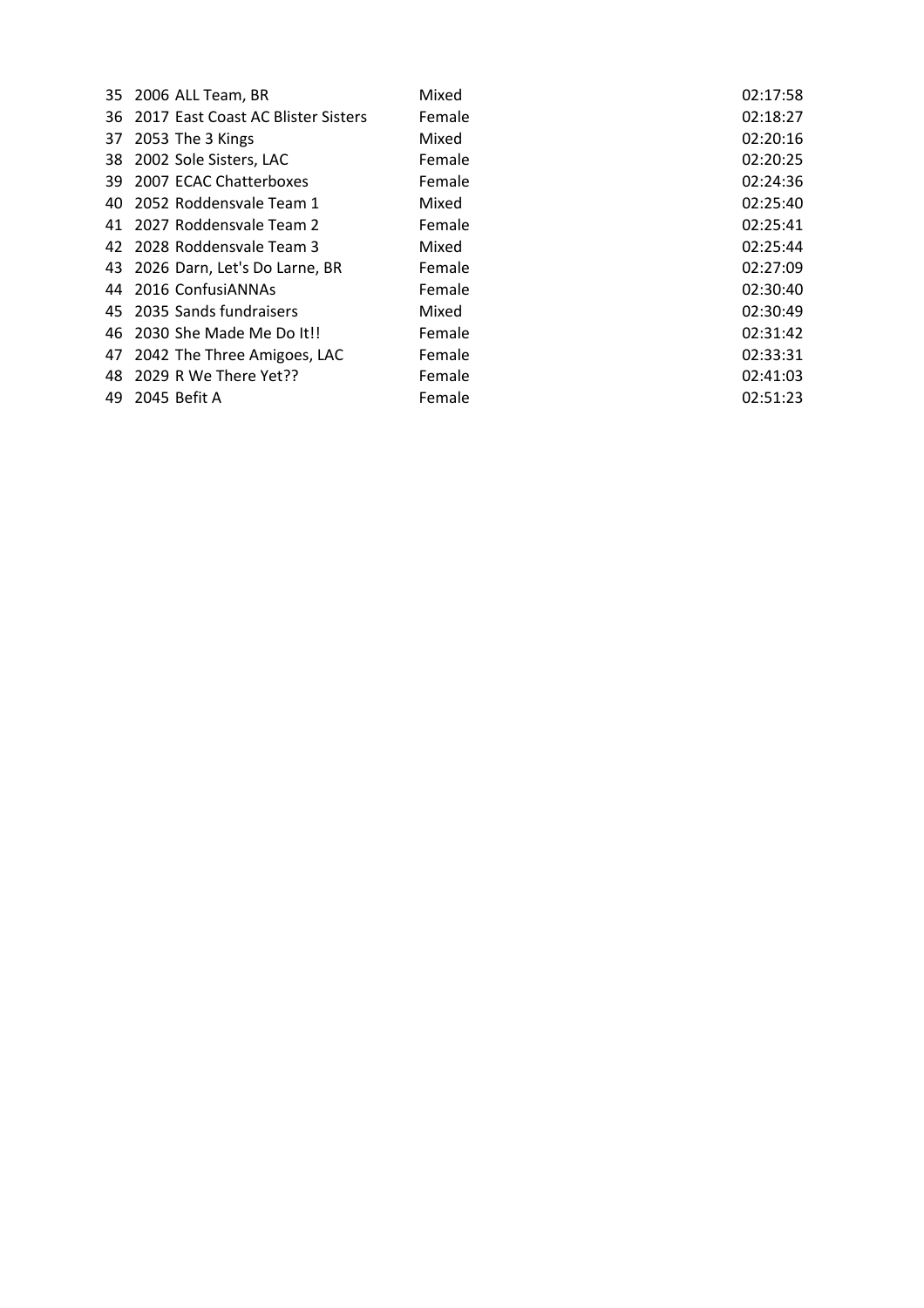| | | | |
|---|---|---|---|
| 35 | 2006 ALL Team, BR | Mixed | 02:17:58 |
| 36 | 2017 East Coast AC Blister Sisters | Female | 02:18:27 |
| 37 | 2053 The 3 Kings | Mixed | 02:20:16 |
| 38 | 2002 Sole Sisters, LAC | Female | 02:20:25 |
| 39 | 2007 ECAC Chatterboxes | Female | 02:24:36 |
| 40 | 2052 Roddensvale Team 1 | Mixed | 02:25:40 |
| 41 | 2027 Roddensvale Team 2 | Female | 02:25:41 |
| 42 | 2028 Roddensvale Team 3 | Mixed | 02:25:44 |
| 43 | 2026 Darn, Let's Do Larne, BR | Female | 02:27:09 |
| 44 | 2016 ConfusiANNAs | Female | 02:30:40 |
| 45 | 2035 Sands fundraisers | Mixed | 02:30:49 |
| 46 | 2030 She Made Me Do It!! | Female | 02:31:42 |
| 47 | 2042 The Three Amigoes, LAC | Female | 02:33:31 |
| 48 | 2029 R We There Yet?? | Female | 02:41:03 |
| 49 | 2045 Befit A | Female | 02:51:23 |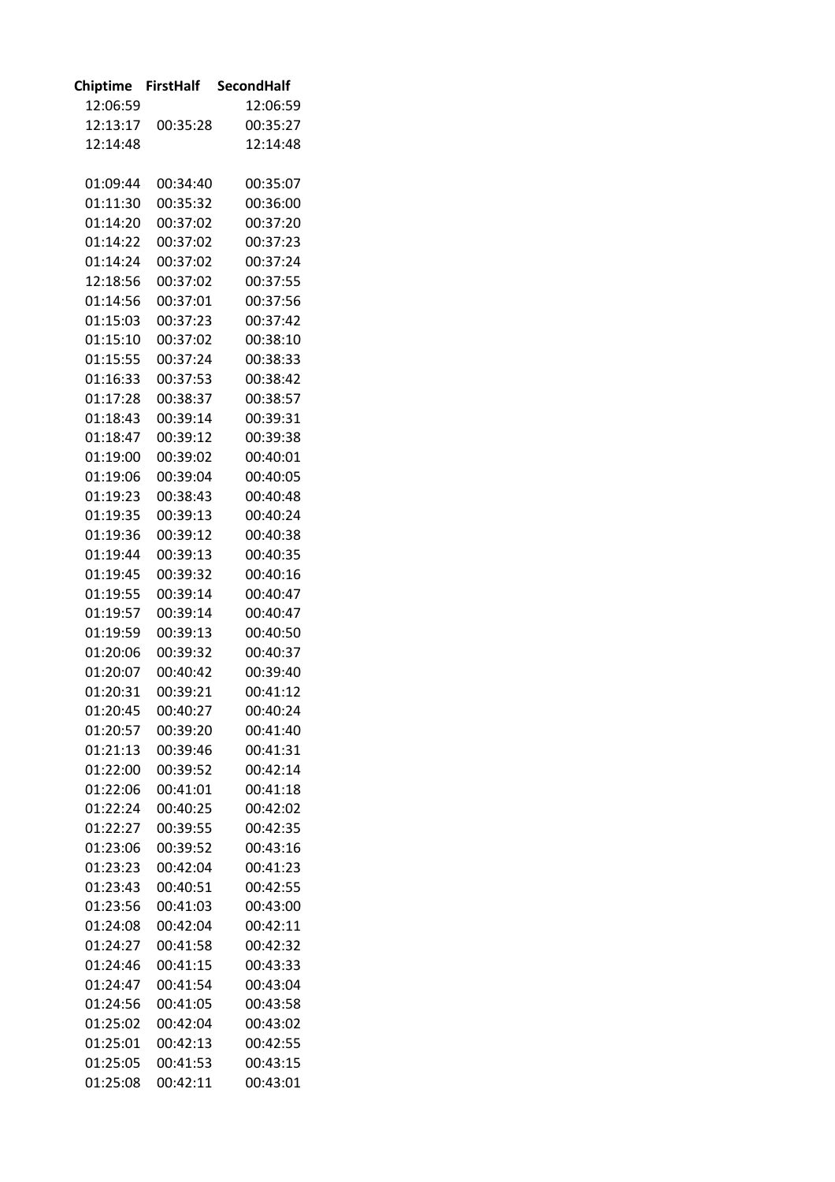| Chiptime | FirstHalf | SecondHalf |
|---|---|---|
| 12:06:59 | | 12:06:59 |
| 12:13:17 | 00:35:28 | 00:35:27 |
| 12:14:48 | | 12:14:48 |
| | | |
| 01:09:44 | 00:34:40 | 00:35:07 |
| 01:11:30 | 00:35:32 | 00:36:00 |
| 01:14:20 | 00:37:02 | 00:37:20 |
| 01:14:22 | 00:37:02 | 00:37:23 |
| 01:14:24 | 00:37:02 | 00:37:24 |
| 12:18:56 | 00:37:02 | 00:37:55 |
| 01:14:56 | 00:37:01 | 00:37:56 |
| 01:15:03 | 00:37:23 | 00:37:42 |
| 01:15:10 | 00:37:02 | 00:38:10 |
| 01:15:55 | 00:37:24 | 00:38:33 |
| 01:16:33 | 00:37:53 | 00:38:42 |
| 01:17:28 | 00:38:37 | 00:38:57 |
| 01:18:43 | 00:39:14 | 00:39:31 |
| 01:18:47 | 00:39:12 | 00:39:38 |
| 01:19:00 | 00:39:02 | 00:40:01 |
| 01:19:06 | 00:39:04 | 00:40:05 |
| 01:19:23 | 00:38:43 | 00:40:48 |
| 01:19:35 | 00:39:13 | 00:40:24 |
| 01:19:36 | 00:39:12 | 00:40:38 |
| 01:19:44 | 00:39:13 | 00:40:35 |
| 01:19:45 | 00:39:32 | 00:40:16 |
| 01:19:55 | 00:39:14 | 00:40:47 |
| 01:19:57 | 00:39:14 | 00:40:47 |
| 01:19:59 | 00:39:13 | 00:40:50 |
| 01:20:06 | 00:39:32 | 00:40:37 |
| 01:20:07 | 00:40:42 | 00:39:40 |
| 01:20:31 | 00:39:21 | 00:41:12 |
| 01:20:45 | 00:40:27 | 00:40:24 |
| 01:20:57 | 00:39:20 | 00:41:40 |
| 01:21:13 | 00:39:46 | 00:41:31 |
| 01:22:00 | 00:39:52 | 00:42:14 |
| 01:22:06 | 00:41:01 | 00:41:18 |
| 01:22:24 | 00:40:25 | 00:42:02 |
| 01:22:27 | 00:39:55 | 00:42:35 |
| 01:23:06 | 00:39:52 | 00:43:16 |
| 01:23:23 | 00:42:04 | 00:41:23 |
| 01:23:43 | 00:40:51 | 00:42:55 |
| 01:23:56 | 00:41:03 | 00:43:00 |
| 01:24:08 | 00:42:04 | 00:42:11 |
| 01:24:27 | 00:41:58 | 00:42:32 |
| 01:24:46 | 00:41:15 | 00:43:33 |
| 01:24:47 | 00:41:54 | 00:43:04 |
| 01:24:56 | 00:41:05 | 00:43:58 |
| 01:25:02 | 00:42:04 | 00:43:02 |
| 01:25:01 | 00:42:13 | 00:42:55 |
| 01:25:05 | 00:41:53 | 00:43:15 |
| 01:25:08 | 00:42:11 | 00:43:01 |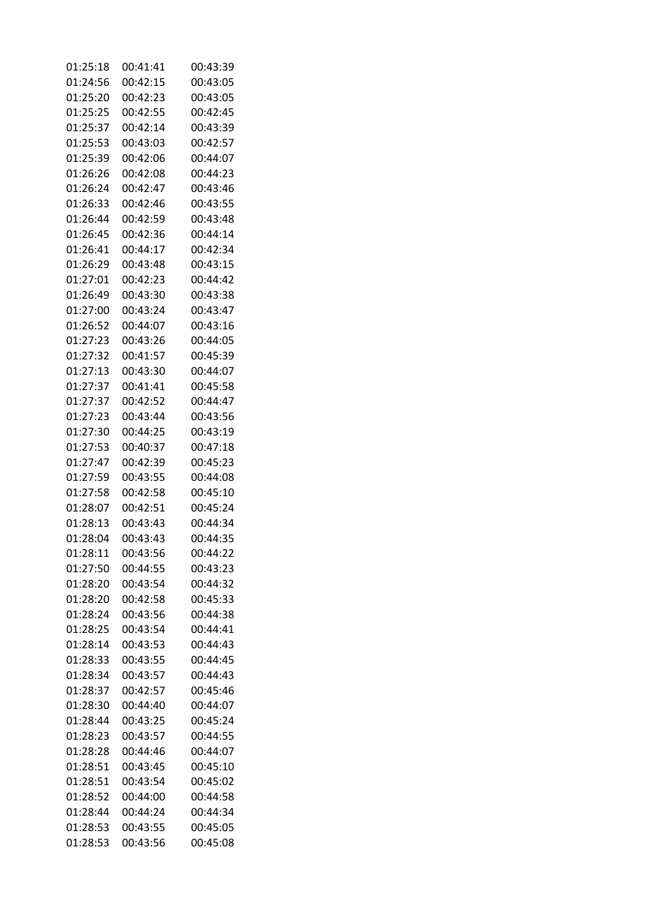| | | |
|---|---|---|
| 01:25:18 | 00:41:41 | 00:43:39 |
| 01:24:56 | 00:42:15 | 00:43:05 |
| 01:25:20 | 00:42:23 | 00:43:05 |
| 01:25:25 | 00:42:55 | 00:42:45 |
| 01:25:37 | 00:42:14 | 00:43:39 |
| 01:25:53 | 00:43:03 | 00:42:57 |
| 01:25:39 | 00:42:06 | 00:44:07 |
| 01:26:26 | 00:42:08 | 00:44:23 |
| 01:26:24 | 00:42:47 | 00:43:46 |
| 01:26:33 | 00:42:46 | 00:43:55 |
| 01:26:44 | 00:42:59 | 00:43:48 |
| 01:26:45 | 00:42:36 | 00:44:14 |
| 01:26:41 | 00:44:17 | 00:42:34 |
| 01:26:29 | 00:43:48 | 00:43:15 |
| 01:27:01 | 00:42:23 | 00:44:42 |
| 01:26:49 | 00:43:30 | 00:43:38 |
| 01:27:00 | 00:43:24 | 00:43:47 |
| 01:26:52 | 00:44:07 | 00:43:16 |
| 01:27:23 | 00:43:26 | 00:44:05 |
| 01:27:32 | 00:41:57 | 00:45:39 |
| 01:27:13 | 00:43:30 | 00:44:07 |
| 01:27:37 | 00:41:41 | 00:45:58 |
| 01:27:37 | 00:42:52 | 00:44:47 |
| 01:27:23 | 00:43:44 | 00:43:56 |
| 01:27:30 | 00:44:25 | 00:43:19 |
| 01:27:53 | 00:40:37 | 00:47:18 |
| 01:27:47 | 00:42:39 | 00:45:23 |
| 01:27:59 | 00:43:55 | 00:44:08 |
| 01:27:58 | 00:42:58 | 00:45:10 |
| 01:28:07 | 00:42:51 | 00:45:24 |
| 01:28:13 | 00:43:43 | 00:44:34 |
| 01:28:04 | 00:43:43 | 00:44:35 |
| 01:28:11 | 00:43:56 | 00:44:22 |
| 01:27:50 | 00:44:55 | 00:43:23 |
| 01:28:20 | 00:43:54 | 00:44:32 |
| 01:28:20 | 00:42:58 | 00:45:33 |
| 01:28:24 | 00:43:56 | 00:44:38 |
| 01:28:25 | 00:43:54 | 00:44:41 |
| 01:28:14 | 00:43:53 | 00:44:43 |
| 01:28:33 | 00:43:55 | 00:44:45 |
| 01:28:34 | 00:43:57 | 00:44:43 |
| 01:28:37 | 00:42:57 | 00:45:46 |
| 01:28:30 | 00:44:40 | 00:44:07 |
| 01:28:44 | 00:43:25 | 00:45:24 |
| 01:28:23 | 00:43:57 | 00:44:55 |
| 01:28:28 | 00:44:46 | 00:44:07 |
| 01:28:51 | 00:43:45 | 00:45:10 |
| 01:28:51 | 00:43:54 | 00:45:02 |
| 01:28:52 | 00:44:00 | 00:44:58 |
| 01:28:44 | 00:44:24 | 00:44:34 |
| 01:28:53 | 00:43:55 | 00:45:05 |
| 01:28:53 | 00:43:56 | 00:45:08 |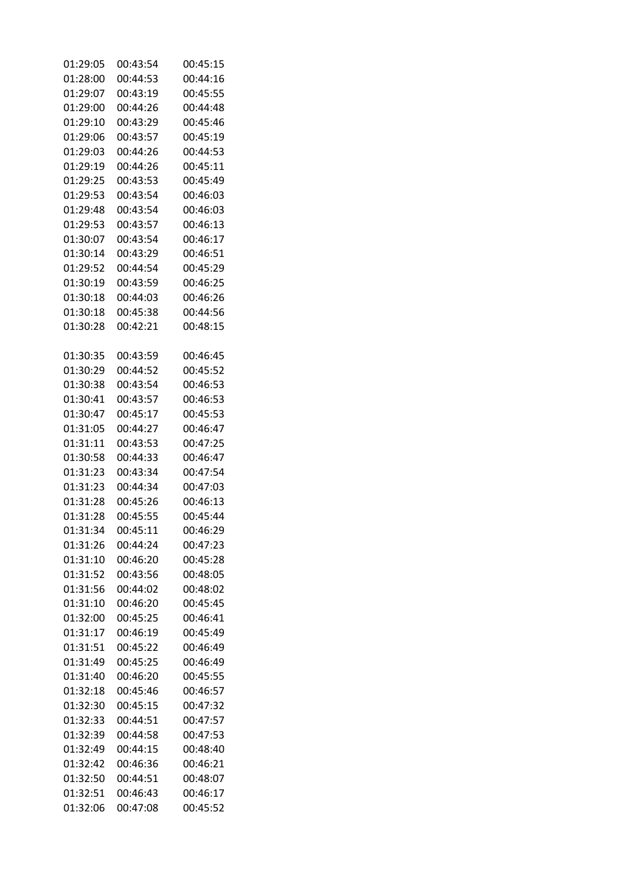| | | |
|---|---|---|
| 01:29:05 | 00:43:54 | 00:45:15 |
| 01:28:00 | 00:44:53 | 00:44:16 |
| 01:29:07 | 00:43:19 | 00:45:55 |
| 01:29:00 | 00:44:26 | 00:44:48 |
| 01:29:10 | 00:43:29 | 00:45:46 |
| 01:29:06 | 00:43:57 | 00:45:19 |
| 01:29:03 | 00:44:26 | 00:44:53 |
| 01:29:19 | 00:44:26 | 00:45:11 |
| 01:29:25 | 00:43:53 | 00:45:49 |
| 01:29:53 | 00:43:54 | 00:46:03 |
| 01:29:48 | 00:43:54 | 00:46:03 |
| 01:29:53 | 00:43:57 | 00:46:13 |
| 01:30:07 | 00:43:54 | 00:46:17 |
| 01:30:14 | 00:43:29 | 00:46:51 |
| 01:29:52 | 00:44:54 | 00:45:29 |
| 01:30:19 | 00:43:59 | 00:46:25 |
| 01:30:18 | 00:44:03 | 00:46:26 |
| 01:30:18 | 00:45:38 | 00:44:56 |
| 01:30:28 | 00:42:21 | 00:48:15 |
| | | |
| 01:30:35 | 00:43:59 | 00:46:45 |
| 01:30:29 | 00:44:52 | 00:45:52 |
| 01:30:38 | 00:43:54 | 00:46:53 |
| 01:30:41 | 00:43:57 | 00:46:53 |
| 01:30:47 | 00:45:17 | 00:45:53 |
| 01:31:05 | 00:44:27 | 00:46:47 |
| 01:31:11 | 00:43:53 | 00:47:25 |
| 01:30:58 | 00:44:33 | 00:46:47 |
| 01:31:23 | 00:43:34 | 00:47:54 |
| 01:31:23 | 00:44:34 | 00:47:03 |
| 01:31:28 | 00:45:26 | 00:46:13 |
| 01:31:28 | 00:45:55 | 00:45:44 |
| 01:31:34 | 00:45:11 | 00:46:29 |
| 01:31:26 | 00:44:24 | 00:47:23 |
| 01:31:10 | 00:46:20 | 00:45:28 |
| 01:31:52 | 00:43:56 | 00:48:05 |
| 01:31:56 | 00:44:02 | 00:48:02 |
| 01:31:10 | 00:46:20 | 00:45:45 |
| 01:32:00 | 00:45:25 | 00:46:41 |
| 01:31:17 | 00:46:19 | 00:45:49 |
| 01:31:51 | 00:45:22 | 00:46:49 |
| 01:31:49 | 00:45:25 | 00:46:49 |
| 01:31:40 | 00:46:20 | 00:45:55 |
| 01:32:18 | 00:45:46 | 00:46:57 |
| 01:32:30 | 00:45:15 | 00:47:32 |
| 01:32:33 | 00:44:51 | 00:47:57 |
| 01:32:39 | 00:44:58 | 00:47:53 |
| 01:32:49 | 00:44:15 | 00:48:40 |
| 01:32:42 | 00:46:36 | 00:46:21 |
| 01:32:50 | 00:44:51 | 00:48:07 |
| 01:32:51 | 00:46:43 | 00:46:17 |
| 01:32:06 | 00:47:08 | 00:45:52 |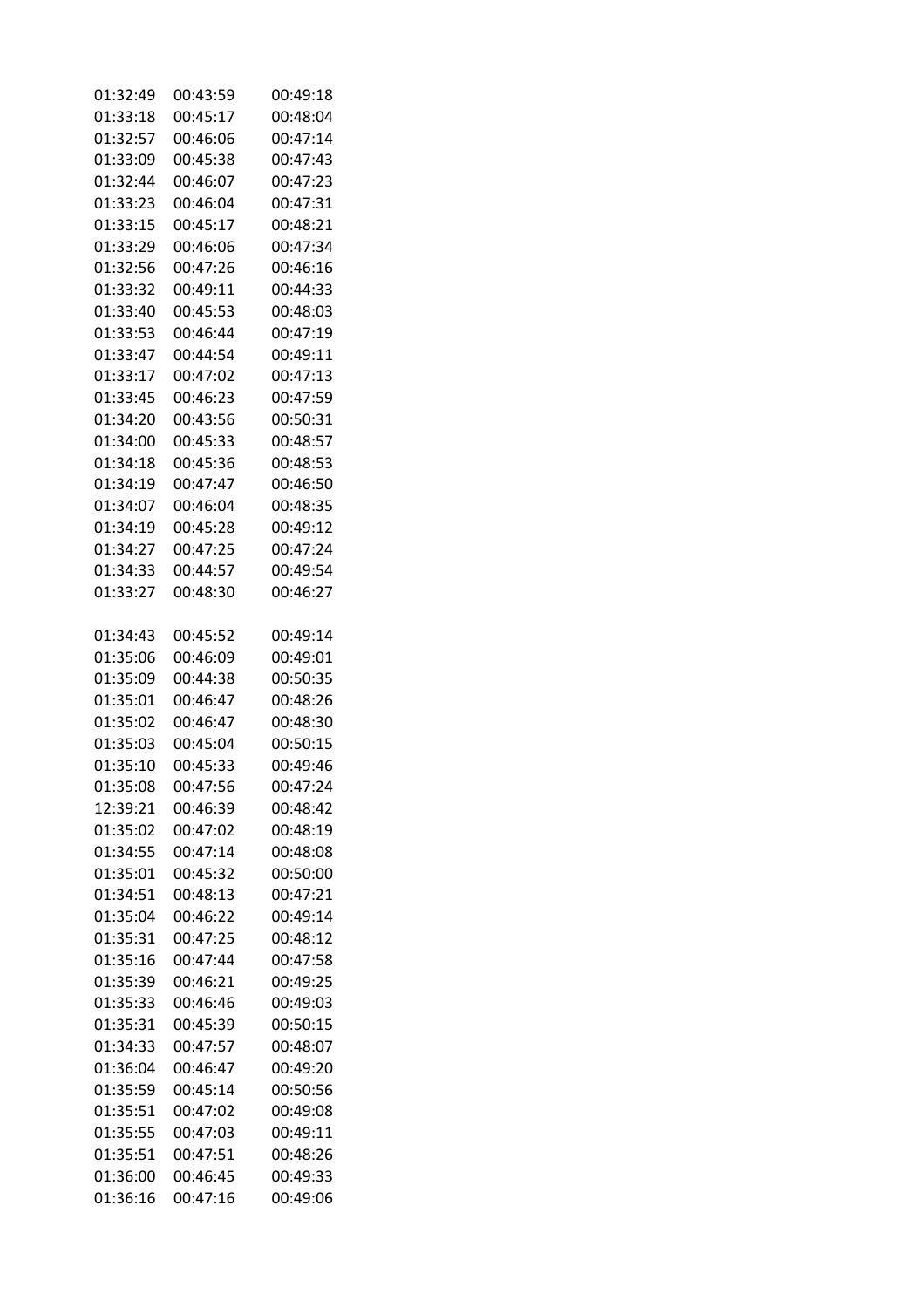| | | |
|---|---|---|
| 01:32:49 | 00:43:59 | 00:49:18 |
| 01:33:18 | 00:45:17 | 00:48:04 |
| 01:32:57 | 00:46:06 | 00:47:14 |
| 01:33:09 | 00:45:38 | 00:47:43 |
| 01:32:44 | 00:46:07 | 00:47:23 |
| 01:33:23 | 00:46:04 | 00:47:31 |
| 01:33:15 | 00:45:17 | 00:48:21 |
| 01:33:29 | 00:46:06 | 00:47:34 |
| 01:32:56 | 00:47:26 | 00:46:16 |
| 01:33:32 | 00:49:11 | 00:44:33 |
| 01:33:40 | 00:45:53 | 00:48:03 |
| 01:33:53 | 00:46:44 | 00:47:19 |
| 01:33:47 | 00:44:54 | 00:49:11 |
| 01:33:17 | 00:47:02 | 00:47:13 |
| 01:33:45 | 00:46:23 | 00:47:59 |
| 01:34:20 | 00:43:56 | 00:50:31 |
| 01:34:00 | 00:45:33 | 00:48:57 |
| 01:34:18 | 00:45:36 | 00:48:53 |
| 01:34:19 | 00:47:47 | 00:46:50 |
| 01:34:07 | 00:46:04 | 00:48:35 |
| 01:34:19 | 00:45:28 | 00:49:12 |
| 01:34:27 | 00:47:25 | 00:47:24 |
| 01:34:33 | 00:44:57 | 00:49:54 |
| 01:33:27 | 00:48:30 | 00:46:27 |
| | | |
| 01:34:43 | 00:45:52 | 00:49:14 |
| 01:35:06 | 00:46:09 | 00:49:01 |
| 01:35:09 | 00:44:38 | 00:50:35 |
| 01:35:01 | 00:46:47 | 00:48:26 |
| 01:35:02 | 00:46:47 | 00:48:30 |
| 01:35:03 | 00:45:04 | 00:50:15 |
| 01:35:10 | 00:45:33 | 00:49:46 |
| 01:35:08 | 00:47:56 | 00:47:24 |
| 12:39:21 | 00:46:39 | 00:48:42 |
| 01:35:02 | 00:47:02 | 00:48:19 |
| 01:34:55 | 00:47:14 | 00:48:08 |
| 01:35:01 | 00:45:32 | 00:50:00 |
| 01:34:51 | 00:48:13 | 00:47:21 |
| 01:35:04 | 00:46:22 | 00:49:14 |
| 01:35:31 | 00:47:25 | 00:48:12 |
| 01:35:16 | 00:47:44 | 00:47:58 |
| 01:35:39 | 00:46:21 | 00:49:25 |
| 01:35:33 | 00:46:46 | 00:49:03 |
| 01:35:31 | 00:45:39 | 00:50:15 |
| 01:34:33 | 00:47:57 | 00:48:07 |
| 01:36:04 | 00:46:47 | 00:49:20 |
| 01:35:59 | 00:45:14 | 00:50:56 |
| 01:35:51 | 00:47:02 | 00:49:08 |
| 01:35:55 | 00:47:03 | 00:49:11 |
| 01:35:51 | 00:47:51 | 00:48:26 |
| 01:36:00 | 00:46:45 | 00:49:33 |
| 01:36:16 | 00:47:16 | 00:49:06 |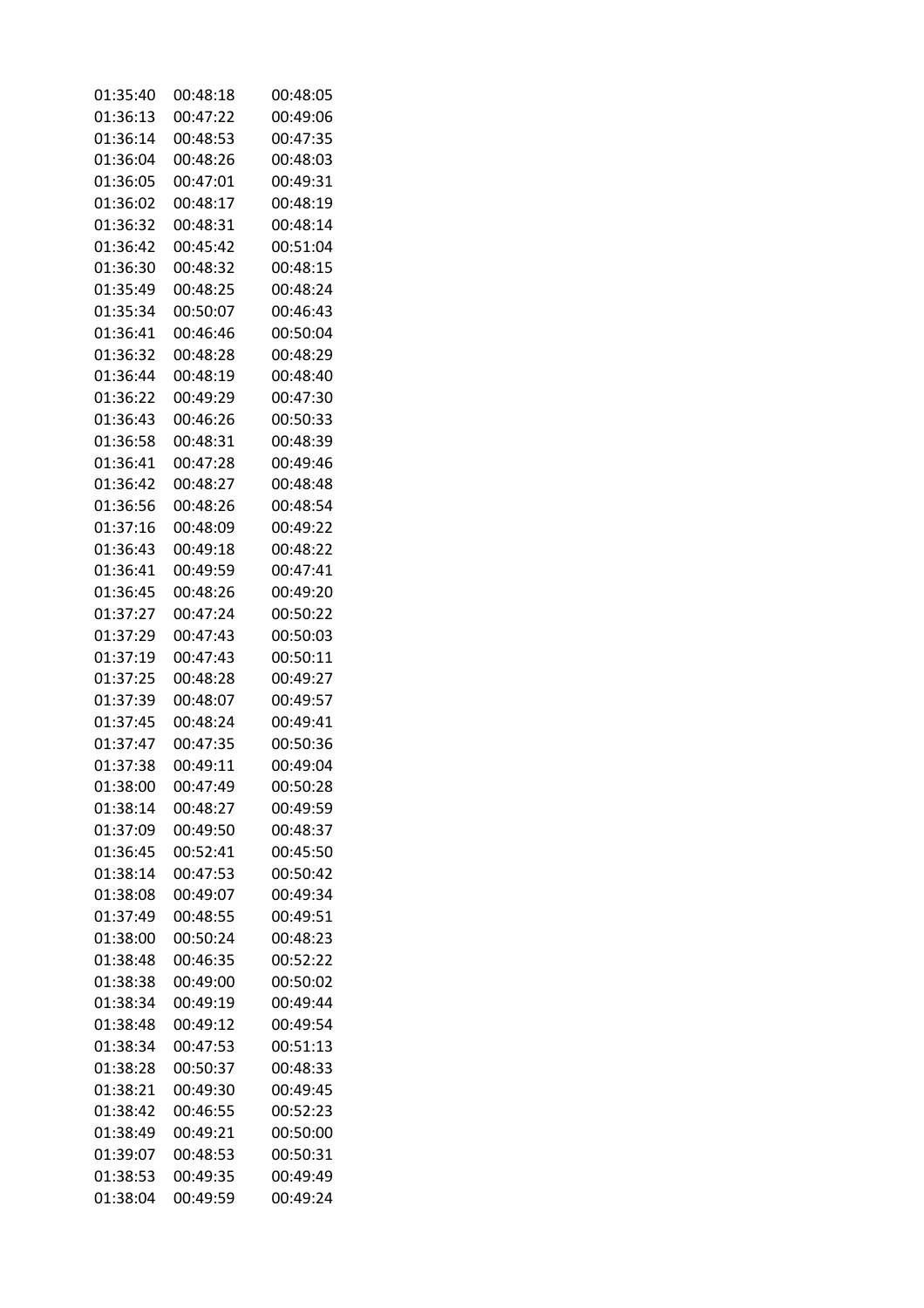| | | |
|---|---|---|
| 01:35:40 | 00:48:18 | 00:48:05 |
| 01:36:13 | 00:47:22 | 00:49:06 |
| 01:36:14 | 00:48:53 | 00:47:35 |
| 01:36:04 | 00:48:26 | 00:48:03 |
| 01:36:05 | 00:47:01 | 00:49:31 |
| 01:36:02 | 00:48:17 | 00:48:19 |
| 01:36:32 | 00:48:31 | 00:48:14 |
| 01:36:42 | 00:45:42 | 00:51:04 |
| 01:36:30 | 00:48:32 | 00:48:15 |
| 01:35:49 | 00:48:25 | 00:48:24 |
| 01:35:34 | 00:50:07 | 00:46:43 |
| 01:36:41 | 00:46:46 | 00:50:04 |
| 01:36:32 | 00:48:28 | 00:48:29 |
| 01:36:44 | 00:48:19 | 00:48:40 |
| 01:36:22 | 00:49:29 | 00:47:30 |
| 01:36:43 | 00:46:26 | 00:50:33 |
| 01:36:58 | 00:48:31 | 00:48:39 |
| 01:36:41 | 00:47:28 | 00:49:46 |
| 01:36:42 | 00:48:27 | 00:48:48 |
| 01:36:56 | 00:48:26 | 00:48:54 |
| 01:37:16 | 00:48:09 | 00:49:22 |
| 01:36:43 | 00:49:18 | 00:48:22 |
| 01:36:41 | 00:49:59 | 00:47:41 |
| 01:36:45 | 00:48:26 | 00:49:20 |
| 01:37:27 | 00:47:24 | 00:50:22 |
| 01:37:29 | 00:47:43 | 00:50:03 |
| 01:37:19 | 00:47:43 | 00:50:11 |
| 01:37:25 | 00:48:28 | 00:49:27 |
| 01:37:39 | 00:48:07 | 00:49:57 |
| 01:37:45 | 00:48:24 | 00:49:41 |
| 01:37:47 | 00:47:35 | 00:50:36 |
| 01:37:38 | 00:49:11 | 00:49:04 |
| 01:38:00 | 00:47:49 | 00:50:28 |
| 01:38:14 | 00:48:27 | 00:49:59 |
| 01:37:09 | 00:49:50 | 00:48:37 |
| 01:36:45 | 00:52:41 | 00:45:50 |
| 01:38:14 | 00:47:53 | 00:50:42 |
| 01:38:08 | 00:49:07 | 00:49:34 |
| 01:37:49 | 00:48:55 | 00:49:51 |
| 01:38:00 | 00:50:24 | 00:48:23 |
| 01:38:48 | 00:46:35 | 00:52:22 |
| 01:38:38 | 00:49:00 | 00:50:02 |
| 01:38:34 | 00:49:19 | 00:49:44 |
| 01:38:48 | 00:49:12 | 00:49:54 |
| 01:38:34 | 00:47:53 | 00:51:13 |
| 01:38:28 | 00:50:37 | 00:48:33 |
| 01:38:21 | 00:49:30 | 00:49:45 |
| 01:38:42 | 00:46:55 | 00:52:23 |
| 01:38:49 | 00:49:21 | 00:50:00 |
| 01:39:07 | 00:48:53 | 00:50:31 |
| 01:38:53 | 00:49:35 | 00:49:49 |
| 01:38:04 | 00:49:59 | 00:49:24 |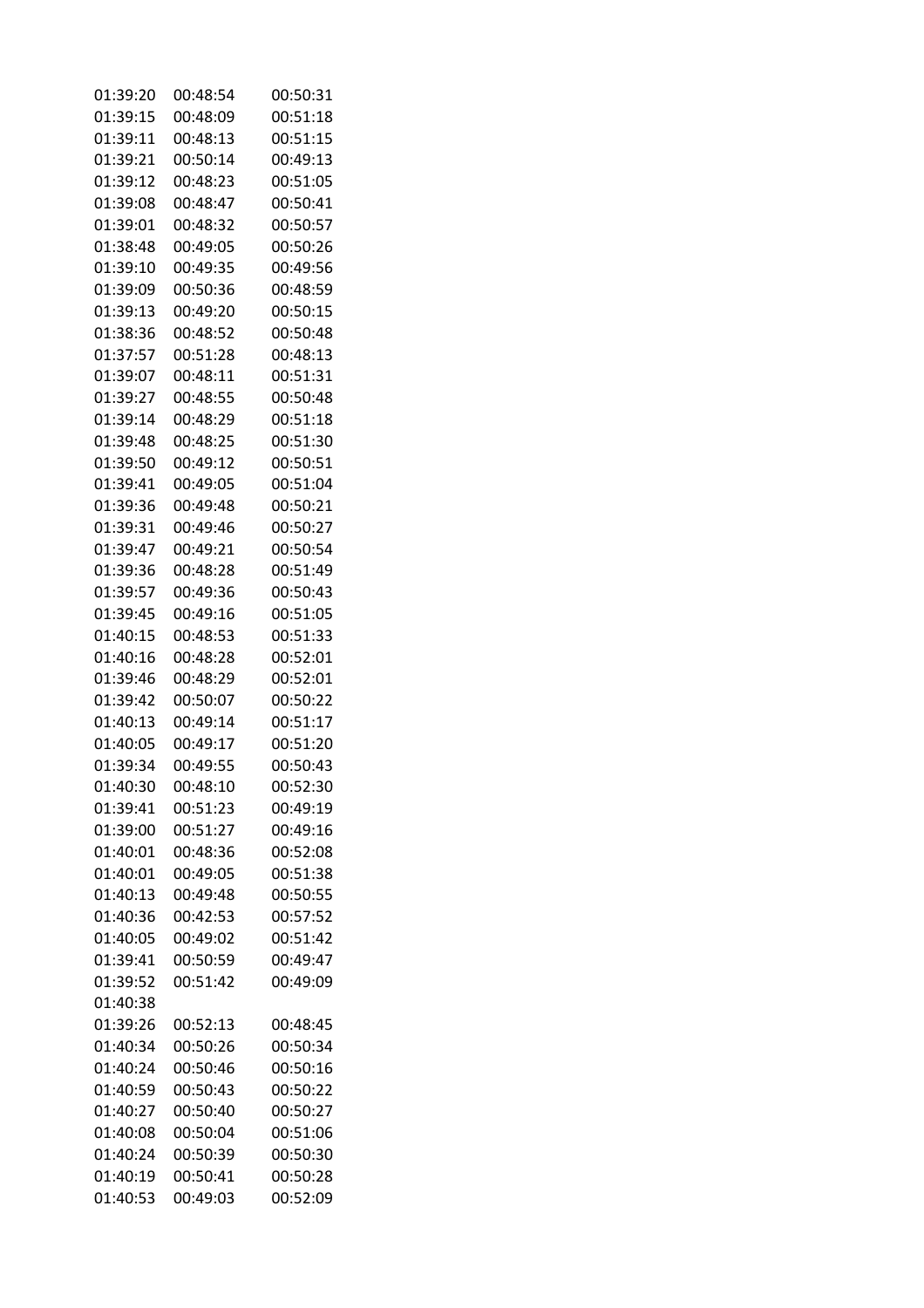| | | |
|---|---|---|
| 01:39:20 | 00:48:54 | 00:50:31 |
| 01:39:15 | 00:48:09 | 00:51:18 |
| 01:39:11 | 00:48:13 | 00:51:15 |
| 01:39:21 | 00:50:14 | 00:49:13 |
| 01:39:12 | 00:48:23 | 00:51:05 |
| 01:39:08 | 00:48:47 | 00:50:41 |
| 01:39:01 | 00:48:32 | 00:50:57 |
| 01:38:48 | 00:49:05 | 00:50:26 |
| 01:39:10 | 00:49:35 | 00:49:56 |
| 01:39:09 | 00:50:36 | 00:48:59 |
| 01:39:13 | 00:49:20 | 00:50:15 |
| 01:38:36 | 00:48:52 | 00:50:48 |
| 01:37:57 | 00:51:28 | 00:48:13 |
| 01:39:07 | 00:48:11 | 00:51:31 |
| 01:39:27 | 00:48:55 | 00:50:48 |
| 01:39:14 | 00:48:29 | 00:51:18 |
| 01:39:48 | 00:48:25 | 00:51:30 |
| 01:39:50 | 00:49:12 | 00:50:51 |
| 01:39:41 | 00:49:05 | 00:51:04 |
| 01:39:36 | 00:49:48 | 00:50:21 |
| 01:39:31 | 00:49:46 | 00:50:27 |
| 01:39:47 | 00:49:21 | 00:50:54 |
| 01:39:36 | 00:48:28 | 00:51:49 |
| 01:39:57 | 00:49:36 | 00:50:43 |
| 01:39:45 | 00:49:16 | 00:51:05 |
| 01:40:15 | 00:48:53 | 00:51:33 |
| 01:40:16 | 00:48:28 | 00:52:01 |
| 01:39:46 | 00:48:29 | 00:52:01 |
| 01:39:42 | 00:50:07 | 00:50:22 |
| 01:40:13 | 00:49:14 | 00:51:17 |
| 01:40:05 | 00:49:17 | 00:51:20 |
| 01:39:34 | 00:49:55 | 00:50:43 |
| 01:40:30 | 00:48:10 | 00:52:30 |
| 01:39:41 | 00:51:23 | 00:49:19 |
| 01:39:00 | 00:51:27 | 00:49:16 |
| 01:40:01 | 00:48:36 | 00:52:08 |
| 01:40:01 | 00:49:05 | 00:51:38 |
| 01:40:13 | 00:49:48 | 00:50:55 |
| 01:40:36 | 00:42:53 | 00:57:52 |
| 01:40:05 | 00:49:02 | 00:51:42 |
| 01:39:41 | 00:50:59 | 00:49:47 |
| 01:39:52 | 00:51:42 | 00:49:09 |
| 01:40:38 | | |
| 01:39:26 | 00:52:13 | 00:48:45 |
| 01:40:34 | 00:50:26 | 00:50:34 |
| 01:40:24 | 00:50:46 | 00:50:16 |
| 01:40:59 | 00:50:43 | 00:50:22 |
| 01:40:27 | 00:50:40 | 00:50:27 |
| 01:40:08 | 00:50:04 | 00:51:06 |
| 01:40:24 | 00:50:39 | 00:50:30 |
| 01:40:19 | 00:50:41 | 00:50:28 |
| 01:40:53 | 00:49:03 | 00:52:09 |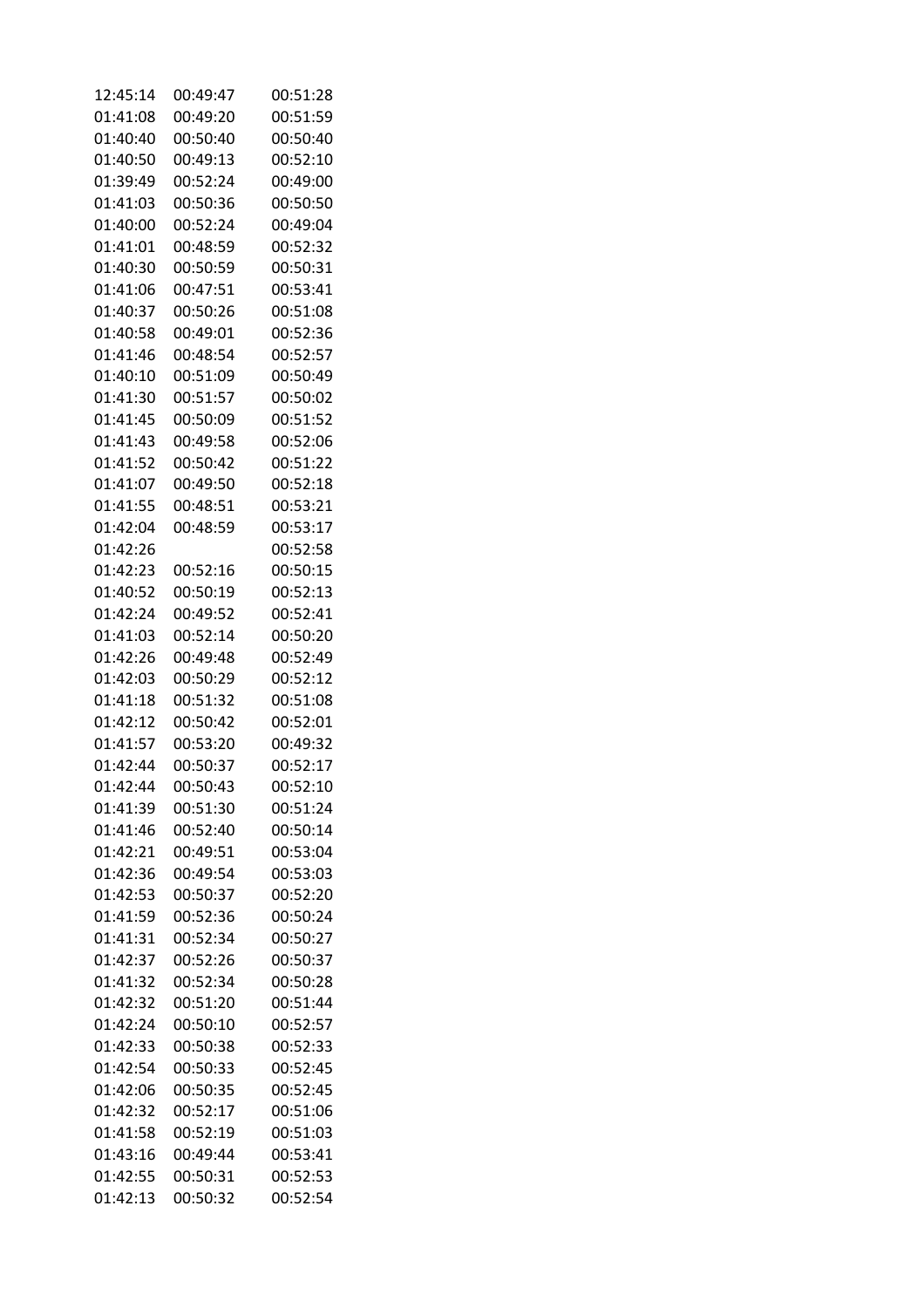| | | |
|---|---|---|
| 12:45:14 | 00:49:47 | 00:51:28 |
| 01:41:08 | 00:49:20 | 00:51:59 |
| 01:40:40 | 00:50:40 | 00:50:40 |
| 01:40:50 | 00:49:13 | 00:52:10 |
| 01:39:49 | 00:52:24 | 00:49:00 |
| 01:41:03 | 00:50:36 | 00:50:50 |
| 01:40:00 | 00:52:24 | 00:49:04 |
| 01:41:01 | 00:48:59 | 00:52:32 |
| 01:40:30 | 00:50:59 | 00:50:31 |
| 01:41:06 | 00:47:51 | 00:53:41 |
| 01:40:37 | 00:50:26 | 00:51:08 |
| 01:40:58 | 00:49:01 | 00:52:36 |
| 01:41:46 | 00:48:54 | 00:52:57 |
| 01:40:10 | 00:51:09 | 00:50:49 |
| 01:41:30 | 00:51:57 | 00:50:02 |
| 01:41:45 | 00:50:09 | 00:51:52 |
| 01:41:43 | 00:49:58 | 00:52:06 |
| 01:41:52 | 00:50:42 | 00:51:22 |
| 01:41:07 | 00:49:50 | 00:52:18 |
| 01:41:55 | 00:48:51 | 00:53:21 |
| 01:42:04 | 00:48:59 | 00:53:17 |
| 01:42:26 | | 00:52:58 |
| 01:42:23 | 00:52:16 | 00:50:15 |
| 01:40:52 | 00:50:19 | 00:52:13 |
| 01:42:24 | 00:49:52 | 00:52:41 |
| 01:41:03 | 00:52:14 | 00:50:20 |
| 01:42:26 | 00:49:48 | 00:52:49 |
| 01:42:03 | 00:50:29 | 00:52:12 |
| 01:41:18 | 00:51:32 | 00:51:08 |
| 01:42:12 | 00:50:42 | 00:52:01 |
| 01:41:57 | 00:53:20 | 00:49:32 |
| 01:42:44 | 00:50:37 | 00:52:17 |
| 01:42:44 | 00:50:43 | 00:52:10 |
| 01:41:39 | 00:51:30 | 00:51:24 |
| 01:41:46 | 00:52:40 | 00:50:14 |
| 01:42:21 | 00:49:51 | 00:53:04 |
| 01:42:36 | 00:49:54 | 00:53:03 |
| 01:42:53 | 00:50:37 | 00:52:20 |
| 01:41:59 | 00:52:36 | 00:50:24 |
| 01:41:31 | 00:52:34 | 00:50:27 |
| 01:42:37 | 00:52:26 | 00:50:37 |
| 01:41:32 | 00:52:34 | 00:50:28 |
| 01:42:32 | 00:51:20 | 00:51:44 |
| 01:42:24 | 00:50:10 | 00:52:57 |
| 01:42:33 | 00:50:38 | 00:52:33 |
| 01:42:54 | 00:50:33 | 00:52:45 |
| 01:42:06 | 00:50:35 | 00:52:45 |
| 01:42:32 | 00:52:17 | 00:51:06 |
| 01:41:58 | 00:52:19 | 00:51:03 |
| 01:43:16 | 00:49:44 | 00:53:41 |
| 01:42:55 | 00:50:31 | 00:52:53 |
| 01:42:13 | 00:50:32 | 00:52:54 |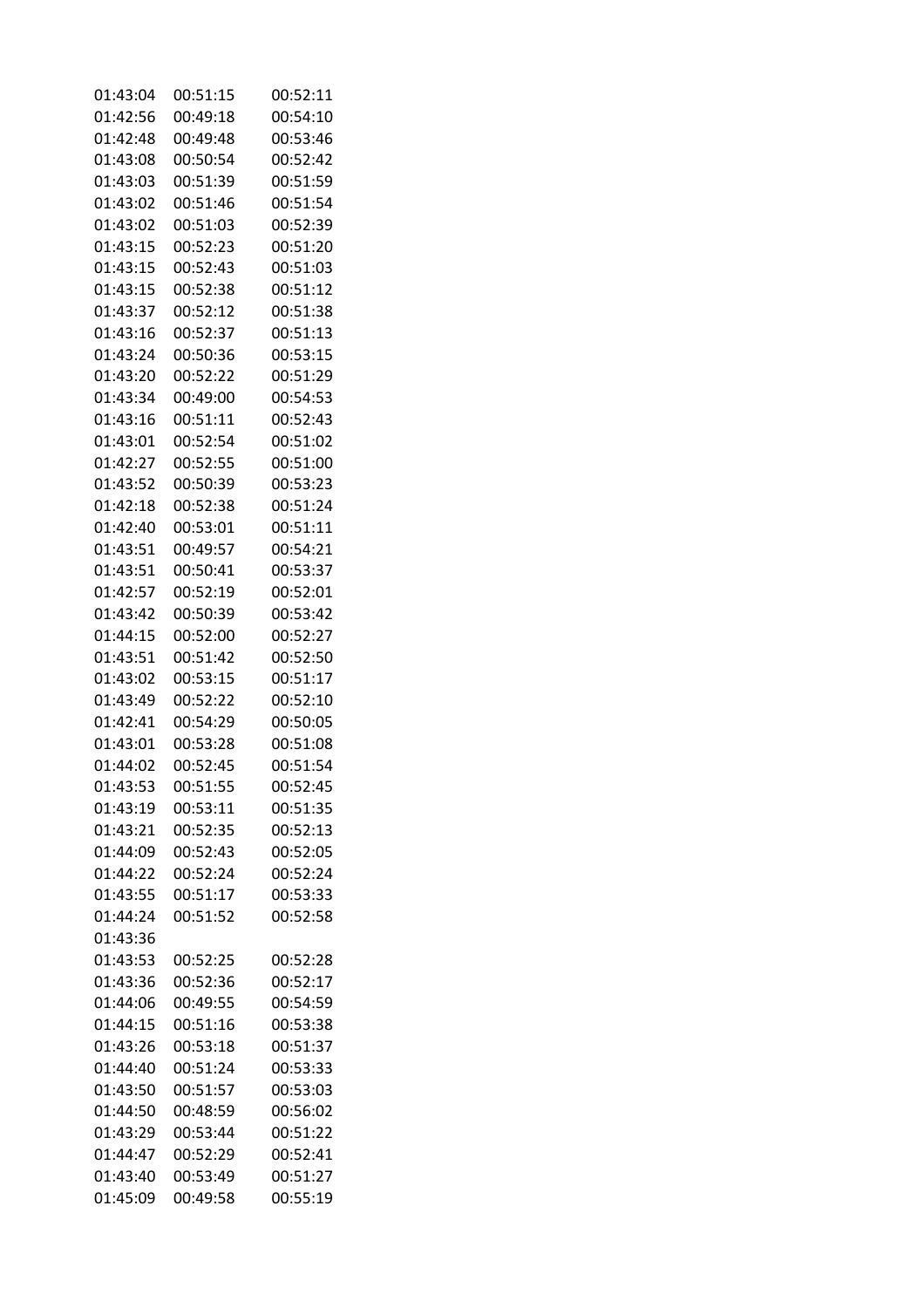| | | |
|---|---|---|
| 01:43:04 | 00:51:15 | 00:52:11 |
| 01:42:56 | 00:49:18 | 00:54:10 |
| 01:42:48 | 00:49:48 | 00:53:46 |
| 01:43:08 | 00:50:54 | 00:52:42 |
| 01:43:03 | 00:51:39 | 00:51:59 |
| 01:43:02 | 00:51:46 | 00:51:54 |
| 01:43:02 | 00:51:03 | 00:52:39 |
| 01:43:15 | 00:52:23 | 00:51:20 |
| 01:43:15 | 00:52:43 | 00:51:03 |
| 01:43:15 | 00:52:38 | 00:51:12 |
| 01:43:37 | 00:52:12 | 00:51:38 |
| 01:43:16 | 00:52:37 | 00:51:13 |
| 01:43:24 | 00:50:36 | 00:53:15 |
| 01:43:20 | 00:52:22 | 00:51:29 |
| 01:43:34 | 00:49:00 | 00:54:53 |
| 01:43:16 | 00:51:11 | 00:52:43 |
| 01:43:01 | 00:52:54 | 00:51:02 |
| 01:42:27 | 00:52:55 | 00:51:00 |
| 01:43:52 | 00:50:39 | 00:53:23 |
| 01:42:18 | 00:52:38 | 00:51:24 |
| 01:42:40 | 00:53:01 | 00:51:11 |
| 01:43:51 | 00:49:57 | 00:54:21 |
| 01:43:51 | 00:50:41 | 00:53:37 |
| 01:42:57 | 00:52:19 | 00:52:01 |
| 01:43:42 | 00:50:39 | 00:53:42 |
| 01:44:15 | 00:52:00 | 00:52:27 |
| 01:43:51 | 00:51:42 | 00:52:50 |
| 01:43:02 | 00:53:15 | 00:51:17 |
| 01:43:49 | 00:52:22 | 00:52:10 |
| 01:42:41 | 00:54:29 | 00:50:05 |
| 01:43:01 | 00:53:28 | 00:51:08 |
| 01:44:02 | 00:52:45 | 00:51:54 |
| 01:43:53 | 00:51:55 | 00:52:45 |
| 01:43:19 | 00:53:11 | 00:51:35 |
| 01:43:21 | 00:52:35 | 00:52:13 |
| 01:44:09 | 00:52:43 | 00:52:05 |
| 01:44:22 | 00:52:24 | 00:52:24 |
| 01:43:55 | 00:51:17 | 00:53:33 |
| 01:44:24 | 00:51:52 | 00:52:58 |
| 01:43:36 | | |
| 01:43:53 | 00:52:25 | 00:52:28 |
| 01:43:36 | 00:52:36 | 00:52:17 |
| 01:44:06 | 00:49:55 | 00:54:59 |
| 01:44:15 | 00:51:16 | 00:53:38 |
| 01:43:26 | 00:53:18 | 00:51:37 |
| 01:44:40 | 00:51:24 | 00:53:33 |
| 01:43:50 | 00:51:57 | 00:53:03 |
| 01:44:50 | 00:48:59 | 00:56:02 |
| 01:43:29 | 00:53:44 | 00:51:22 |
| 01:44:47 | 00:52:29 | 00:52:41 |
| 01:43:40 | 00:53:49 | 00:51:27 |
| 01:45:09 | 00:49:58 | 00:55:19 |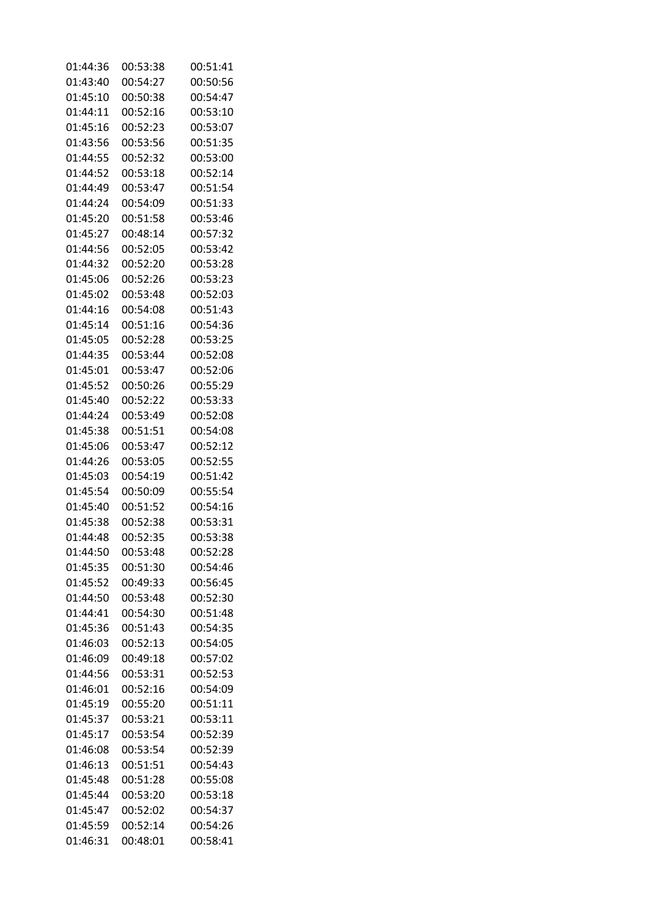| | | |
|---|---|---|
| 01:44:36 | 00:53:38 | 00:51:41 |
| 01:43:40 | 00:54:27 | 00:50:56 |
| 01:45:10 | 00:50:38 | 00:54:47 |
| 01:44:11 | 00:52:16 | 00:53:10 |
| 01:45:16 | 00:52:23 | 00:53:07 |
| 01:43:56 | 00:53:56 | 00:51:35 |
| 01:44:55 | 00:52:32 | 00:53:00 |
| 01:44:52 | 00:53:18 | 00:52:14 |
| 01:44:49 | 00:53:47 | 00:51:54 |
| 01:44:24 | 00:54:09 | 00:51:33 |
| 01:45:20 | 00:51:58 | 00:53:46 |
| 01:45:27 | 00:48:14 | 00:57:32 |
| 01:44:56 | 00:52:05 | 00:53:42 |
| 01:44:32 | 00:52:20 | 00:53:28 |
| 01:45:06 | 00:52:26 | 00:53:23 |
| 01:45:02 | 00:53:48 | 00:52:03 |
| 01:44:16 | 00:54:08 | 00:51:43 |
| 01:45:14 | 00:51:16 | 00:54:36 |
| 01:45:05 | 00:52:28 | 00:53:25 |
| 01:44:35 | 00:53:44 | 00:52:08 |
| 01:45:01 | 00:53:47 | 00:52:06 |
| 01:45:52 | 00:50:26 | 00:55:29 |
| 01:45:40 | 00:52:22 | 00:53:33 |
| 01:44:24 | 00:53:49 | 00:52:08 |
| 01:45:38 | 00:51:51 | 00:54:08 |
| 01:45:06 | 00:53:47 | 00:52:12 |
| 01:44:26 | 00:53:05 | 00:52:55 |
| 01:45:03 | 00:54:19 | 00:51:42 |
| 01:45:54 | 00:50:09 | 00:55:54 |
| 01:45:40 | 00:51:52 | 00:54:16 |
| 01:45:38 | 00:52:38 | 00:53:31 |
| 01:44:48 | 00:52:35 | 00:53:38 |
| 01:44:50 | 00:53:48 | 00:52:28 |
| 01:45:35 | 00:51:30 | 00:54:46 |
| 01:45:52 | 00:49:33 | 00:56:45 |
| 01:44:50 | 00:53:48 | 00:52:30 |
| 01:44:41 | 00:54:30 | 00:51:48 |
| 01:45:36 | 00:51:43 | 00:54:35 |
| 01:46:03 | 00:52:13 | 00:54:05 |
| 01:46:09 | 00:49:18 | 00:57:02 |
| 01:44:56 | 00:53:31 | 00:52:53 |
| 01:46:01 | 00:52:16 | 00:54:09 |
| 01:45:19 | 00:55:20 | 00:51:11 |
| 01:45:37 | 00:53:21 | 00:53:11 |
| 01:45:17 | 00:53:54 | 00:52:39 |
| 01:46:08 | 00:53:54 | 00:52:39 |
| 01:46:13 | 00:51:51 | 00:54:43 |
| 01:45:48 | 00:51:28 | 00:55:08 |
| 01:45:44 | 00:53:20 | 00:53:18 |
| 01:45:47 | 00:52:02 | 00:54:37 |
| 01:45:59 | 00:52:14 | 00:54:26 |
| 01:46:31 | 00:48:01 | 00:58:41 |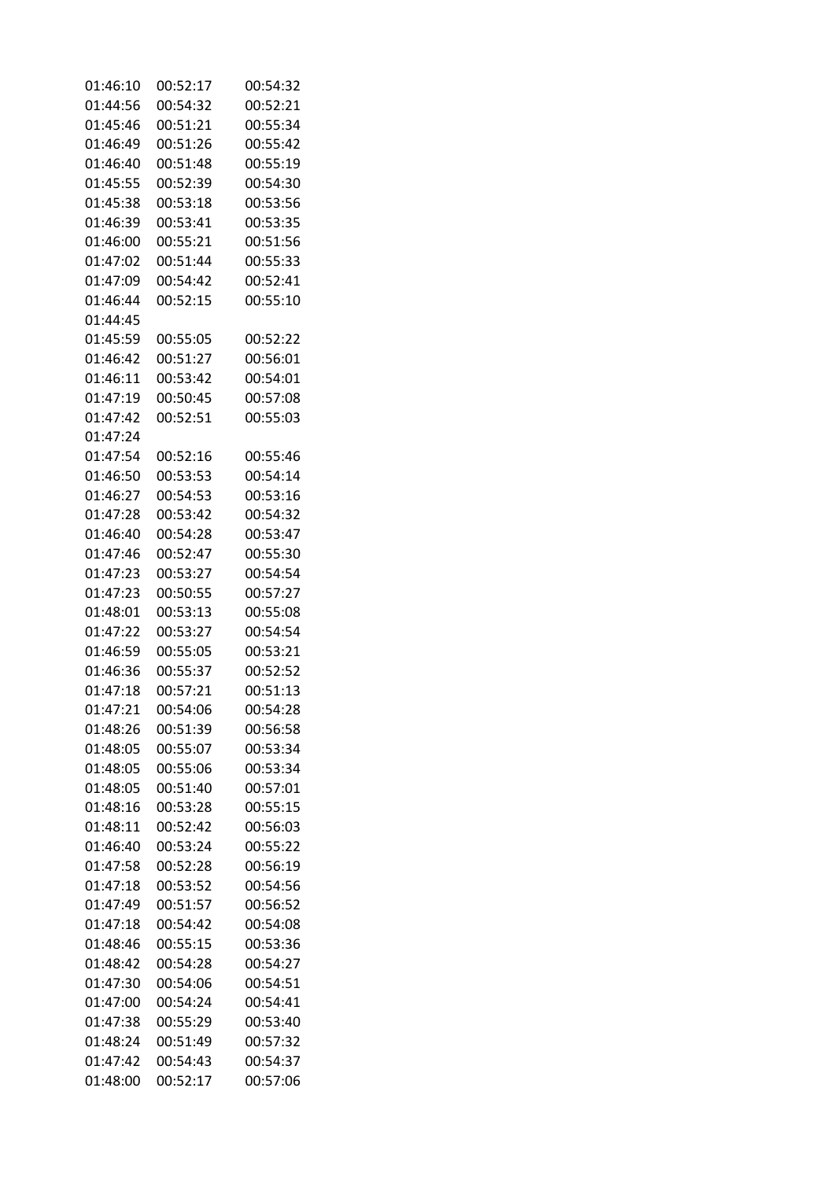| | | |
|---|---|---|
| 01:46:10 | 00:52:17 | 00:54:32 |
| 01:44:56 | 00:54:32 | 00:52:21 |
| 01:45:46 | 00:51:21 | 00:55:34 |
| 01:46:49 | 00:51:26 | 00:55:42 |
| 01:46:40 | 00:51:48 | 00:55:19 |
| 01:45:55 | 00:52:39 | 00:54:30 |
| 01:45:38 | 00:53:18 | 00:53:56 |
| 01:46:39 | 00:53:41 | 00:53:35 |
| 01:46:00 | 00:55:21 | 00:51:56 |
| 01:47:02 | 00:51:44 | 00:55:33 |
| 01:47:09 | 00:54:42 | 00:52:41 |
| 01:46:44 | 00:52:15 | 00:55:10 |
| 01:44:45 | | |
| 01:45:59 | 00:55:05 | 00:52:22 |
| 01:46:42 | 00:51:27 | 00:56:01 |
| 01:46:11 | 00:53:42 | 00:54:01 |
| 01:47:19 | 00:50:45 | 00:57:08 |
| 01:47:42 | 00:52:51 | 00:55:03 |
| 01:47:24 | | |
| 01:47:54 | 00:52:16 | 00:55:46 |
| 01:46:50 | 00:53:53 | 00:54:14 |
| 01:46:27 | 00:54:53 | 00:53:16 |
| 01:47:28 | 00:53:42 | 00:54:32 |
| 01:46:40 | 00:54:28 | 00:53:47 |
| 01:47:46 | 00:52:47 | 00:55:30 |
| 01:47:23 | 00:53:27 | 00:54:54 |
| 01:47:23 | 00:50:55 | 00:57:27 |
| 01:48:01 | 00:53:13 | 00:55:08 |
| 01:47:22 | 00:53:27 | 00:54:54 |
| 01:46:59 | 00:55:05 | 00:53:21 |
| 01:46:36 | 00:55:37 | 00:52:52 |
| 01:47:18 | 00:57:21 | 00:51:13 |
| 01:47:21 | 00:54:06 | 00:54:28 |
| 01:48:26 | 00:51:39 | 00:56:58 |
| 01:48:05 | 00:55:07 | 00:53:34 |
| 01:48:05 | 00:55:06 | 00:53:34 |
| 01:48:05 | 00:51:40 | 00:57:01 |
| 01:48:16 | 00:53:28 | 00:55:15 |
| 01:48:11 | 00:52:42 | 00:56:03 |
| 01:46:40 | 00:53:24 | 00:55:22 |
| 01:47:58 | 00:52:28 | 00:56:19 |
| 01:47:18 | 00:53:52 | 00:54:56 |
| 01:47:49 | 00:51:57 | 00:56:52 |
| 01:47:18 | 00:54:42 | 00:54:08 |
| 01:48:46 | 00:55:15 | 00:53:36 |
| 01:48:42 | 00:54:28 | 00:54:27 |
| 01:47:30 | 00:54:06 | 00:54:51 |
| 01:47:00 | 00:54:24 | 00:54:41 |
| 01:47:38 | 00:55:29 | 00:53:40 |
| 01:48:24 | 00:51:49 | 00:57:32 |
| 01:47:42 | 00:54:43 | 00:54:37 |
| 01:48:00 | 00:52:17 | 00:57:06 |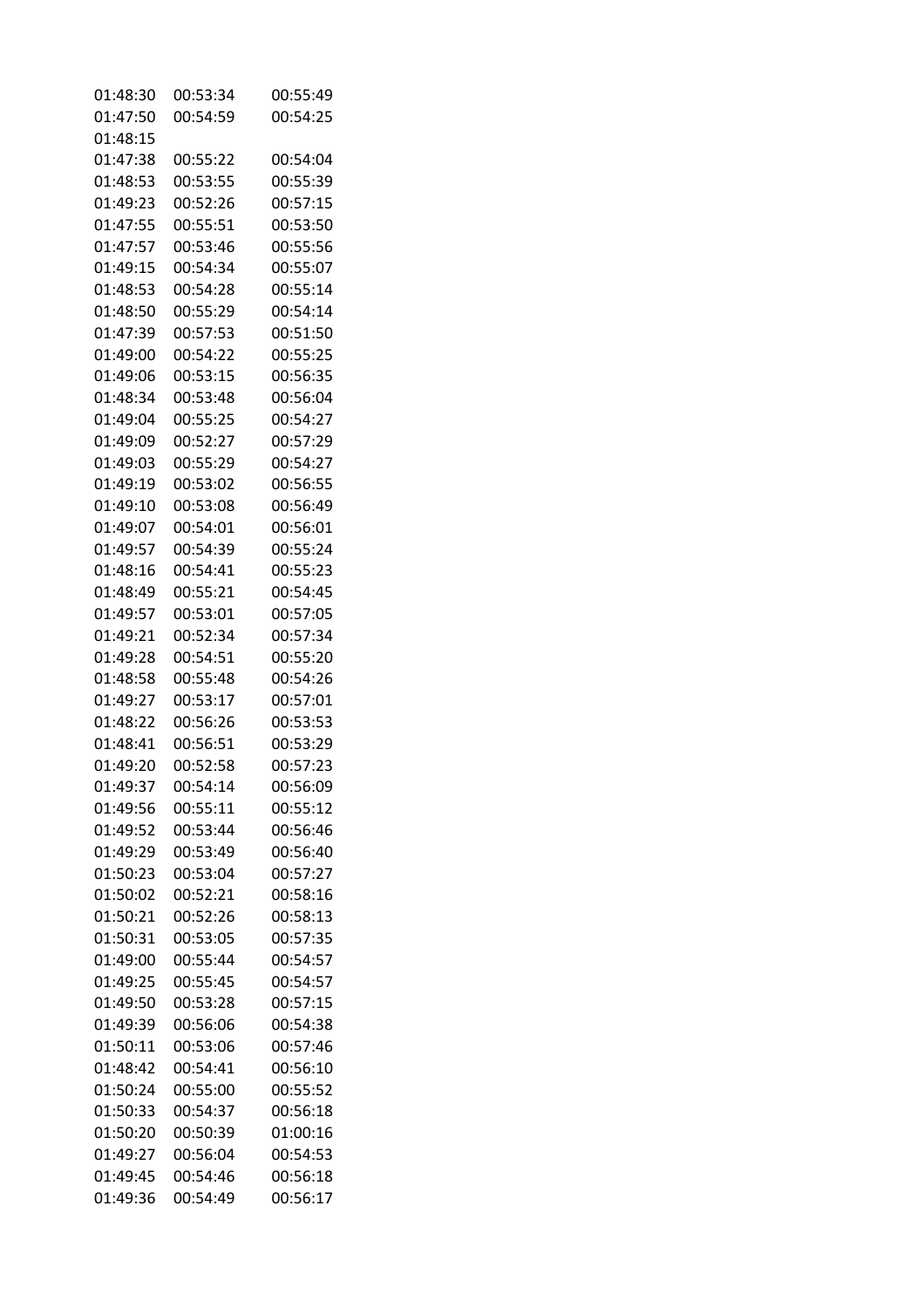| | | |
|---|---|---|
| 01:48:30 | 00:53:34 | 00:55:49 |
| 01:47:50 | 00:54:59 | 00:54:25 |
| 01:48:15 | | |
| 01:47:38 | 00:55:22 | 00:54:04 |
| 01:48:53 | 00:53:55 | 00:55:39 |
| 01:49:23 | 00:52:26 | 00:57:15 |
| 01:47:55 | 00:55:51 | 00:53:50 |
| 01:47:57 | 00:53:46 | 00:55:56 |
| 01:49:15 | 00:54:34 | 00:55:07 |
| 01:48:53 | 00:54:28 | 00:55:14 |
| 01:48:50 | 00:55:29 | 00:54:14 |
| 01:47:39 | 00:57:53 | 00:51:50 |
| 01:49:00 | 00:54:22 | 00:55:25 |
| 01:49:06 | 00:53:15 | 00:56:35 |
| 01:48:34 | 00:53:48 | 00:56:04 |
| 01:49:04 | 00:55:25 | 00:54:27 |
| 01:49:09 | 00:52:27 | 00:57:29 |
| 01:49:03 | 00:55:29 | 00:54:27 |
| 01:49:19 | 00:53:02 | 00:56:55 |
| 01:49:10 | 00:53:08 | 00:56:49 |
| 01:49:07 | 00:54:01 | 00:56:01 |
| 01:49:57 | 00:54:39 | 00:55:24 |
| 01:48:16 | 00:54:41 | 00:55:23 |
| 01:48:49 | 00:55:21 | 00:54:45 |
| 01:49:57 | 00:53:01 | 00:57:05 |
| 01:49:21 | 00:52:34 | 00:57:34 |
| 01:49:28 | 00:54:51 | 00:55:20 |
| 01:48:58 | 00:55:48 | 00:54:26 |
| 01:49:27 | 00:53:17 | 00:57:01 |
| 01:48:22 | 00:56:26 | 00:53:53 |
| 01:48:41 | 00:56:51 | 00:53:29 |
| 01:49:20 | 00:52:58 | 00:57:23 |
| 01:49:37 | 00:54:14 | 00:56:09 |
| 01:49:56 | 00:55:11 | 00:55:12 |
| 01:49:52 | 00:53:44 | 00:56:46 |
| 01:49:29 | 00:53:49 | 00:56:40 |
| 01:50:23 | 00:53:04 | 00:57:27 |
| 01:50:02 | 00:52:21 | 00:58:16 |
| 01:50:21 | 00:52:26 | 00:58:13 |
| 01:50:31 | 00:53:05 | 00:57:35 |
| 01:49:00 | 00:55:44 | 00:54:57 |
| 01:49:25 | 00:55:45 | 00:54:57 |
| 01:49:50 | 00:53:28 | 00:57:15 |
| 01:49:39 | 00:56:06 | 00:54:38 |
| 01:50:11 | 00:53:06 | 00:57:46 |
| 01:48:42 | 00:54:41 | 00:56:10 |
| 01:50:24 | 00:55:00 | 00:55:52 |
| 01:50:33 | 00:54:37 | 00:56:18 |
| 01:50:20 | 00:50:39 | 01:00:16 |
| 01:49:27 | 00:56:04 | 00:54:53 |
| 01:49:45 | 00:54:46 | 00:56:18 |
| 01:49:36 | 00:54:49 | 00:56:17 |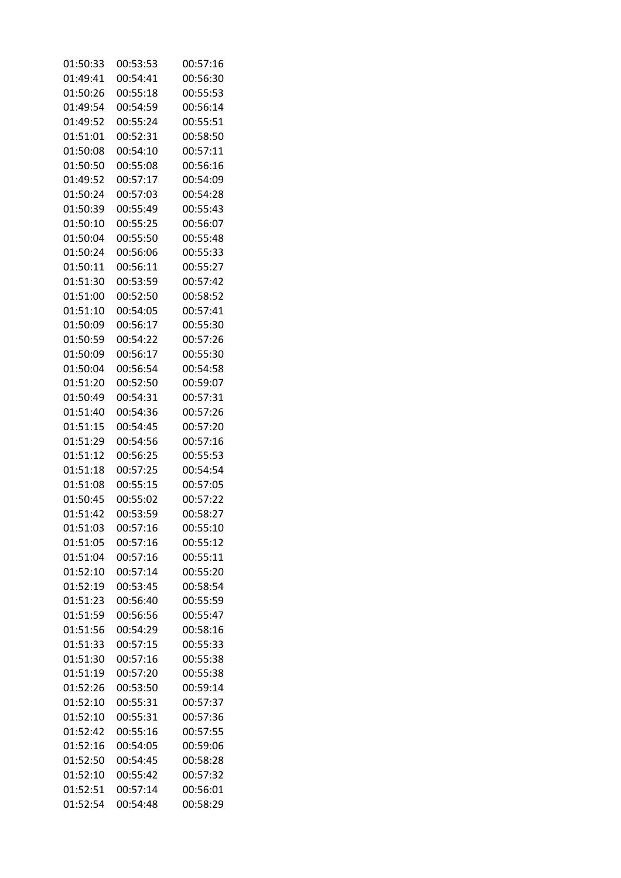| | | |
|---|---|---|
| 01:50:33 | 00:53:53 | 00:57:16 |
| 01:49:41 | 00:54:41 | 00:56:30 |
| 01:50:26 | 00:55:18 | 00:55:53 |
| 01:49:54 | 00:54:59 | 00:56:14 |
| 01:49:52 | 00:55:24 | 00:55:51 |
| 01:51:01 | 00:52:31 | 00:58:50 |
| 01:50:08 | 00:54:10 | 00:57:11 |
| 01:50:50 | 00:55:08 | 00:56:16 |
| 01:49:52 | 00:57:17 | 00:54:09 |
| 01:50:24 | 00:57:03 | 00:54:28 |
| 01:50:39 | 00:55:49 | 00:55:43 |
| 01:50:10 | 00:55:25 | 00:56:07 |
| 01:50:04 | 00:55:50 | 00:55:48 |
| 01:50:24 | 00:56:06 | 00:55:33 |
| 01:50:11 | 00:56:11 | 00:55:27 |
| 01:51:30 | 00:53:59 | 00:57:42 |
| 01:51:00 | 00:52:50 | 00:58:52 |
| 01:51:10 | 00:54:05 | 00:57:41 |
| 01:50:09 | 00:56:17 | 00:55:30 |
| 01:50:59 | 00:54:22 | 00:57:26 |
| 01:50:09 | 00:56:17 | 00:55:30 |
| 01:50:04 | 00:56:54 | 00:54:58 |
| 01:51:20 | 00:52:50 | 00:59:07 |
| 01:50:49 | 00:54:31 | 00:57:31 |
| 01:51:40 | 00:54:36 | 00:57:26 |
| 01:51:15 | 00:54:45 | 00:57:20 |
| 01:51:29 | 00:54:56 | 00:57:16 |
| 01:51:12 | 00:56:25 | 00:55:53 |
| 01:51:18 | 00:57:25 | 00:54:54 |
| 01:51:08 | 00:55:15 | 00:57:05 |
| 01:50:45 | 00:55:02 | 00:57:22 |
| 01:51:42 | 00:53:59 | 00:58:27 |
| 01:51:03 | 00:57:16 | 00:55:10 |
| 01:51:05 | 00:57:16 | 00:55:12 |
| 01:51:04 | 00:57:16 | 00:55:11 |
| 01:52:10 | 00:57:14 | 00:55:20 |
| 01:52:19 | 00:53:45 | 00:58:54 |
| 01:51:23 | 00:56:40 | 00:55:59 |
| 01:51:59 | 00:56:56 | 00:55:47 |
| 01:51:56 | 00:54:29 | 00:58:16 |
| 01:51:33 | 00:57:15 | 00:55:33 |
| 01:51:30 | 00:57:16 | 00:55:38 |
| 01:51:19 | 00:57:20 | 00:55:38 |
| 01:52:26 | 00:53:50 | 00:59:14 |
| 01:52:10 | 00:55:31 | 00:57:37 |
| 01:52:10 | 00:55:31 | 00:57:36 |
| 01:52:42 | 00:55:16 | 00:57:55 |
| 01:52:16 | 00:54:05 | 00:59:06 |
| 01:52:50 | 00:54:45 | 00:58:28 |
| 01:52:10 | 00:55:42 | 00:57:32 |
| 01:52:51 | 00:57:14 | 00:56:01 |
| 01:52:54 | 00:54:48 | 00:58:29 |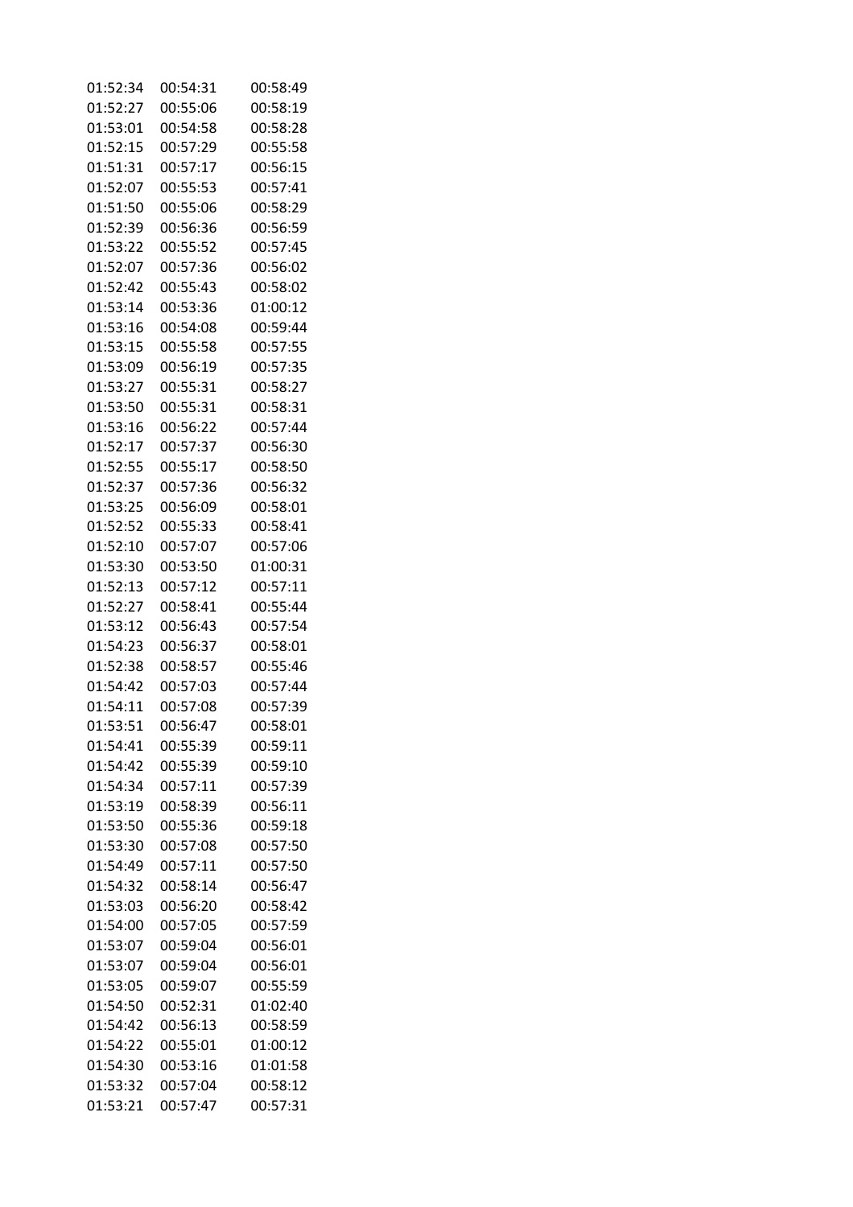| | | |
|---|---|---|
| 01:52:34 | 00:54:31 | 00:58:49 |
| 01:52:27 | 00:55:06 | 00:58:19 |
| 01:53:01 | 00:54:58 | 00:58:28 |
| 01:52:15 | 00:57:29 | 00:55:58 |
| 01:51:31 | 00:57:17 | 00:56:15 |
| 01:52:07 | 00:55:53 | 00:57:41 |
| 01:51:50 | 00:55:06 | 00:58:29 |
| 01:52:39 | 00:56:36 | 00:56:59 |
| 01:53:22 | 00:55:52 | 00:57:45 |
| 01:52:07 | 00:57:36 | 00:56:02 |
| 01:52:42 | 00:55:43 | 00:58:02 |
| 01:53:14 | 00:53:36 | 01:00:12 |
| 01:53:16 | 00:54:08 | 00:59:44 |
| 01:53:15 | 00:55:58 | 00:57:55 |
| 01:53:09 | 00:56:19 | 00:57:35 |
| 01:53:27 | 00:55:31 | 00:58:27 |
| 01:53:50 | 00:55:31 | 00:58:31 |
| 01:53:16 | 00:56:22 | 00:57:44 |
| 01:52:17 | 00:57:37 | 00:56:30 |
| 01:52:55 | 00:55:17 | 00:58:50 |
| 01:52:37 | 00:57:36 | 00:56:32 |
| 01:53:25 | 00:56:09 | 00:58:01 |
| 01:52:52 | 00:55:33 | 00:58:41 |
| 01:52:10 | 00:57:07 | 00:57:06 |
| 01:53:30 | 00:53:50 | 01:00:31 |
| 01:52:13 | 00:57:12 | 00:57:11 |
| 01:52:27 | 00:58:41 | 00:55:44 |
| 01:53:12 | 00:56:43 | 00:57:54 |
| 01:54:23 | 00:56:37 | 00:58:01 |
| 01:52:38 | 00:58:57 | 00:55:46 |
| 01:54:42 | 00:57:03 | 00:57:44 |
| 01:54:11 | 00:57:08 | 00:57:39 |
| 01:53:51 | 00:56:47 | 00:58:01 |
| 01:54:41 | 00:55:39 | 00:59:11 |
| 01:54:42 | 00:55:39 | 00:59:10 |
| 01:54:34 | 00:57:11 | 00:57:39 |
| 01:53:19 | 00:58:39 | 00:56:11 |
| 01:53:50 | 00:55:36 | 00:59:18 |
| 01:53:30 | 00:57:08 | 00:57:50 |
| 01:54:49 | 00:57:11 | 00:57:50 |
| 01:54:32 | 00:58:14 | 00:56:47 |
| 01:53:03 | 00:56:20 | 00:58:42 |
| 01:54:00 | 00:57:05 | 00:57:59 |
| 01:53:07 | 00:59:04 | 00:56:01 |
| 01:53:07 | 00:59:04 | 00:56:01 |
| 01:53:05 | 00:59:07 | 00:55:59 |
| 01:54:50 | 00:52:31 | 01:02:40 |
| 01:54:42 | 00:56:13 | 00:58:59 |
| 01:54:22 | 00:55:01 | 01:00:12 |
| 01:54:30 | 00:53:16 | 01:01:58 |
| 01:53:32 | 00:57:04 | 00:58:12 |
| 01:53:21 | 00:57:47 | 00:57:31 |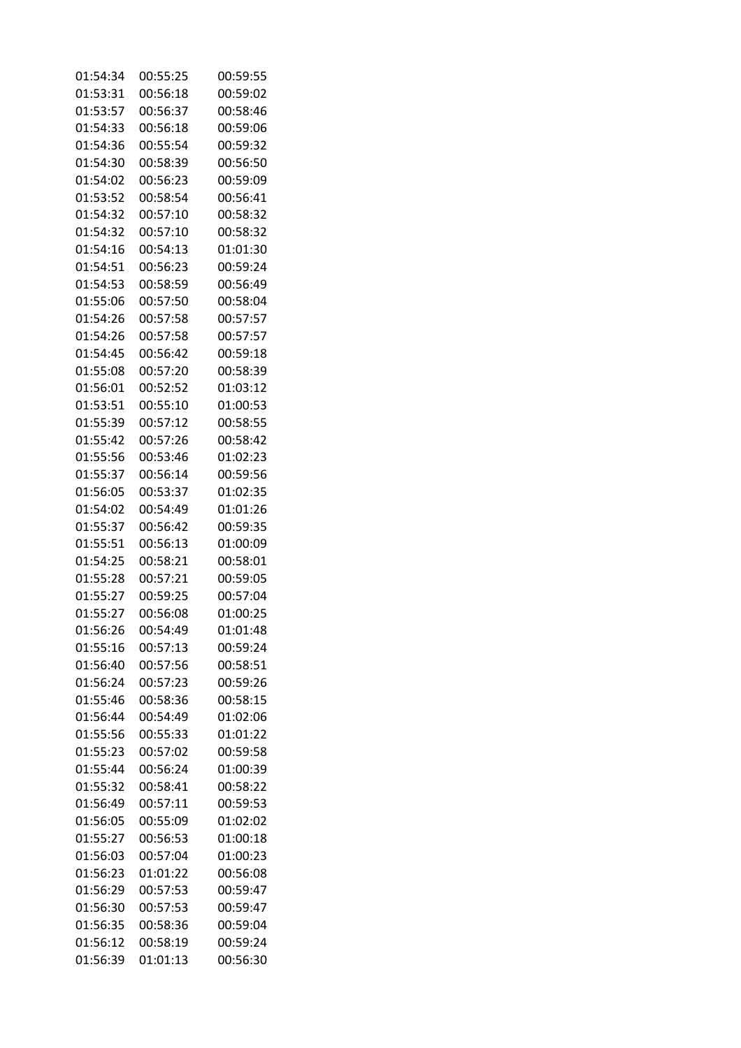| | | |
|---|---|---|
| 01:54:34 | 00:55:25 | 00:59:55 |
| 01:53:31 | 00:56:18 | 00:59:02 |
| 01:53:57 | 00:56:37 | 00:58:46 |
| 01:54:33 | 00:56:18 | 00:59:06 |
| 01:54:36 | 00:55:54 | 00:59:32 |
| 01:54:30 | 00:58:39 | 00:56:50 |
| 01:54:02 | 00:56:23 | 00:59:09 |
| 01:53:52 | 00:58:54 | 00:56:41 |
| 01:54:32 | 00:57:10 | 00:58:32 |
| 01:54:32 | 00:57:10 | 00:58:32 |
| 01:54:16 | 00:54:13 | 01:01:30 |
| 01:54:51 | 00:56:23 | 00:59:24 |
| 01:54:53 | 00:58:59 | 00:56:49 |
| 01:55:06 | 00:57:50 | 00:58:04 |
| 01:54:26 | 00:57:58 | 00:57:57 |
| 01:54:26 | 00:57:58 | 00:57:57 |
| 01:54:45 | 00:56:42 | 00:59:18 |
| 01:55:08 | 00:57:20 | 00:58:39 |
| 01:56:01 | 00:52:52 | 01:03:12 |
| 01:53:51 | 00:55:10 | 01:00:53 |
| 01:55:39 | 00:57:12 | 00:58:55 |
| 01:55:42 | 00:57:26 | 00:58:42 |
| 01:55:56 | 00:53:46 | 01:02:23 |
| 01:55:37 | 00:56:14 | 00:59:56 |
| 01:56:05 | 00:53:37 | 01:02:35 |
| 01:54:02 | 00:54:49 | 01:01:26 |
| 01:55:37 | 00:56:42 | 00:59:35 |
| 01:55:51 | 00:56:13 | 01:00:09 |
| 01:54:25 | 00:58:21 | 00:58:01 |
| 01:55:28 | 00:57:21 | 00:59:05 |
| 01:55:27 | 00:59:25 | 00:57:04 |
| 01:55:27 | 00:56:08 | 01:00:25 |
| 01:56:26 | 00:54:49 | 01:01:48 |
| 01:55:16 | 00:57:13 | 00:59:24 |
| 01:56:40 | 00:57:56 | 00:58:51 |
| 01:56:24 | 00:57:23 | 00:59:26 |
| 01:55:46 | 00:58:36 | 00:58:15 |
| 01:56:44 | 00:54:49 | 01:02:06 |
| 01:55:56 | 00:55:33 | 01:01:22 |
| 01:55:23 | 00:57:02 | 00:59:58 |
| 01:55:44 | 00:56:24 | 01:00:39 |
| 01:55:32 | 00:58:41 | 00:58:22 |
| 01:56:49 | 00:57:11 | 00:59:53 |
| 01:56:05 | 00:55:09 | 01:02:02 |
| 01:55:27 | 00:56:53 | 01:00:18 |
| 01:56:03 | 00:57:04 | 01:00:23 |
| 01:56:23 | 01:01:22 | 00:56:08 |
| 01:56:29 | 00:57:53 | 00:59:47 |
| 01:56:30 | 00:57:53 | 00:59:47 |
| 01:56:35 | 00:58:36 | 00:59:04 |
| 01:56:12 | 00:58:19 | 00:59:24 |
| 01:56:39 | 01:01:13 | 00:56:30 |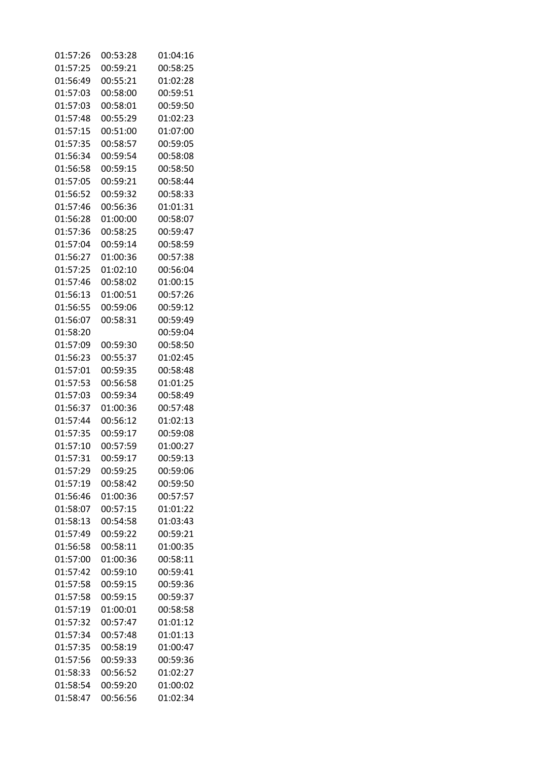| | | |
|---|---|---|
| 01:57:26 | 00:53:28 | 01:04:16 |
| 01:57:25 | 00:59:21 | 00:58:25 |
| 01:56:49 | 00:55:21 | 01:02:28 |
| 01:57:03 | 00:58:00 | 00:59:51 |
| 01:57:03 | 00:58:01 | 00:59:50 |
| 01:57:48 | 00:55:29 | 01:02:23 |
| 01:57:15 | 00:51:00 | 01:07:00 |
| 01:57:35 | 00:58:57 | 00:59:05 |
| 01:56:34 | 00:59:54 | 00:58:08 |
| 01:56:58 | 00:59:15 | 00:58:50 |
| 01:57:05 | 00:59:21 | 00:58:44 |
| 01:56:52 | 00:59:32 | 00:58:33 |
| 01:57:46 | 00:56:36 | 01:01:31 |
| 01:56:28 | 01:00:00 | 00:58:07 |
| 01:57:36 | 00:58:25 | 00:59:47 |
| 01:57:04 | 00:59:14 | 00:58:59 |
| 01:56:27 | 01:00:36 | 00:57:38 |
| 01:57:25 | 01:02:10 | 00:56:04 |
| 01:57:46 | 00:58:02 | 01:00:15 |
| 01:56:13 | 01:00:51 | 00:57:26 |
| 01:56:55 | 00:59:06 | 00:59:12 |
| 01:56:07 | 00:58:31 | 00:59:49 |
| 01:58:20 | | 00:59:04 |
| 01:57:09 | 00:59:30 | 00:58:50 |
| 01:56:23 | 00:55:37 | 01:02:45 |
| 01:57:01 | 00:59:35 | 00:58:48 |
| 01:57:53 | 00:56:58 | 01:01:25 |
| 01:57:03 | 00:59:34 | 00:58:49 |
| 01:56:37 | 01:00:36 | 00:57:48 |
| 01:57:44 | 00:56:12 | 01:02:13 |
| 01:57:35 | 00:59:17 | 00:59:08 |
| 01:57:10 | 00:57:59 | 01:00:27 |
| 01:57:31 | 00:59:17 | 00:59:13 |
| 01:57:29 | 00:59:25 | 00:59:06 |
| 01:57:19 | 00:58:42 | 00:59:50 |
| 01:56:46 | 01:00:36 | 00:57:57 |
| 01:58:07 | 00:57:15 | 01:01:22 |
| 01:58:13 | 00:54:58 | 01:03:43 |
| 01:57:49 | 00:59:22 | 00:59:21 |
| 01:56:58 | 00:58:11 | 01:00:35 |
| 01:57:00 | 01:00:36 | 00:58:11 |
| 01:57:42 | 00:59:10 | 00:59:41 |
| 01:57:58 | 00:59:15 | 00:59:36 |
| 01:57:58 | 00:59:15 | 00:59:37 |
| 01:57:19 | 01:00:01 | 00:58:58 |
| 01:57:32 | 00:57:47 | 01:01:12 |
| 01:57:34 | 00:57:48 | 01:01:13 |
| 01:57:35 | 00:58:19 | 01:00:47 |
| 01:57:56 | 00:59:33 | 00:59:36 |
| 01:58:33 | 00:56:52 | 01:02:27 |
| 01:58:54 | 00:59:20 | 01:00:02 |
| 01:58:47 | 00:56:56 | 01:02:34 |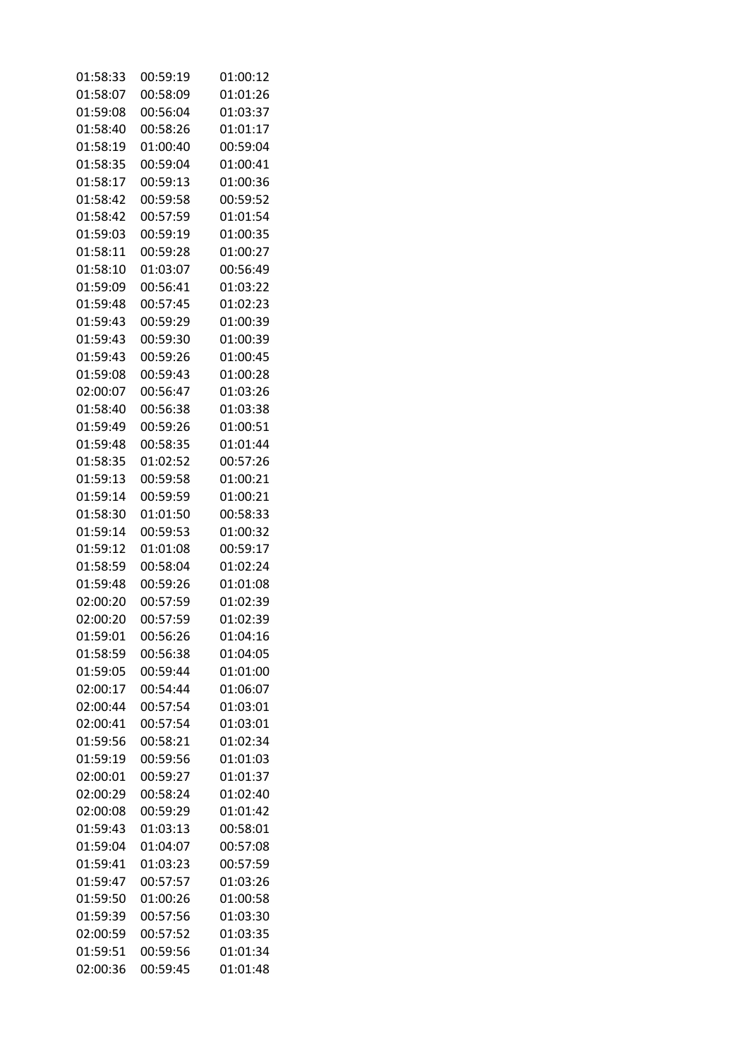| | | |
|---|---|---|
| 01:58:33 | 00:59:19 | 01:00:12 |
| 01:58:07 | 00:58:09 | 01:01:26 |
| 01:59:08 | 00:56:04 | 01:03:37 |
| 01:58:40 | 00:58:26 | 01:01:17 |
| 01:58:19 | 01:00:40 | 00:59:04 |
| 01:58:35 | 00:59:04 | 01:00:41 |
| 01:58:17 | 00:59:13 | 01:00:36 |
| 01:58:42 | 00:59:58 | 00:59:52 |
| 01:58:42 | 00:57:59 | 01:01:54 |
| 01:59:03 | 00:59:19 | 01:00:35 |
| 01:58:11 | 00:59:28 | 01:00:27 |
| 01:58:10 | 01:03:07 | 00:56:49 |
| 01:59:09 | 00:56:41 | 01:03:22 |
| 01:59:48 | 00:57:45 | 01:02:23 |
| 01:59:43 | 00:59:29 | 01:00:39 |
| 01:59:43 | 00:59:30 | 01:00:39 |
| 01:59:43 | 00:59:26 | 01:00:45 |
| 01:59:08 | 00:59:43 | 01:00:28 |
| 02:00:07 | 00:56:47 | 01:03:26 |
| 01:58:40 | 00:56:38 | 01:03:38 |
| 01:59:49 | 00:59:26 | 01:00:51 |
| 01:59:48 | 00:58:35 | 01:01:44 |
| 01:58:35 | 01:02:52 | 00:57:26 |
| 01:59:13 | 00:59:58 | 01:00:21 |
| 01:59:14 | 00:59:59 | 01:00:21 |
| 01:58:30 | 01:01:50 | 00:58:33 |
| 01:59:14 | 00:59:53 | 01:00:32 |
| 01:59:12 | 01:01:08 | 00:59:17 |
| 01:58:59 | 00:58:04 | 01:02:24 |
| 01:59:48 | 00:59:26 | 01:01:08 |
| 02:00:20 | 00:57:59 | 01:02:39 |
| 02:00:20 | 00:57:59 | 01:02:39 |
| 01:59:01 | 00:56:26 | 01:04:16 |
| 01:58:59 | 00:56:38 | 01:04:05 |
| 01:59:05 | 00:59:44 | 01:01:00 |
| 02:00:17 | 00:54:44 | 01:06:07 |
| 02:00:44 | 00:57:54 | 01:03:01 |
| 02:00:41 | 00:57:54 | 01:03:01 |
| 01:59:56 | 00:58:21 | 01:02:34 |
| 01:59:19 | 00:59:56 | 01:01:03 |
| 02:00:01 | 00:59:27 | 01:01:37 |
| 02:00:29 | 00:58:24 | 01:02:40 |
| 02:00:08 | 00:59:29 | 01:01:42 |
| 01:59:43 | 01:03:13 | 00:58:01 |
| 01:59:04 | 01:04:07 | 00:57:08 |
| 01:59:41 | 01:03:23 | 00:57:59 |
| 01:59:47 | 00:57:57 | 01:03:26 |
| 01:59:50 | 01:00:26 | 01:00:58 |
| 01:59:39 | 00:57:56 | 01:03:30 |
| 02:00:59 | 00:57:52 | 01:03:35 |
| 01:59:51 | 00:59:56 | 01:01:34 |
| 02:00:36 | 00:59:45 | 01:01:48 |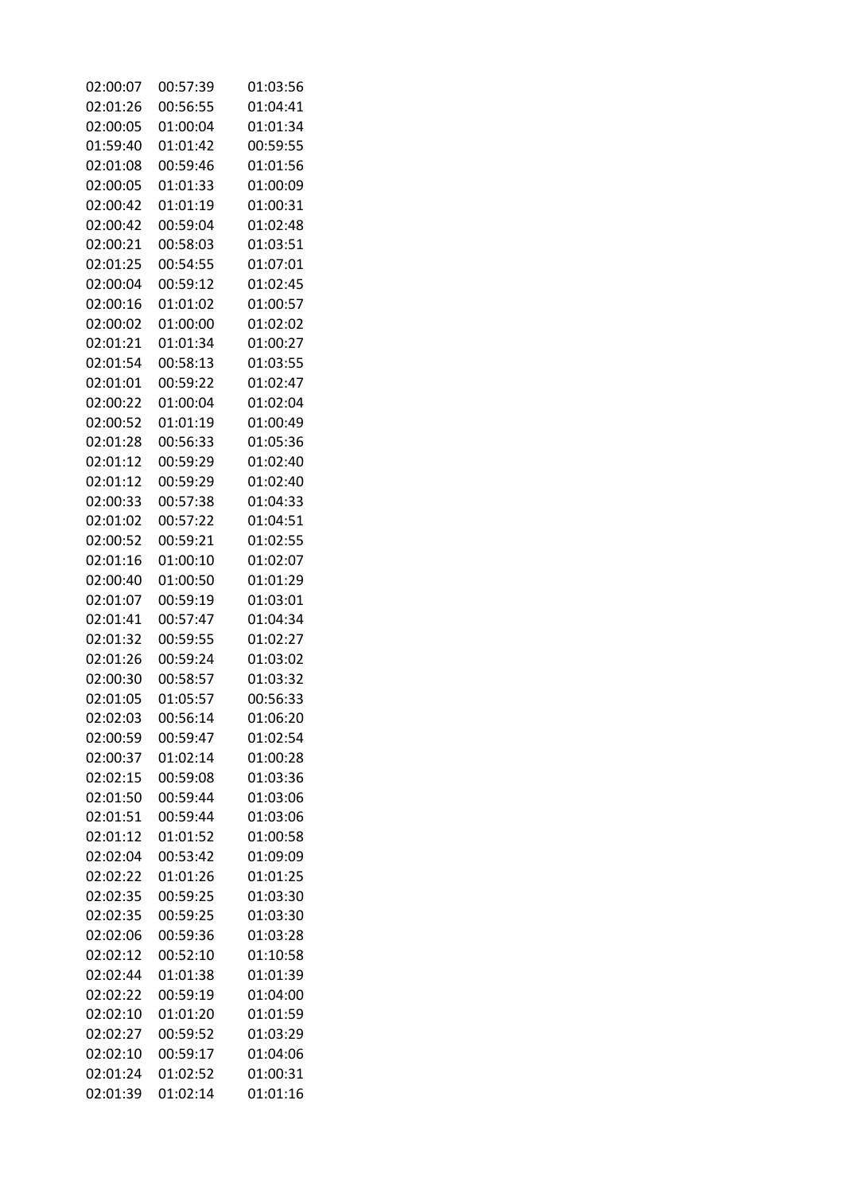| | | |
|---|---|---|
| 02:00:07 | 00:57:39 | 01:03:56 |
| 02:01:26 | 00:56:55 | 01:04:41 |
| 02:00:05 | 01:00:04 | 01:01:34 |
| 01:59:40 | 01:01:42 | 00:59:55 |
| 02:01:08 | 00:59:46 | 01:01:56 |
| 02:00:05 | 01:01:33 | 01:00:09 |
| 02:00:42 | 01:01:19 | 01:00:31 |
| 02:00:42 | 00:59:04 | 01:02:48 |
| 02:00:21 | 00:58:03 | 01:03:51 |
| 02:01:25 | 00:54:55 | 01:07:01 |
| 02:00:04 | 00:59:12 | 01:02:45 |
| 02:00:16 | 01:01:02 | 01:00:57 |
| 02:00:02 | 01:00:00 | 01:02:02 |
| 02:01:21 | 01:01:34 | 01:00:27 |
| 02:01:54 | 00:58:13 | 01:03:55 |
| 02:01:01 | 00:59:22 | 01:02:47 |
| 02:00:22 | 01:00:04 | 01:02:04 |
| 02:00:52 | 01:01:19 | 01:00:49 |
| 02:01:28 | 00:56:33 | 01:05:36 |
| 02:01:12 | 00:59:29 | 01:02:40 |
| 02:01:12 | 00:59:29 | 01:02:40 |
| 02:00:33 | 00:57:38 | 01:04:33 |
| 02:01:02 | 00:57:22 | 01:04:51 |
| 02:00:52 | 00:59:21 | 01:02:55 |
| 02:01:16 | 01:00:10 | 01:02:07 |
| 02:00:40 | 01:00:50 | 01:01:29 |
| 02:01:07 | 00:59:19 | 01:03:01 |
| 02:01:41 | 00:57:47 | 01:04:34 |
| 02:01:32 | 00:59:55 | 01:02:27 |
| 02:01:26 | 00:59:24 | 01:03:02 |
| 02:00:30 | 00:58:57 | 01:03:32 |
| 02:01:05 | 01:05:57 | 00:56:33 |
| 02:02:03 | 00:56:14 | 01:06:20 |
| 02:00:59 | 00:59:47 | 01:02:54 |
| 02:00:37 | 01:02:14 | 01:00:28 |
| 02:02:15 | 00:59:08 | 01:03:36 |
| 02:01:50 | 00:59:44 | 01:03:06 |
| 02:01:51 | 00:59:44 | 01:03:06 |
| 02:01:12 | 01:01:52 | 01:00:58 |
| 02:02:04 | 00:53:42 | 01:09:09 |
| 02:02:22 | 01:01:26 | 01:01:25 |
| 02:02:35 | 00:59:25 | 01:03:30 |
| 02:02:35 | 00:59:25 | 01:03:30 |
| 02:02:06 | 00:59:36 | 01:03:28 |
| 02:02:12 | 00:52:10 | 01:10:58 |
| 02:02:44 | 01:01:38 | 01:01:39 |
| 02:02:22 | 00:59:19 | 01:04:00 |
| 02:02:10 | 01:01:20 | 01:01:59 |
| 02:02:27 | 00:59:52 | 01:03:29 |
| 02:02:10 | 00:59:17 | 01:04:06 |
| 02:01:24 | 01:02:52 | 01:00:31 |
| 02:01:39 | 01:02:14 | 01:01:16 |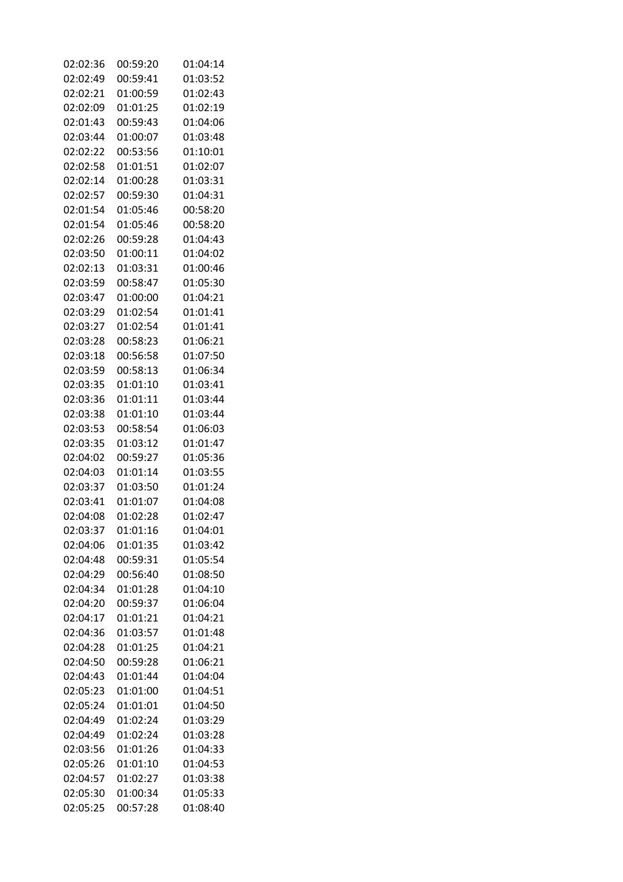| | | |
|---|---|---|
| 02:02:36 | 00:59:20 | 01:04:14 |
| 02:02:49 | 00:59:41 | 01:03:52 |
| 02:02:21 | 01:00:59 | 01:02:43 |
| 02:02:09 | 01:01:25 | 01:02:19 |
| 02:01:43 | 00:59:43 | 01:04:06 |
| 02:03:44 | 01:00:07 | 01:03:48 |
| 02:02:22 | 00:53:56 | 01:10:01 |
| 02:02:58 | 01:01:51 | 01:02:07 |
| 02:02:14 | 01:00:28 | 01:03:31 |
| 02:02:57 | 00:59:30 | 01:04:31 |
| 02:01:54 | 01:05:46 | 00:58:20 |
| 02:01:54 | 01:05:46 | 00:58:20 |
| 02:02:26 | 00:59:28 | 01:04:43 |
| 02:03:50 | 01:00:11 | 01:04:02 |
| 02:02:13 | 01:03:31 | 01:00:46 |
| 02:03:59 | 00:58:47 | 01:05:30 |
| 02:03:47 | 01:00:00 | 01:04:21 |
| 02:03:29 | 01:02:54 | 01:01:41 |
| 02:03:27 | 01:02:54 | 01:01:41 |
| 02:03:28 | 00:58:23 | 01:06:21 |
| 02:03:18 | 00:56:58 | 01:07:50 |
| 02:03:59 | 00:58:13 | 01:06:34 |
| 02:03:35 | 01:01:10 | 01:03:41 |
| 02:03:36 | 01:01:11 | 01:03:44 |
| 02:03:38 | 01:01:10 | 01:03:44 |
| 02:03:53 | 00:58:54 | 01:06:03 |
| 02:03:35 | 01:03:12 | 01:01:47 |
| 02:04:02 | 00:59:27 | 01:05:36 |
| 02:04:03 | 01:01:14 | 01:03:55 |
| 02:03:37 | 01:03:50 | 01:01:24 |
| 02:03:41 | 01:01:07 | 01:04:08 |
| 02:04:08 | 01:02:28 | 01:02:47 |
| 02:03:37 | 01:01:16 | 01:04:01 |
| 02:04:06 | 01:01:35 | 01:03:42 |
| 02:04:48 | 00:59:31 | 01:05:54 |
| 02:04:29 | 00:56:40 | 01:08:50 |
| 02:04:34 | 01:01:28 | 01:04:10 |
| 02:04:20 | 00:59:37 | 01:06:04 |
| 02:04:17 | 01:01:21 | 01:04:21 |
| 02:04:36 | 01:03:57 | 01:01:48 |
| 02:04:28 | 01:01:25 | 01:04:21 |
| 02:04:50 | 00:59:28 | 01:06:21 |
| 02:04:43 | 01:01:44 | 01:04:04 |
| 02:05:23 | 01:01:00 | 01:04:51 |
| 02:05:24 | 01:01:01 | 01:04:50 |
| 02:04:49 | 01:02:24 | 01:03:29 |
| 02:04:49 | 01:02:24 | 01:03:28 |
| 02:03:56 | 01:01:26 | 01:04:33 |
| 02:05:26 | 01:01:10 | 01:04:53 |
| 02:04:57 | 01:02:27 | 01:03:38 |
| 02:05:30 | 01:00:34 | 01:05:33 |
| 02:05:25 | 00:57:28 | 01:08:40 |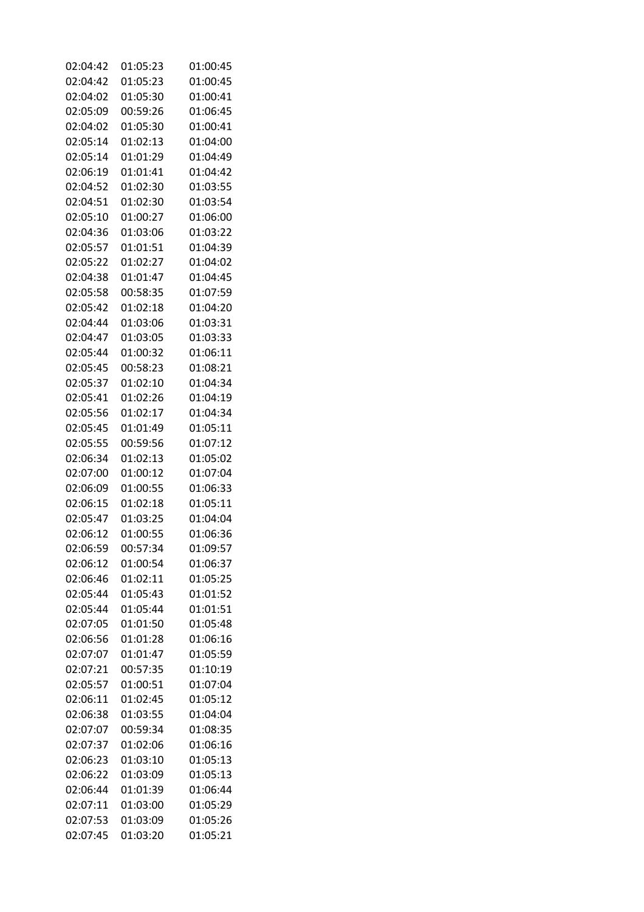| | | |
|---|---|---|
| 02:04:42 | 01:05:23 | 01:00:45 |
| 02:04:42 | 01:05:23 | 01:00:45 |
| 02:04:02 | 01:05:30 | 01:00:41 |
| 02:05:09 | 00:59:26 | 01:06:45 |
| 02:04:02 | 01:05:30 | 01:00:41 |
| 02:05:14 | 01:02:13 | 01:04:00 |
| 02:05:14 | 01:01:29 | 01:04:49 |
| 02:06:19 | 01:01:41 | 01:04:42 |
| 02:04:52 | 01:02:30 | 01:03:55 |
| 02:04:51 | 01:02:30 | 01:03:54 |
| 02:05:10 | 01:00:27 | 01:06:00 |
| 02:04:36 | 01:03:06 | 01:03:22 |
| 02:05:57 | 01:01:51 | 01:04:39 |
| 02:05:22 | 01:02:27 | 01:04:02 |
| 02:04:38 | 01:01:47 | 01:04:45 |
| 02:05:58 | 00:58:35 | 01:07:59 |
| 02:05:42 | 01:02:18 | 01:04:20 |
| 02:04:44 | 01:03:06 | 01:03:31 |
| 02:04:47 | 01:03:05 | 01:03:33 |
| 02:05:44 | 01:00:32 | 01:06:11 |
| 02:05:45 | 00:58:23 | 01:08:21 |
| 02:05:37 | 01:02:10 | 01:04:34 |
| 02:05:41 | 01:02:26 | 01:04:19 |
| 02:05:56 | 01:02:17 | 01:04:34 |
| 02:05:45 | 01:01:49 | 01:05:11 |
| 02:05:55 | 00:59:56 | 01:07:12 |
| 02:06:34 | 01:02:13 | 01:05:02 |
| 02:07:00 | 01:00:12 | 01:07:04 |
| 02:06:09 | 01:00:55 | 01:06:33 |
| 02:06:15 | 01:02:18 | 01:05:11 |
| 02:05:47 | 01:03:25 | 01:04:04 |
| 02:06:12 | 01:00:55 | 01:06:36 |
| 02:06:59 | 00:57:34 | 01:09:57 |
| 02:06:12 | 01:00:54 | 01:06:37 |
| 02:06:46 | 01:02:11 | 01:05:25 |
| 02:05:44 | 01:05:43 | 01:01:52 |
| 02:05:44 | 01:05:44 | 01:01:51 |
| 02:07:05 | 01:01:50 | 01:05:48 |
| 02:06:56 | 01:01:28 | 01:06:16 |
| 02:07:07 | 01:01:47 | 01:05:59 |
| 02:07:21 | 00:57:35 | 01:10:19 |
| 02:05:57 | 01:00:51 | 01:07:04 |
| 02:06:11 | 01:02:45 | 01:05:12 |
| 02:06:38 | 01:03:55 | 01:04:04 |
| 02:07:07 | 00:59:34 | 01:08:35 |
| 02:07:37 | 01:02:06 | 01:06:16 |
| 02:06:23 | 01:03:10 | 01:05:13 |
| 02:06:22 | 01:03:09 | 01:05:13 |
| 02:06:44 | 01:01:39 | 01:06:44 |
| 02:07:11 | 01:03:00 | 01:05:29 |
| 02:07:53 | 01:03:09 | 01:05:26 |
| 02:07:45 | 01:03:20 | 01:05:21 |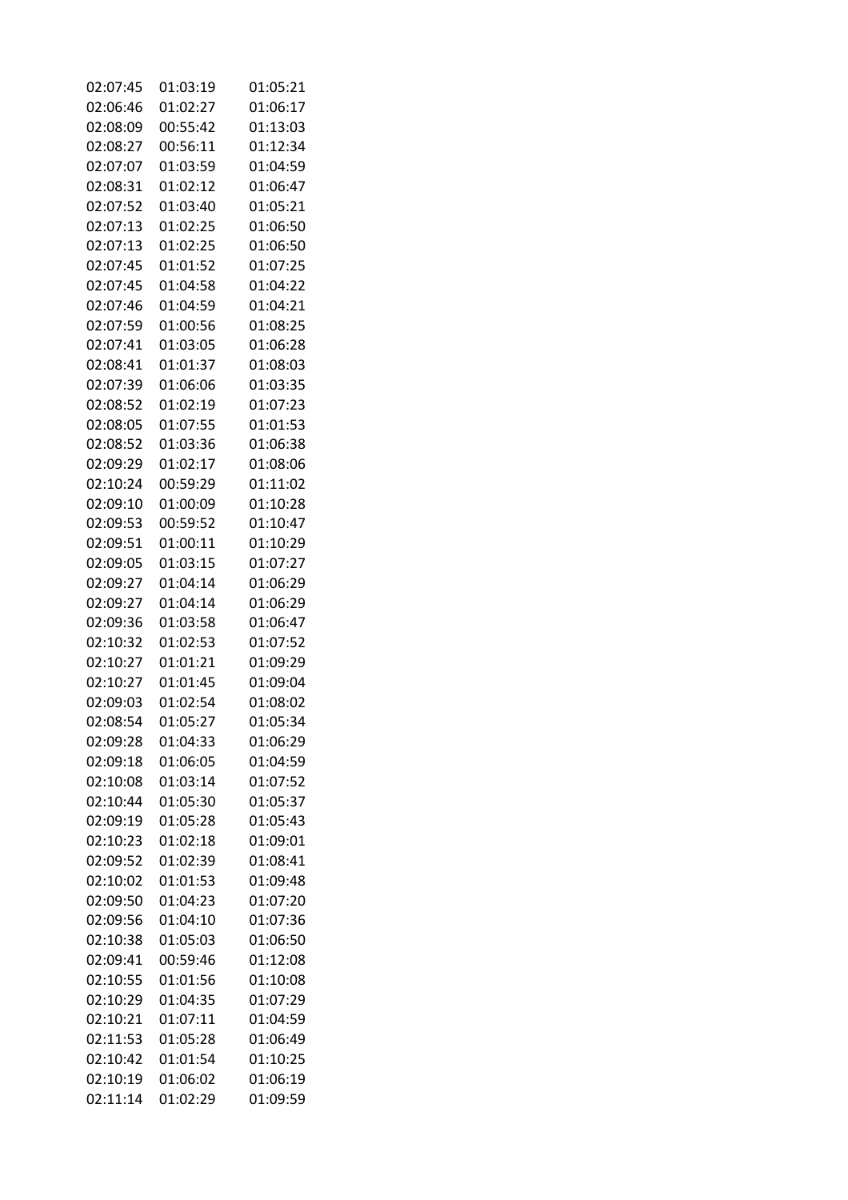| | | |
|---|---|---|
| 02:07:45 | 01:03:19 | 01:05:21 |
| 02:06:46 | 01:02:27 | 01:06:17 |
| 02:08:09 | 00:55:42 | 01:13:03 |
| 02:08:27 | 00:56:11 | 01:12:34 |
| 02:07:07 | 01:03:59 | 01:04:59 |
| 02:08:31 | 01:02:12 | 01:06:47 |
| 02:07:52 | 01:03:40 | 01:05:21 |
| 02:07:13 | 01:02:25 | 01:06:50 |
| 02:07:13 | 01:02:25 | 01:06:50 |
| 02:07:45 | 01:01:52 | 01:07:25 |
| 02:07:45 | 01:04:58 | 01:04:22 |
| 02:07:46 | 01:04:59 | 01:04:21 |
| 02:07:59 | 01:00:56 | 01:08:25 |
| 02:07:41 | 01:03:05 | 01:06:28 |
| 02:08:41 | 01:01:37 | 01:08:03 |
| 02:07:39 | 01:06:06 | 01:03:35 |
| 02:08:52 | 01:02:19 | 01:07:23 |
| 02:08:05 | 01:07:55 | 01:01:53 |
| 02:08:52 | 01:03:36 | 01:06:38 |
| 02:09:29 | 01:02:17 | 01:08:06 |
| 02:10:24 | 00:59:29 | 01:11:02 |
| 02:09:10 | 01:00:09 | 01:10:28 |
| 02:09:53 | 00:59:52 | 01:10:47 |
| 02:09:51 | 01:00:11 | 01:10:29 |
| 02:09:05 | 01:03:15 | 01:07:27 |
| 02:09:27 | 01:04:14 | 01:06:29 |
| 02:09:27 | 01:04:14 | 01:06:29 |
| 02:09:36 | 01:03:58 | 01:06:47 |
| 02:10:32 | 01:02:53 | 01:07:52 |
| 02:10:27 | 01:01:21 | 01:09:29 |
| 02:10:27 | 01:01:45 | 01:09:04 |
| 02:09:03 | 01:02:54 | 01:08:02 |
| 02:08:54 | 01:05:27 | 01:05:34 |
| 02:09:28 | 01:04:33 | 01:06:29 |
| 02:09:18 | 01:06:05 | 01:04:59 |
| 02:10:08 | 01:03:14 | 01:07:52 |
| 02:10:44 | 01:05:30 | 01:05:37 |
| 02:09:19 | 01:05:28 | 01:05:43 |
| 02:10:23 | 01:02:18 | 01:09:01 |
| 02:09:52 | 01:02:39 | 01:08:41 |
| 02:10:02 | 01:01:53 | 01:09:48 |
| 02:09:50 | 01:04:23 | 01:07:20 |
| 02:09:56 | 01:04:10 | 01:07:36 |
| 02:10:38 | 01:05:03 | 01:06:50 |
| 02:09:41 | 00:59:46 | 01:12:08 |
| 02:10:55 | 01:01:56 | 01:10:08 |
| 02:10:29 | 01:04:35 | 01:07:29 |
| 02:10:21 | 01:07:11 | 01:04:59 |
| 02:11:53 | 01:05:28 | 01:06:49 |
| 02:10:42 | 01:01:54 | 01:10:25 |
| 02:10:19 | 01:06:02 | 01:06:19 |
| 02:11:14 | 01:02:29 | 01:09:59 |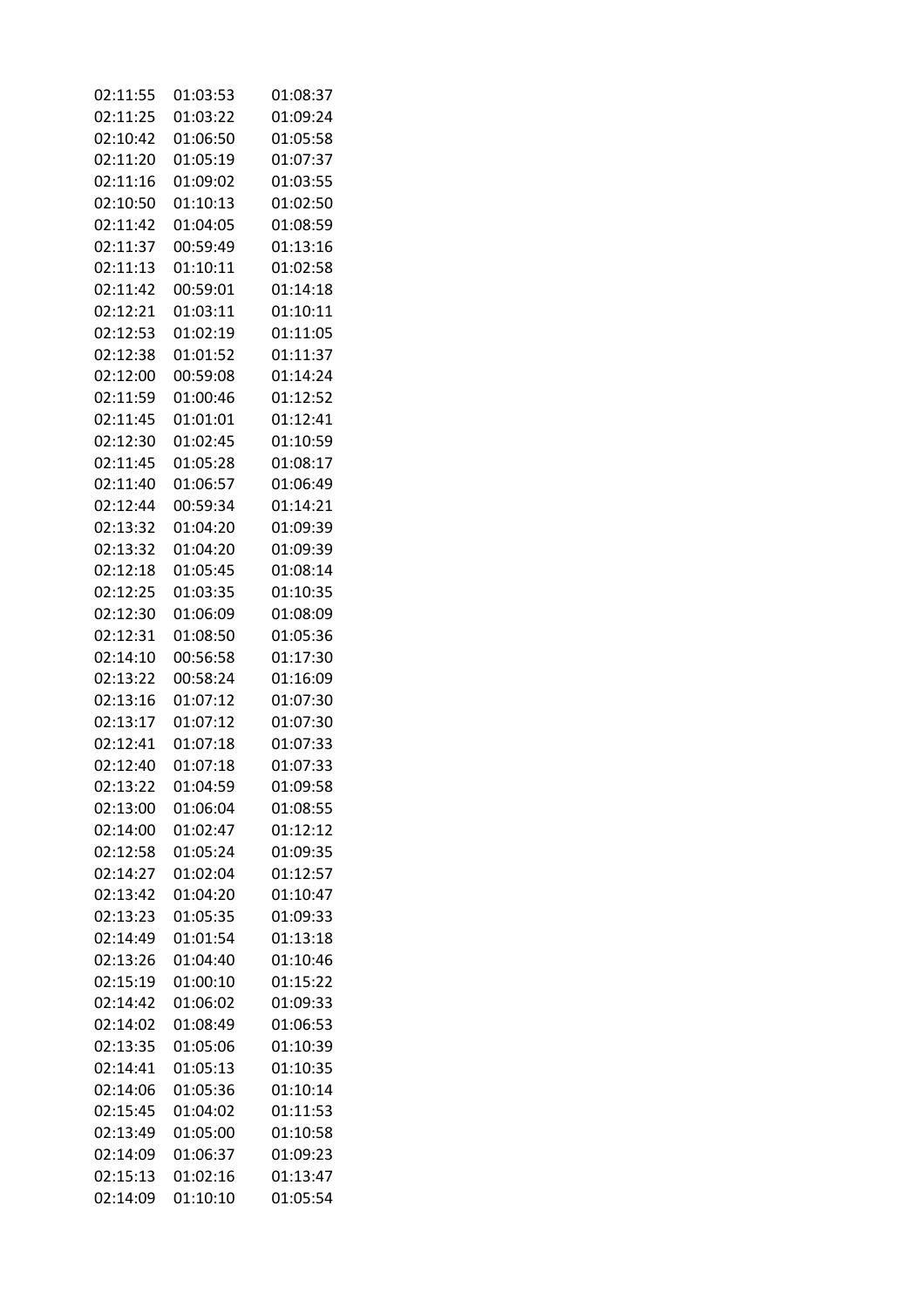| | | |
|---|---|---|
| 02:11:55 | 01:03:53 | 01:08:37 |
| 02:11:25 | 01:03:22 | 01:09:24 |
| 02:10:42 | 01:06:50 | 01:05:58 |
| 02:11:20 | 01:05:19 | 01:07:37 |
| 02:11:16 | 01:09:02 | 01:03:55 |
| 02:10:50 | 01:10:13 | 01:02:50 |
| 02:11:42 | 01:04:05 | 01:08:59 |
| 02:11:37 | 00:59:49 | 01:13:16 |
| 02:11:13 | 01:10:11 | 01:02:58 |
| 02:11:42 | 00:59:01 | 01:14:18 |
| 02:12:21 | 01:03:11 | 01:10:11 |
| 02:12:53 | 01:02:19 | 01:11:05 |
| 02:12:38 | 01:01:52 | 01:11:37 |
| 02:12:00 | 00:59:08 | 01:14:24 |
| 02:11:59 | 01:00:46 | 01:12:52 |
| 02:11:45 | 01:01:01 | 01:12:41 |
| 02:12:30 | 01:02:45 | 01:10:59 |
| 02:11:45 | 01:05:28 | 01:08:17 |
| 02:11:40 | 01:06:57 | 01:06:49 |
| 02:12:44 | 00:59:34 | 01:14:21 |
| 02:13:32 | 01:04:20 | 01:09:39 |
| 02:13:32 | 01:04:20 | 01:09:39 |
| 02:12:18 | 01:05:45 | 01:08:14 |
| 02:12:25 | 01:03:35 | 01:10:35 |
| 02:12:30 | 01:06:09 | 01:08:09 |
| 02:12:31 | 01:08:50 | 01:05:36 |
| 02:14:10 | 00:56:58 | 01:17:30 |
| 02:13:22 | 00:58:24 | 01:16:09 |
| 02:13:16 | 01:07:12 | 01:07:30 |
| 02:13:17 | 01:07:12 | 01:07:30 |
| 02:12:41 | 01:07:18 | 01:07:33 |
| 02:12:40 | 01:07:18 | 01:07:33 |
| 02:13:22 | 01:04:59 | 01:09:58 |
| 02:13:00 | 01:06:04 | 01:08:55 |
| 02:14:00 | 01:02:47 | 01:12:12 |
| 02:12:58 | 01:05:24 | 01:09:35 |
| 02:14:27 | 01:02:04 | 01:12:57 |
| 02:13:42 | 01:04:20 | 01:10:47 |
| 02:13:23 | 01:05:35 | 01:09:33 |
| 02:14:49 | 01:01:54 | 01:13:18 |
| 02:13:26 | 01:04:40 | 01:10:46 |
| 02:15:19 | 01:00:10 | 01:15:22 |
| 02:14:42 | 01:06:02 | 01:09:33 |
| 02:14:02 | 01:08:49 | 01:06:53 |
| 02:13:35 | 01:05:06 | 01:10:39 |
| 02:14:41 | 01:05:13 | 01:10:35 |
| 02:14:06 | 01:05:36 | 01:10:14 |
| 02:15:45 | 01:04:02 | 01:11:53 |
| 02:13:49 | 01:05:00 | 01:10:58 |
| 02:14:09 | 01:06:37 | 01:09:23 |
| 02:15:13 | 01:02:16 | 01:13:47 |
| 02:14:09 | 01:10:10 | 01:05:54 |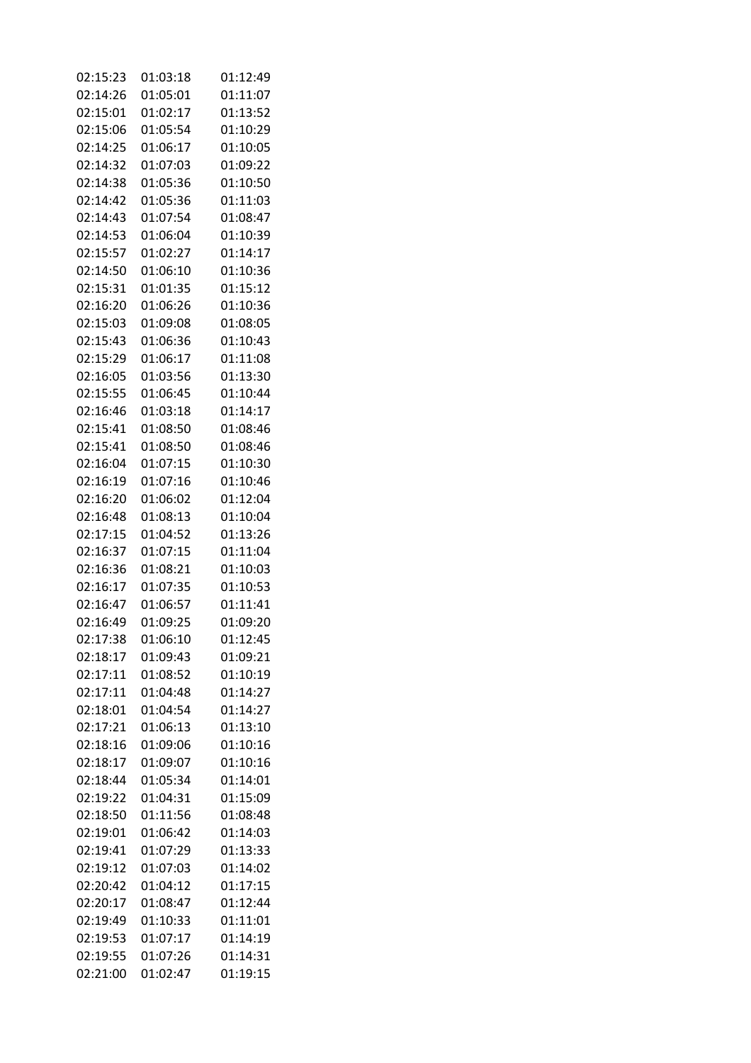| | | |
|---|---|---|
| 02:15:23 | 01:03:18 | 01:12:49 |
| 02:14:26 | 01:05:01 | 01:11:07 |
| 02:15:01 | 01:02:17 | 01:13:52 |
| 02:15:06 | 01:05:54 | 01:10:29 |
| 02:14:25 | 01:06:17 | 01:10:05 |
| 02:14:32 | 01:07:03 | 01:09:22 |
| 02:14:38 | 01:05:36 | 01:10:50 |
| 02:14:42 | 01:05:36 | 01:11:03 |
| 02:14:43 | 01:07:54 | 01:08:47 |
| 02:14:53 | 01:06:04 | 01:10:39 |
| 02:15:57 | 01:02:27 | 01:14:17 |
| 02:14:50 | 01:06:10 | 01:10:36 |
| 02:15:31 | 01:01:35 | 01:15:12 |
| 02:16:20 | 01:06:26 | 01:10:36 |
| 02:15:03 | 01:09:08 | 01:08:05 |
| 02:15:43 | 01:06:36 | 01:10:43 |
| 02:15:29 | 01:06:17 | 01:11:08 |
| 02:16:05 | 01:03:56 | 01:13:30 |
| 02:15:55 | 01:06:45 | 01:10:44 |
| 02:16:46 | 01:03:18 | 01:14:17 |
| 02:15:41 | 01:08:50 | 01:08:46 |
| 02:15:41 | 01:08:50 | 01:08:46 |
| 02:16:04 | 01:07:15 | 01:10:30 |
| 02:16:19 | 01:07:16 | 01:10:46 |
| 02:16:20 | 01:06:02 | 01:12:04 |
| 02:16:48 | 01:08:13 | 01:10:04 |
| 02:17:15 | 01:04:52 | 01:13:26 |
| 02:16:37 | 01:07:15 | 01:11:04 |
| 02:16:36 | 01:08:21 | 01:10:03 |
| 02:16:17 | 01:07:35 | 01:10:53 |
| 02:16:47 | 01:06:57 | 01:11:41 |
| 02:16:49 | 01:09:25 | 01:09:20 |
| 02:17:38 | 01:06:10 | 01:12:45 |
| 02:18:17 | 01:09:43 | 01:09:21 |
| 02:17:11 | 01:08:52 | 01:10:19 |
| 02:17:11 | 01:04:48 | 01:14:27 |
| 02:18:01 | 01:04:54 | 01:14:27 |
| 02:17:21 | 01:06:13 | 01:13:10 |
| 02:18:16 | 01:09:06 | 01:10:16 |
| 02:18:17 | 01:09:07 | 01:10:16 |
| 02:18:44 | 01:05:34 | 01:14:01 |
| 02:19:22 | 01:04:31 | 01:15:09 |
| 02:18:50 | 01:11:56 | 01:08:48 |
| 02:19:01 | 01:06:42 | 01:14:03 |
| 02:19:41 | 01:07:29 | 01:13:33 |
| 02:19:12 | 01:07:03 | 01:14:02 |
| 02:20:42 | 01:04:12 | 01:17:15 |
| 02:20:17 | 01:08:47 | 01:12:44 |
| 02:19:49 | 01:10:33 | 01:11:01 |
| 02:19:53 | 01:07:17 | 01:14:19 |
| 02:19:55 | 01:07:26 | 01:14:31 |
| 02:21:00 | 01:02:47 | 01:19:15 |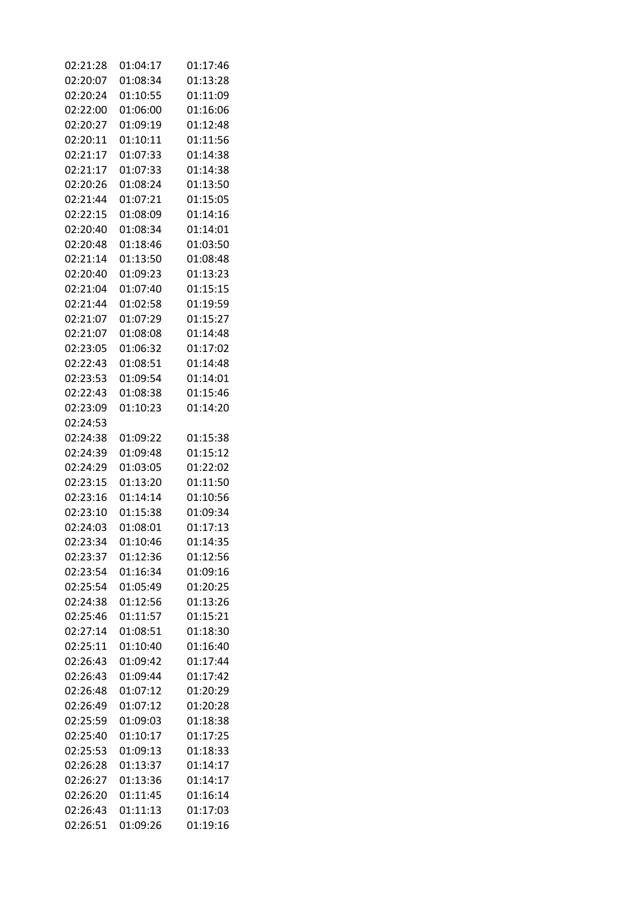| | | |
|---|---|---|
| 02:21:28 | 01:04:17 | 01:17:46 |
| 02:20:07 | 01:08:34 | 01:13:28 |
| 02:20:24 | 01:10:55 | 01:11:09 |
| 02:22:00 | 01:06:00 | 01:16:06 |
| 02:20:27 | 01:09:19 | 01:12:48 |
| 02:20:11 | 01:10:11 | 01:11:56 |
| 02:21:17 | 01:07:33 | 01:14:38 |
| 02:21:17 | 01:07:33 | 01:14:38 |
| 02:20:26 | 01:08:24 | 01:13:50 |
| 02:21:44 | 01:07:21 | 01:15:05 |
| 02:22:15 | 01:08:09 | 01:14:16 |
| 02:20:40 | 01:08:34 | 01:14:01 |
| 02:20:48 | 01:18:46 | 01:03:50 |
| 02:21:14 | 01:13:50 | 01:08:48 |
| 02:20:40 | 01:09:23 | 01:13:23 |
| 02:21:04 | 01:07:40 | 01:15:15 |
| 02:21:44 | 01:02:58 | 01:19:59 |
| 02:21:07 | 01:07:29 | 01:15:27 |
| 02:21:07 | 01:08:08 | 01:14:48 |
| 02:23:05 | 01:06:32 | 01:17:02 |
| 02:22:43 | 01:08:51 | 01:14:48 |
| 02:23:53 | 01:09:54 | 01:14:01 |
| 02:22:43 | 01:08:38 | 01:15:46 |
| 02:23:09 | 01:10:23 | 01:14:20 |
| 02:24:53 | | |
| 02:24:38 | 01:09:22 | 01:15:38 |
| 02:24:39 | 01:09:48 | 01:15:12 |
| 02:24:29 | 01:03:05 | 01:22:02 |
| 02:23:15 | 01:13:20 | 01:11:50 |
| 02:23:16 | 01:14:14 | 01:10:56 |
| 02:23:10 | 01:15:38 | 01:09:34 |
| 02:24:03 | 01:08:01 | 01:17:13 |
| 02:23:34 | 01:10:46 | 01:14:35 |
| 02:23:37 | 01:12:36 | 01:12:56 |
| 02:23:54 | 01:16:34 | 01:09:16 |
| 02:25:54 | 01:05:49 | 01:20:25 |
| 02:24:38 | 01:12:56 | 01:13:26 |
| 02:25:46 | 01:11:57 | 01:15:21 |
| 02:27:14 | 01:08:51 | 01:18:30 |
| 02:25:11 | 01:10:40 | 01:16:40 |
| 02:26:43 | 01:09:42 | 01:17:44 |
| 02:26:43 | 01:09:44 | 01:17:42 |
| 02:26:48 | 01:07:12 | 01:20:29 |
| 02:26:49 | 01:07:12 | 01:20:28 |
| 02:25:59 | 01:09:03 | 01:18:38 |
| 02:25:40 | 01:10:17 | 01:17:25 |
| 02:25:53 | 01:09:13 | 01:18:33 |
| 02:26:28 | 01:13:37 | 01:14:17 |
| 02:26:27 | 01:13:36 | 01:14:17 |
| 02:26:20 | 01:11:45 | 01:16:14 |
| 02:26:43 | 01:11:13 | 01:17:03 |
| 02:26:51 | 01:09:26 | 01:19:16 |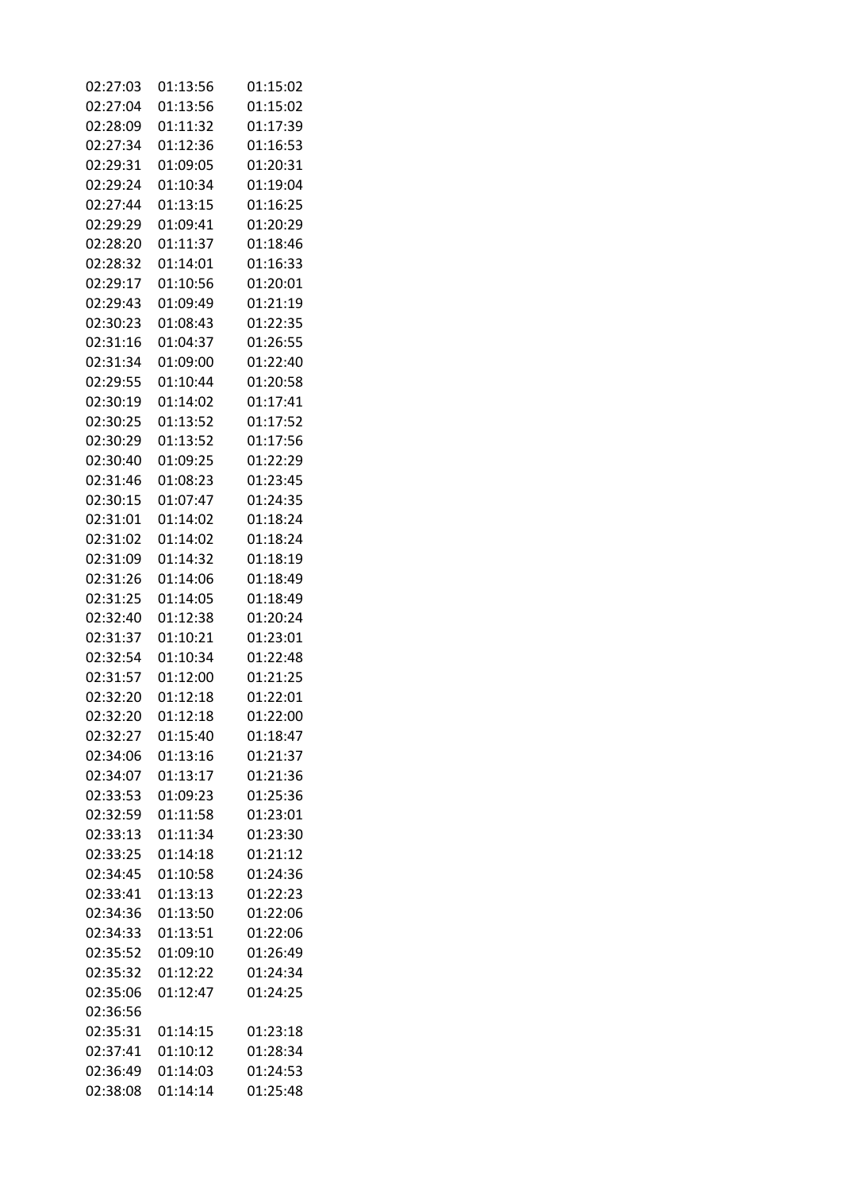| | | |
|---|---|---|
| 02:27:03 | 01:13:56 | 01:15:02 |
| 02:27:04 | 01:13:56 | 01:15:02 |
| 02:28:09 | 01:11:32 | 01:17:39 |
| 02:27:34 | 01:12:36 | 01:16:53 |
| 02:29:31 | 01:09:05 | 01:20:31 |
| 02:29:24 | 01:10:34 | 01:19:04 |
| 02:27:44 | 01:13:15 | 01:16:25 |
| 02:29:29 | 01:09:41 | 01:20:29 |
| 02:28:20 | 01:11:37 | 01:18:46 |
| 02:28:32 | 01:14:01 | 01:16:33 |
| 02:29:17 | 01:10:56 | 01:20:01 |
| 02:29:43 | 01:09:49 | 01:21:19 |
| 02:30:23 | 01:08:43 | 01:22:35 |
| 02:31:16 | 01:04:37 | 01:26:55 |
| 02:31:34 | 01:09:00 | 01:22:40 |
| 02:29:55 | 01:10:44 | 01:20:58 |
| 02:30:19 | 01:14:02 | 01:17:41 |
| 02:30:25 | 01:13:52 | 01:17:52 |
| 02:30:29 | 01:13:52 | 01:17:56 |
| 02:30:40 | 01:09:25 | 01:22:29 |
| 02:31:46 | 01:08:23 | 01:23:45 |
| 02:30:15 | 01:07:47 | 01:24:35 |
| 02:31:01 | 01:14:02 | 01:18:24 |
| 02:31:02 | 01:14:02 | 01:18:24 |
| 02:31:09 | 01:14:32 | 01:18:19 |
| 02:31:26 | 01:14:06 | 01:18:49 |
| 02:31:25 | 01:14:05 | 01:18:49 |
| 02:32:40 | 01:12:38 | 01:20:24 |
| 02:31:37 | 01:10:21 | 01:23:01 |
| 02:32:54 | 01:10:34 | 01:22:48 |
| 02:31:57 | 01:12:00 | 01:21:25 |
| 02:32:20 | 01:12:18 | 01:22:01 |
| 02:32:20 | 01:12:18 | 01:22:00 |
| 02:32:27 | 01:15:40 | 01:18:47 |
| 02:34:06 | 01:13:16 | 01:21:37 |
| 02:34:07 | 01:13:17 | 01:21:36 |
| 02:33:53 | 01:09:23 | 01:25:36 |
| 02:32:59 | 01:11:58 | 01:23:01 |
| 02:33:13 | 01:11:34 | 01:23:30 |
| 02:33:25 | 01:14:18 | 01:21:12 |
| 02:34:45 | 01:10:58 | 01:24:36 |
| 02:33:41 | 01:13:13 | 01:22:23 |
| 02:34:36 | 01:13:50 | 01:22:06 |
| 02:34:33 | 01:13:51 | 01:22:06 |
| 02:35:52 | 01:09:10 | 01:26:49 |
| 02:35:32 | 01:12:22 | 01:24:34 |
| 02:35:06 | 01:12:47 | 01:24:25 |
| 02:36:56 | | |
| 02:35:31 | 01:14:15 | 01:23:18 |
| 02:37:41 | 01:10:12 | 01:28:34 |
| 02:36:49 | 01:14:03 | 01:24:53 |
| 02:38:08 | 01:14:14 | 01:25:48 |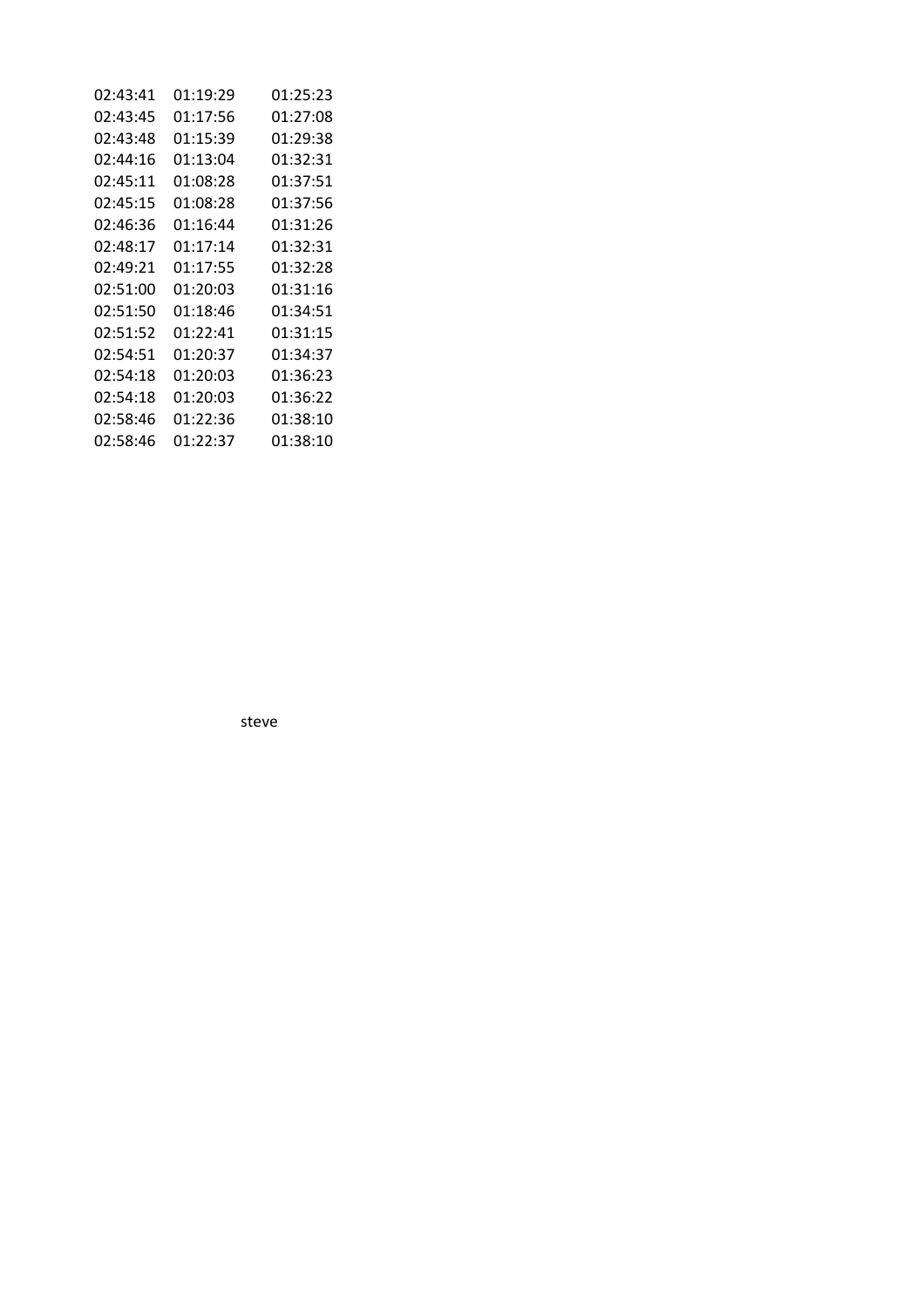| | | |
|---|---|---|
| 02:43:41 | 01:19:29 | 01:25:23 |
| 02:43:45 | 01:17:56 | 01:27:08 |
| 02:43:48 | 01:15:39 | 01:29:38 |
| 02:44:16 | 01:13:04 | 01:32:31 |
| 02:45:11 | 01:08:28 | 01:37:51 |
| 02:45:15 | 01:08:28 | 01:37:56 |
| 02:46:36 | 01:16:44 | 01:31:26 |
| 02:48:17 | 01:17:14 | 01:32:31 |
| 02:49:21 | 01:17:55 | 01:32:28 |
| 02:51:00 | 01:20:03 | 01:31:16 |
| 02:51:50 | 01:18:46 | 01:34:51 |
| 02:51:52 | 01:22:41 | 01:31:15 |
| 02:54:51 | 01:20:37 | 01:34:37 |
| 02:54:18 | 01:20:03 | 01:36:23 |
| 02:54:18 | 01:20:03 | 01:36:22 |
| 02:58:46 | 01:22:36 | 01:38:10 |
| 02:58:46 | 01:22:37 | 01:38:10 |

steve